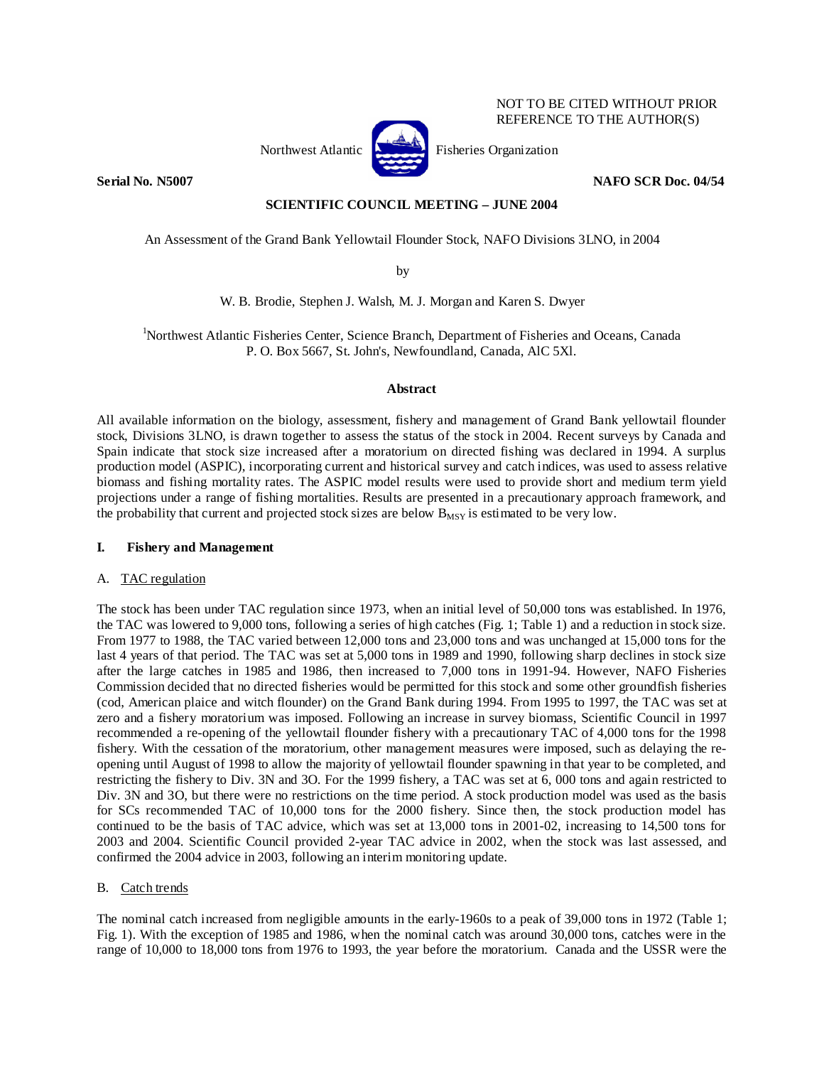NOT TO BE CITED WITHOUT PRIOR REFERENCE TO THE AUTHOR(S)

Northwest Atlantic Fisheries Organization

**Serial No. N5007** **NAFO SCR Doc. 04/54**

**SCIENTIFIC COUNCIL MEETING – JUNE 2004**

An Assessment of the Grand Bank Yellowtail Flounder Stock, NAFO Divisions 3LNO, in 2004

by

W. B. Brodie, Stephen J. Walsh, M. J. Morgan and Karen S. Dwyer

[1]Northwest Atlantic Fisheries Center, Science Branch, Department of Fisheries and Oceans, Canada
P. O. Box 5667, St. John's, Newfoundland, Canada, AlC 5Xl.

**Abstract**

All available information on the biology, assessment, fishery and management of Grand Bank yellowtail flounder stock, Divisions 3LNO, is drawn together to assess the status of the stock in 2004. Recent surveys by Canada and Spain indicate that stock size increased after a moratorium on directed fishing was declared in 1994. A surplus production model (ASPIC), incorporating current and historical survey and catch indices, was used to assess relative biomass and fishing mortality rates. The ASPIC model results were used to provide short and medium term yield projections under a range of fishing mortalities. Results are presented in a precautionary approach framework, and the probability that current and projected stock sizes are below $B_{MSY}$ is estimated to be very low.

## I. Fishery and Management

### A. TAC regulation

The stock has been under TAC regulation since 1973, when an initial level of 50,000 tons was established. In 1976, the TAC was lowered to 9,000 tons, following a series of high catches (Fig. 1; Table 1) and a reduction in stock size. From 1977 to 1988, the TAC varied between 12,000 tons and 23,000 tons and was unchanged at 15,000 tons for the last 4 years of that period. The TAC was set at 5,000 tons in 1989 and 1990, following sharp declines in stock size after the large catches in 1985 and 1986, then increased to 7,000 tons in 1991-94. However, NAFO Fisheries Commission decided that no directed fisheries would be permitted for this stock and some other groundfish fisheries (cod, American plaice and witch flounder) on the Grand Bank during 1994. From 1995 to 1997, the TAC was set at zero and a fishery moratorium was imposed. Following an increase in survey biomass, Scientific Council in 1997 recommended a re-opening of the yellowtail flounder fishery with a precautionary TAC of 4,000 tons for the 1998 fishery. With the cessation of the moratorium, other management measures were imposed, such as delaying the re-opening until August of 1998 to allow the majority of yellowtail flounder spawning in that year to be completed, and restricting the fishery to Div. 3N and 3O. For the 1999 fishery, a TAC was set at 6, 000 tons and again restricted to Div. 3N and 3O, but there were no restrictions on the time period. A stock production model was used as the basis for SCs recommended TAC of 10,000 tons for the 2000 fishery. Since then, the stock production model has continued to be the basis of TAC advice, which was set at 13,000 tons in 2001-02, increasing to 14,500 tons for 2003 and 2004. Scientific Council provided 2-year TAC advice in 2002, when the stock was last assessed, and confirmed the 2004 advice in 2003, following an interim monitoring update.

### B. Catch trends

The nominal catch increased from negligible amounts in the early-1960s to a peak of 39,000 tons in 1972 (Table 1; Fig. 1). With the exception of 1985 and 1986, when the nominal catch was around 30,000 tons, catches were in the range of 10,000 to 18,000 tons from 1976 to 1993, the year before the moratorium. Canada and the USSR were the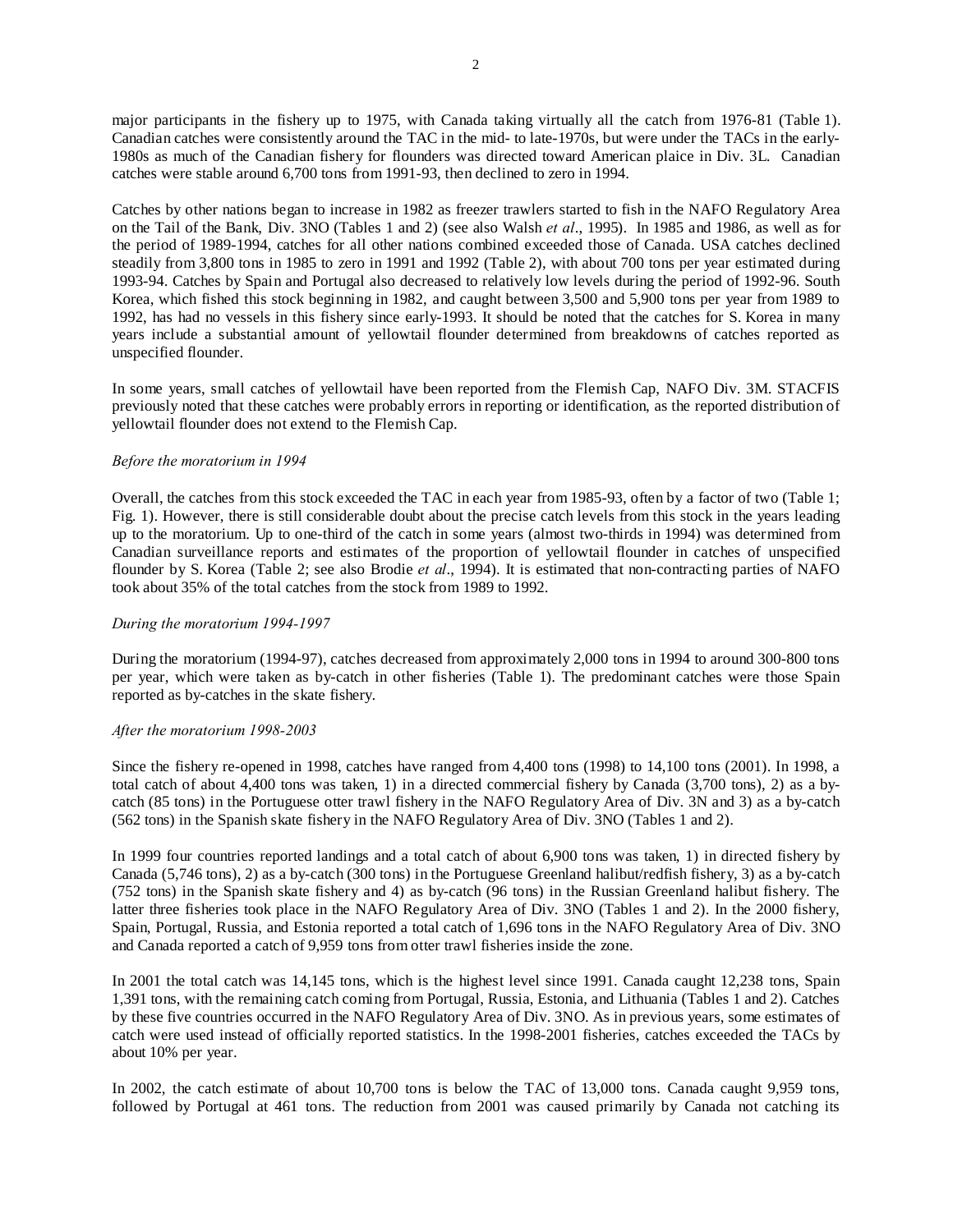major participants in the fishery up to 1975, with Canada taking virtually all the catch from 1976-81 (Table 1). Canadian catches were consistently around the TAC in the mid- to late-1970s, but were under the TACs in the early-1980s as much of the Canadian fishery for flounders was directed toward American plaice in Div. 3L. Canadian catches were stable around 6,700 tons from 1991-93, then declined to zero in 1994.

Catches by other nations began to increase in 1982 as freezer trawlers started to fish in the NAFO Regulatory Area on the Tail of the Bank, Div. 3NO (Tables 1 and 2) (see also Walsh *et al*., 1995). In 1985 and 1986, as well as for the period of 1989-1994, catches for all other nations combined exceeded those of Canada. USA catches declined steadily from 3,800 tons in 1985 to zero in 1991 and 1992 (Table 2), with about 700 tons per year estimated during 1993-94. Catches by Spain and Portugal also decreased to relatively low levels during the period of 1992-96. South Korea, which fished this stock beginning in 1982, and caught between 3,500 and 5,900 tons per year from 1989 to 1992, has had no vessels in this fishery since early-1993. It should be noted that the catches for S. Korea in many years include a substantial amount of yellowtail flounder determined from breakdowns of catches reported as unspecified flounder.

In some years, small catches of yellowtail have been reported from the Flemish Cap, NAFO Div. 3M. STACFIS previously noted that these catches were probably errors in reporting or identification, as the reported distribution of yellowtail flounder does not extend to the Flemish Cap.

*Before the moratorium in 1994*

Overall, the catches from this stock exceeded the TAC in each year from 1985-93, often by a factor of two (Table 1; Fig. 1). However, there is still considerable doubt about the precise catch levels from this stock in the years leading up to the moratorium. Up to one-third of the catch in some years (almost two-thirds in 1994) was determined from Canadian surveillance reports and estimates of the proportion of yellowtail flounder in catches of unspecified flounder by S. Korea (Table 2; see also Brodie *et al*., 1994). It is estimated that non-contracting parties of NAFO took about 35% of the total catches from the stock from 1989 to 1992.

*During the moratorium 1994-1997*

During the moratorium (1994-97), catches decreased from approximately 2,000 tons in 1994 to around 300-800 tons per year, which were taken as by-catch in other fisheries (Table 1). The predominant catches were those Spain reported as by-catches in the skate fishery.

*After the moratorium 1998-2003*

Since the fishery re-opened in 1998, catches have ranged from 4,400 tons (1998) to 14,100 tons (2001). In 1998, a total catch of about 4,400 tons was taken, 1) in a directed commercial fishery by Canada (3,700 tons), 2) as a by-catch (85 tons) in the Portuguese otter trawl fishery in the NAFO Regulatory Area of Div. 3N and 3) as a by-catch (562 tons) in the Spanish skate fishery in the NAFO Regulatory Area of Div. 3NO (Tables 1 and 2).

In 1999 four countries reported landings and a total catch of about 6,900 tons was taken, 1) in directed fishery by Canada (5,746 tons), 2) as a by-catch (300 tons) in the Portuguese Greenland halibut/redfish fishery, 3) as a by-catch (752 tons) in the Spanish skate fishery and 4) as by-catch (96 tons) in the Russian Greenland halibut fishery. The latter three fisheries took place in the NAFO Regulatory Area of Div. 3NO (Tables 1 and 2). In the 2000 fishery, Spain, Portugal, Russia, and Estonia reported a total catch of 1,696 tons in the NAFO Regulatory Area of Div. 3NO and Canada reported a catch of 9,959 tons from otter trawl fisheries inside the zone.

In 2001 the total catch was 14,145 tons, which is the highest level since 1991. Canada caught 12,238 tons, Spain 1,391 tons, with the remaining catch coming from Portugal, Russia, Estonia, and Lithuania (Tables 1 and 2). Catches by these five countries occurred in the NAFO Regulatory Area of Div. 3NO. As in previous years, some estimates of catch were used instead of officially reported statistics. In the 1998-2001 fisheries, catches exceeded the TACs by about 10% per year.

In 2002, the catch estimate of about 10,700 tons is below the TAC of 13,000 tons. Canada caught 9,959 tons, followed by Portugal at 461 tons. The reduction from 2001 was caused primarily by Canada not catching its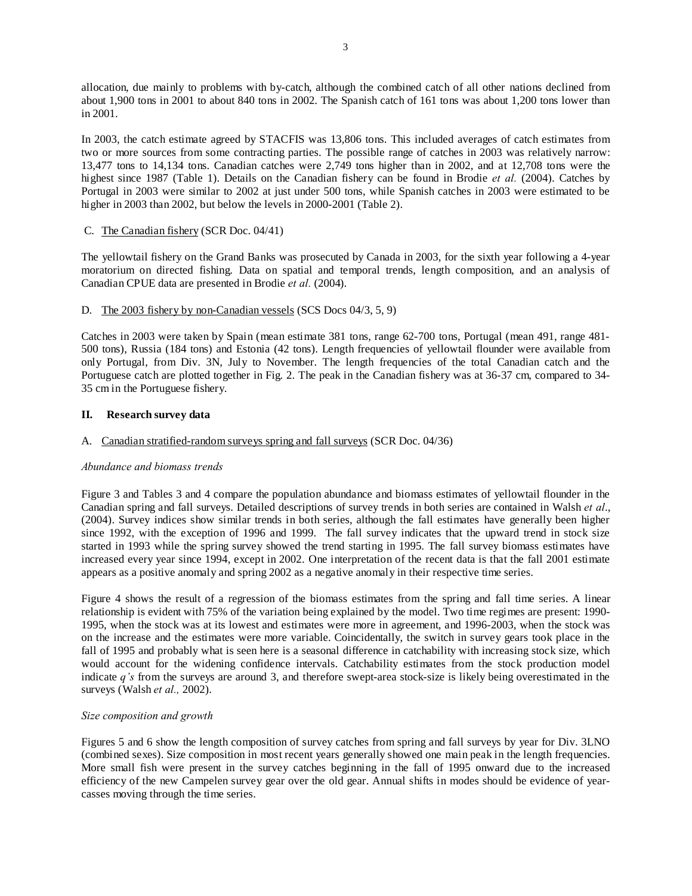allocation, due mainly to problems with by-catch, although the combined catch of all other nations declined from about 1,900 tons in 2001 to about 840 tons in 2002. The Spanish catch of 161 tons was about 1,200 tons lower than in 2001.

In 2003, the catch estimate agreed by STACFIS was 13,806 tons. This included averages of catch estimates from two or more sources from some contracting parties. The possible range of catches in 2003 was relatively narrow: 13,477 tons to 14,134 tons. Canadian catches were 2,749 tons higher than in 2002, and at 12,708 tons were the highest since 1987 (Table 1). Details on the Canadian fishery can be found in Brodie *et al.* (2004). Catches by Portugal in 2003 were similar to 2002 at just under 500 tons, while Spanish catches in 2003 were estimated to be higher in 2003 than 2002, but below the levels in 2000-2001 (Table 2).

C. The Canadian fishery (SCR Doc. 04/41)

The yellowtail fishery on the Grand Banks was prosecuted by Canada in 2003, for the sixth year following a 4-year moratorium on directed fishing. Data on spatial and temporal trends, length composition, and an analysis of Canadian CPUE data are presented in Brodie *et al.* (2004).

D. The 2003 fishery by non-Canadian vessels (SCS Docs 04/3, 5, 9)

Catches in 2003 were taken by Spain (mean estimate 381 tons, range 62-700 tons, Portugal (mean 491, range 481-500 tons), Russia (184 tons) and Estonia (42 tons). Length frequencies of yellowtail flounder were available from only Portugal, from Div. 3N, July to November. The length frequencies of the total Canadian catch and the Portuguese catch are plotted together in Fig. 2. The peak in the Canadian fishery was at 36-37 cm, compared to 34-35 cm in the Portuguese fishery.

## II. Research survey data

A. Canadian stratified-random surveys spring and fall surveys (SCR Doc. 04/36)

*Abundance and biomass trends*

Figure 3 and Tables 3 and 4 compare the population abundance and biomass estimates of yellowtail flounder in the Canadian spring and fall surveys. Detailed descriptions of survey trends in both series are contained in Walsh *et al*., (2004). Survey indices show similar trends in both series, although the fall estimates have generally been higher since 1992, with the exception of 1996 and 1999. The fall survey indicates that the upward trend in stock size started in 1993 while the spring survey showed the trend starting in 1995. The fall survey biomass estimates have increased every year since 1994, except in 2002. One interpretation of the recent data is that the fall 2001 estimate appears as a positive anomaly and spring 2002 as a negative anomaly in their respective time series.

Figure 4 shows the result of a regression of the biomass estimates from the spring and fall time series. A linear relationship is evident with 75% of the variation being explained by the model. Two time regimes are present: 1990-1995, when the stock was at its lowest and estimates were more in agreement, and 1996-2003, when the stock was on the increase and the estimates were more variable. Coincidentally, the switch in survey gears took place in the fall of 1995 and probably what is seen here is a seasonal difference in catchability with increasing stock size, which would account for the widening confidence intervals. Catchability estimates from the stock production model indicate *q's* from the surveys are around 3, and therefore swept-area stock-size is likely being overestimated in the surveys (Walsh *et al.,* 2002).

*Size composition and growth*

Figures 5 and 6 show the length composition of survey catches from spring and fall surveys by year for Div. 3LNO (combined sexes). Size composition in most recent years generally showed one main peak in the length frequencies. More small fish were present in the survey catches beginning in the fall of 1995 onward due to the increased efficiency of the new Campelen survey gear over the old gear. Annual shifts in modes should be evidence of year-casses moving through the time series.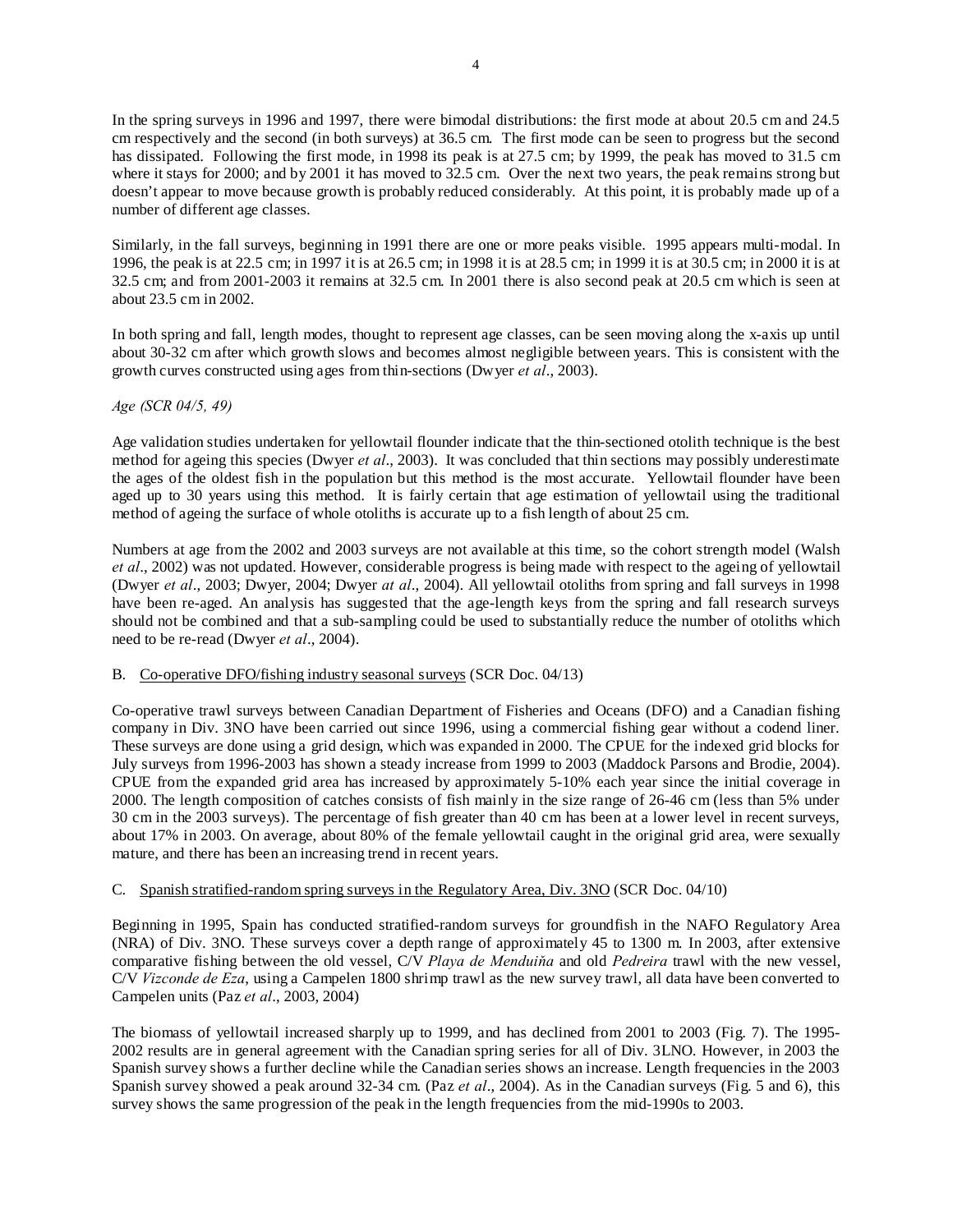In the spring surveys in 1996 and 1997, there were bimodal distributions: the first mode at about 20.5 cm and 24.5 cm respectively and the second (in both surveys) at 36.5 cm. The first mode can be seen to progress but the second has dissipated. Following the first mode, in 1998 its peak is at 27.5 cm; by 1999, the peak has moved to 31.5 cm where it stays for 2000; and by 2001 it has moved to 32.5 cm. Over the next two years, the peak remains strong but doesn't appear to move because growth is probably reduced considerably. At this point, it is probably made up of a number of different age classes.

Similarly, in the fall surveys, beginning in 1991 there are one or more peaks visible. 1995 appears multi-modal. In 1996, the peak is at 22.5 cm; in 1997 it is at 26.5 cm; in 1998 it is at 28.5 cm; in 1999 it is at 30.5 cm; in 2000 it is at 32.5 cm; and from 2001-2003 it remains at 32.5 cm. In 2001 there is also second peak at 20.5 cm which is seen at about 23.5 cm in 2002.

In both spring and fall, length modes, thought to represent age classes, can be seen moving along the x-axis up until about 30-32 cm after which growth slows and becomes almost negligible between years. This is consistent with the growth curves constructed using ages from thin-sections (Dwyer *et al*., 2003).

*Age (SCR 04/5, 49)*

Age validation studies undertaken for yellowtail flounder indicate that the thin-sectioned otolith technique is the best method for ageing this species (Dwyer *et al*., 2003). It was concluded that thin sections may possibly underestimate the ages of the oldest fish in the population but this method is the most accurate. Yellowtail flounder have been aged up to 30 years using this method. It is fairly certain that age estimation of yellowtail using the traditional method of ageing the surface of whole otoliths is accurate up to a fish length of about 25 cm.

Numbers at age from the 2002 and 2003 surveys are not available at this time, so the cohort strength model (Walsh *et al*., 2002) was not updated. However, considerable progress is being made with respect to the ageing of yellowtail (Dwyer *et al*., 2003; Dwyer, 2004; Dwyer *at al*., 2004). All yellowtail otoliths from spring and fall surveys in 1998 have been re-aged. An analysis has suggested that the age-length keys from the spring and fall research surveys should not be combined and that a sub-sampling could be used to substantially reduce the number of otoliths which need to be re-read (Dwyer *et al*., 2004).

B. Co-operative DFO/fishing industry seasonal surveys (SCR Doc. 04/13)

Co-operative trawl surveys between Canadian Department of Fisheries and Oceans (DFO) and a Canadian fishing company in Div. 3NO have been carried out since 1996, using a commercial fishing gear without a codend liner. These surveys are done using a grid design, which was expanded in 2000. The CPUE for the indexed grid blocks for July surveys from 1996-2003 has shown a steady increase from 1999 to 2003 (Maddock Parsons and Brodie, 2004). CPUE from the expanded grid area has increased by approximately 5-10% each year since the initial coverage in 2000. The length composition of catches consists of fish mainly in the size range of 26-46 cm (less than 5% under 30 cm in the 2003 surveys). The percentage of fish greater than 40 cm has been at a lower level in recent surveys, about 17% in 2003. On average, about 80% of the female yellowtail caught in the original grid area, were sexually mature, and there has been an increasing trend in recent years.

C. Spanish stratified-random spring surveys in the Regulatory Area, Div. 3NO (SCR Doc. 04/10)

Beginning in 1995, Spain has conducted stratified-random surveys for groundfish in the NAFO Regulatory Area (NRA) of Div. 3NO. These surveys cover a depth range of approximately 45 to 1300 m. In 2003, after extensive comparative fishing between the old vessel, C/V *Playa de Menduiña* and old *Pedreira* trawl with the new vessel, C/V *Vizconde de Eza*, using a Campelen 1800 shrimp trawl as the new survey trawl, all data have been converted to Campelen units (Paz *et al*., 2003, 2004)

The biomass of yellowtail increased sharply up to 1999, and has declined from 2001 to 2003 (Fig. 7). The 1995-2002 results are in general agreement with the Canadian spring series for all of Div. 3LNO. However, in 2003 the Spanish survey shows a further decline while the Canadian series shows an increase. Length frequencies in the 2003 Spanish survey showed a peak around 32-34 cm. (Paz *et al*., 2004). As in the Canadian surveys (Fig. 5 and 6), this survey shows the same progression of the peak in the length frequencies from the mid-1990s to 2003.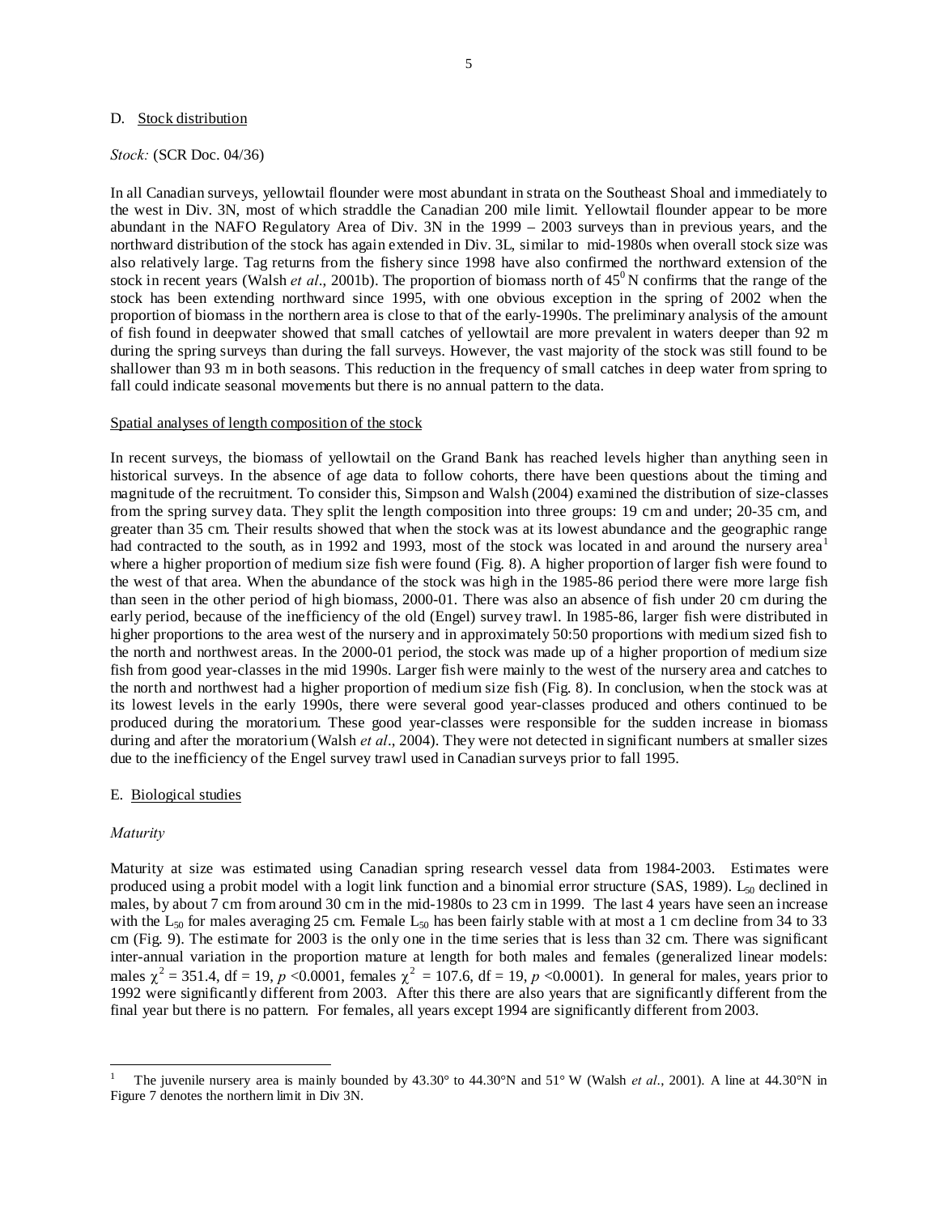## D. Stock distribution

*Stock:* (SCR Doc. 04/36)

In all Canadian surveys, yellowtail flounder were most abundant in strata on the Southeast Shoal and immediately to the west in Div. 3N, most of which straddle the Canadian 200 mile limit. Yellowtail flounder appear to be more abundant in the NAFO Regulatory Area of Div. 3N in the 1999 – 2003 surveys than in previous years, and the northward distribution of the stock has again extended in Div. 3L, similar to mid-1980s when overall stock size was also relatively large. Tag returns from the fishery since 1998 have also confirmed the northward extension of the stock in recent years (Walsh *et al.*, 2001b). The proportion of biomass north of $45^0$ N confirms that the range of the stock has been extending northward since 1995, with one obvious exception in the spring of 2002 when the proportion of biomass in the northern area is close to that of the early-1990s. The preliminary analysis of the amount of fish found in deepwater showed that small catches of yellowtail are more prevalent in waters deeper than 92 m during the spring surveys than during the fall surveys. However, the vast majority of the stock was still found to be shallower than 93 m in both seasons. This reduction in the frequency of small catches in deep water from spring to fall could indicate seasonal movements but there is no annual pattern to the data.

### Spatial analyses of length composition of the stock

In recent surveys, the biomass of yellowtail on the Grand Bank has reached levels higher than anything seen in historical surveys. In the absence of age data to follow cohorts, there have been questions about the timing and magnitude of the recruitment. To consider this, Simpson and Walsh (2004) examined the distribution of size-classes from the spring survey data. They split the length composition into three groups: 19 cm and under; 20-35 cm, and greater than 35 cm. Their results showed that when the stock was at its lowest abundance and the geographic range had contracted to the south, as in 1992 and 1993, most of the stock was located in and around the nursery area[1] where a higher proportion of medium size fish were found (Fig. 8). A higher proportion of larger fish were found to the west of that area. When the abundance of the stock was high in the 1985-86 period there were more large fish than seen in the other period of high biomass, 2000-01. There was also an absence of fish under 20 cm during the early period, because of the inefficiency of the old (Engel) survey trawl. In 1985-86, larger fish were distributed in higher proportions to the area west of the nursery and in approximately 50:50 proportions with medium sized fish to the north and northwest areas. In the 2000-01 period, the stock was made up of a higher proportion of medium size fish from good year-classes in the mid 1990s. Larger fish were mainly to the west of the nursery area and catches to the north and northwest had a higher proportion of medium size fish (Fig. 8). In conclusion, when the stock was at its lowest levels in the early 1990s, there were several good year-classes produced and others continued to be produced during the moratorium. These good year-classes were responsible for the sudden increase in biomass during and after the moratorium (Walsh *et al*., 2004). They were not detected in significant numbers at smaller sizes due to the inefficiency of the Engel survey trawl used in Canadian surveys prior to fall 1995.

## E. Biological studies

*Maturity*

Maturity at size was estimated using Canadian spring research vessel data from 1984-2003. Estimates were produced using a probit model with a logit link function and a binomial error structure (SAS, 1989). $L_{50}$ declined in males, by about 7 cm from around 30 cm in the mid-1980s to 23 cm in 1999. The last 4 years have seen an increase with the $L_{50}$ for males averaging 25 cm. Female $L_{50}$ has been fairly stable with at most a 1 cm decline from 34 to 33 cm (Fig. 9). The estimate for 2003 is the only one in the time series that is less than 32 cm. There was significant inter-annual variation in the proportion mature at length for both males and females (generalized linear models: males $\chi^2 = 351.4$, df = 19, $p < 0.0001$, females $\chi^2 = 107.6$, df = 19, $p < 0.0001$). In general for males, years prior to 1992 were significantly different from 2003. After this there are also years that are significantly different from the final year but there is no pattern. For females, all years except 1994 are significantly different from 2003.

---

[1] The juvenile nursery area is mainly bounded by 43.30° to 44.30°N and 51° W (Walsh *et al*., 2001). A line at 44.30°N in Figure 7 denotes the northern limit in Div 3N.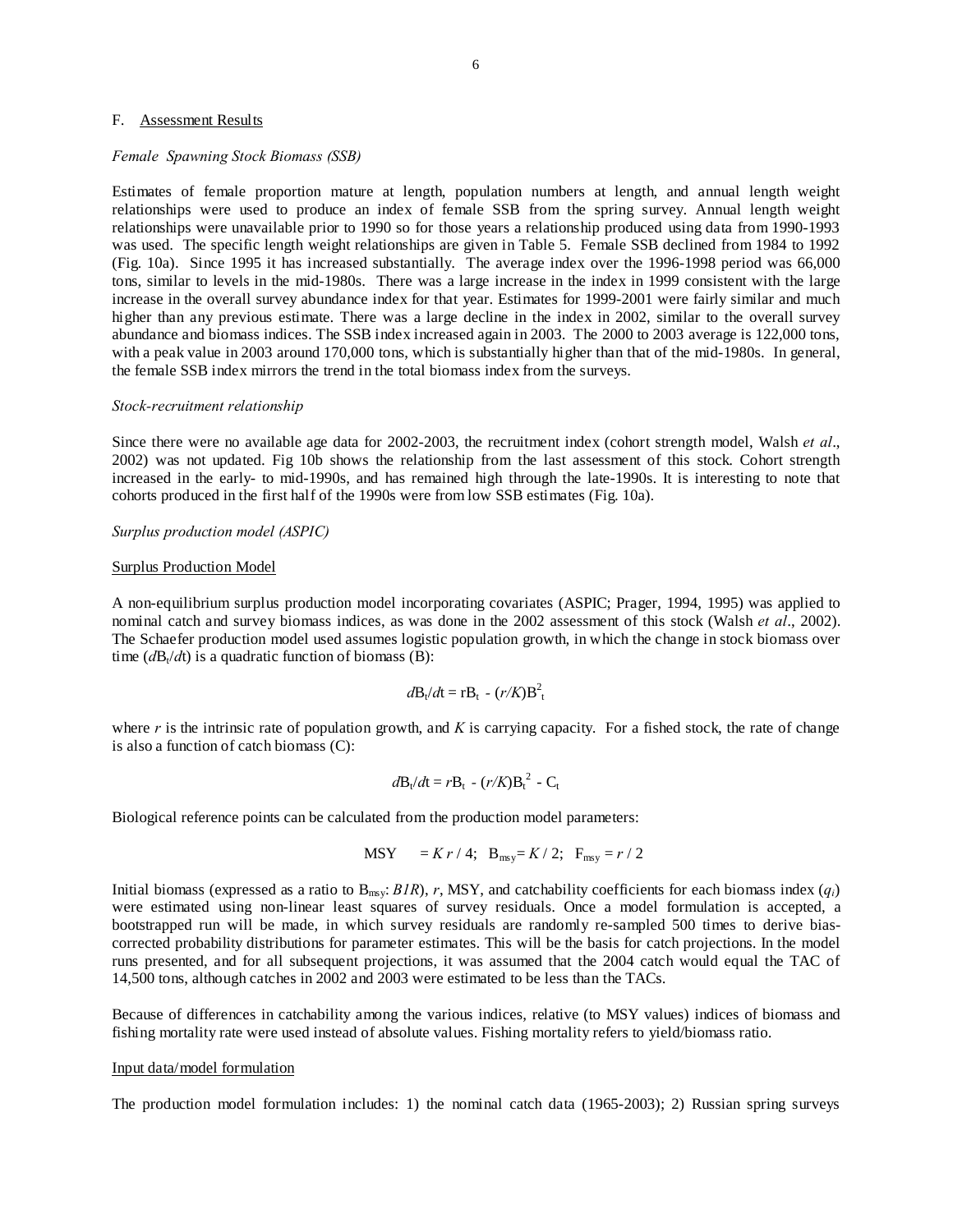## F. Assessment Results

*Female Spawning Stock Biomass (SSB)*

Estimates of female proportion mature at length, population numbers at length, and annual length weight relationships were used to produce an index of female SSB from the spring survey. Annual length weight relationships were unavailable prior to 1990 so for those years a relationship produced using data from 1990-1993 was used. The specific length weight relationships are given in Table 5. Female SSB declined from 1984 to 1992 (Fig. 10a). Since 1995 it has increased substantially. The average index over the 1996-1998 period was 66,000 tons, similar to levels in the mid-1980s. There was a large increase in the index in 1999 consistent with the large increase in the overall survey abundance index for that year. Estimates for 1999-2001 were fairly similar and much higher than any previous estimate. There was a large decline in the index in 2002, similar to the overall survey abundance and biomass indices. The SSB index increased again in 2003. The 2000 to 2003 average is 122,000 tons, with a peak value in 2003 around 170,000 tons, which is substantially higher than that of the mid-1980s. In general, the female SSB index mirrors the trend in the total biomass index from the surveys.

*Stock-recruitment relationship*

Since there were no available age data for 2002-2003, the recruitment index (cohort strength model, Walsh *et al*., 2002) was not updated. Fig 10b shows the relationship from the last assessment of this stock. Cohort strength increased in the early- to mid-1990s, and has remained high through the late-1990s. It is interesting to note that cohorts produced in the first half of the 1990s were from low SSB estimates (Fig. 10a).

*Surplus production model (ASPIC)*

Surplus Production Model

A non-equilibrium surplus production model incorporating covariates (ASPIC; Prager, 1994, 1995) was applied to nominal catch and survey biomass indices, as was done in the 2002 assessment of this stock (Walsh *et al*., 2002). The Schaefer production model used assumes logistic population growth, in which the change in stock biomass over time ($dB_t/dt$) is a quadratic function of biomass (B):

$$dB_t/dt = rB_t - (r/K)B_t^2$$

where $r$ is the intrinsic rate of population growth, and $K$ is carrying capacity. For a fished stock, the rate of change is also a function of catch biomass (C):

$$dB_t/dt = rB_t - (r/K)B_t^2 - C_t$$

Biological reference points can be calculated from the production model parameters:

$$\text{MSY} = K\,r / 4; \quad B_{msy} = K / 2; \quad F_{msy} = r / 2$$

Initial biomass (expressed as a ratio to $B_{msy}$: *B1R*), $r$, MSY, and catchability coefficients for each biomass index ($q_i$) were estimated using non-linear least squares of survey residuals. Once a model formulation is accepted, a bootstrapped run will be made, in which survey residuals are randomly re-sampled 500 times to derive bias-corrected probability distributions for parameter estimates. This will be the basis for catch projections. In the model runs presented, and for all subsequent projections, it was assumed that the 2004 catch would equal the TAC of 14,500 tons, although catches in 2002 and 2003 were estimated to be less than the TACs.

Because of differences in catchability among the various indices, relative (to MSY values) indices of biomass and fishing mortality rate were used instead of absolute values. Fishing mortality refers to yield/biomass ratio.

Input data/model formulation

The production model formulation includes: 1) the nominal catch data (1965-2003); 2) Russian spring surveys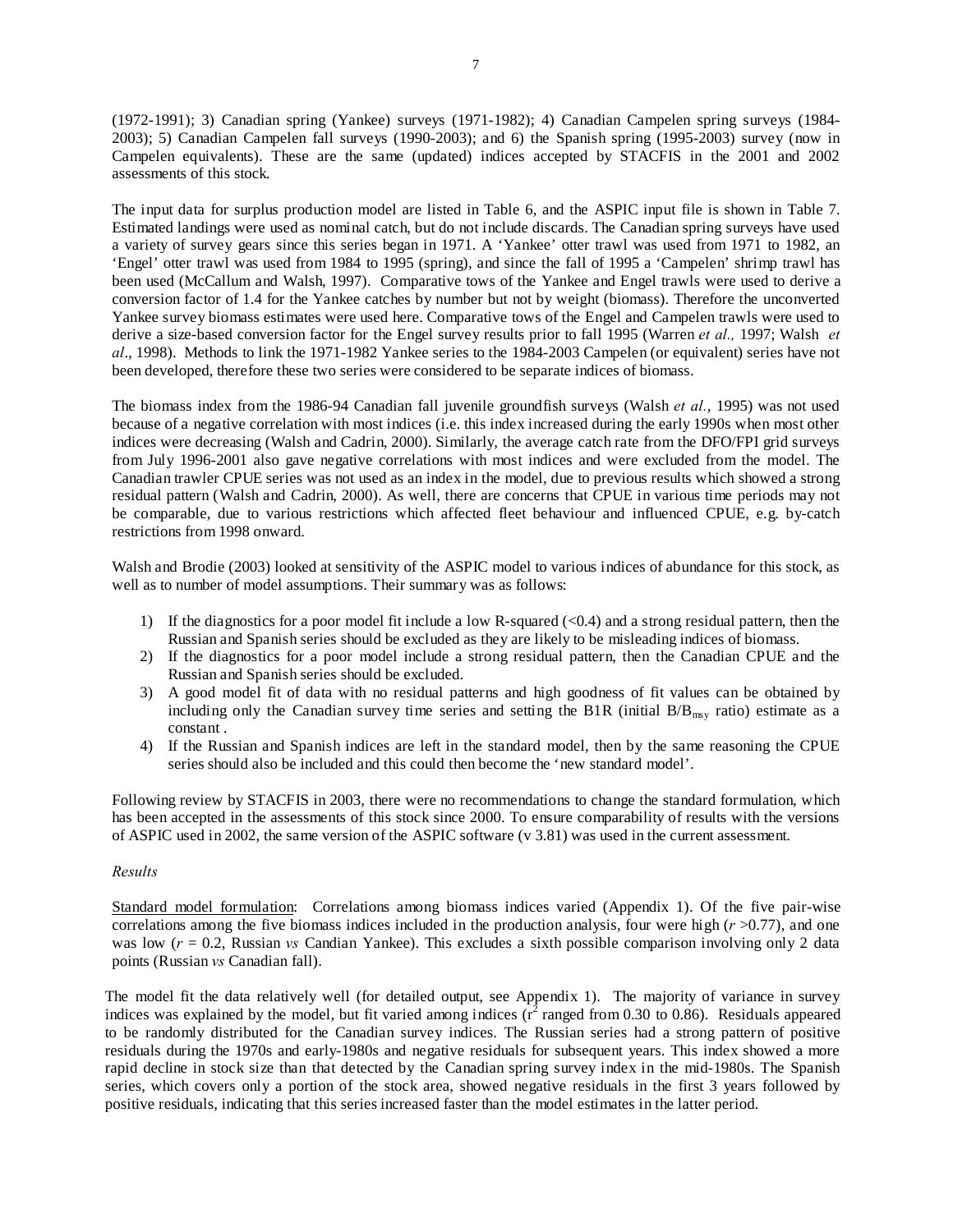(1972-1991); 3) Canadian spring (Yankee) surveys (1971-1982); 4) Canadian Campelen spring surveys (1984-2003); 5) Canadian Campelen fall surveys (1990-2003); and 6) the Spanish spring (1995-2003) survey (now in Campelen equivalents). These are the same (updated) indices accepted by STACFIS in the 2001 and 2002 assessments of this stock.

The input data for surplus production model are listed in Table 6, and the ASPIC input file is shown in Table 7. Estimated landings were used as nominal catch, but do not include discards. The Canadian spring surveys have used a variety of survey gears since this series began in 1971. A 'Yankee' otter trawl was used from 1971 to 1982, an 'Engel' otter trawl was used from 1984 to 1995 (spring), and since the fall of 1995 a 'Campelen' shrimp trawl has been used (McCallum and Walsh, 1997). Comparative tows of the Yankee and Engel trawls were used to derive a conversion factor of 1.4 for the Yankee catches by number but not by weight (biomass). Therefore the unconverted Yankee survey biomass estimates were used here. Comparative tows of the Engel and Campelen trawls were used to derive a size-based conversion factor for the Engel survey results prior to fall 1995 (Warren *et al.,* 1997; Walsh *et al*., 1998). Methods to link the 1971-1982 Yankee series to the 1984-2003 Campelen (or equivalent) series have not been developed, therefore these two series were considered to be separate indices of biomass.

The biomass index from the 1986-94 Canadian fall juvenile groundfish surveys (Walsh *et al.*, 1995) was not used because of a negative correlation with most indices (i.e. this index increased during the early 1990s when most other indices were decreasing (Walsh and Cadrin, 2000). Similarly, the average catch rate from the DFO/FPI grid surveys from July 1996-2001 also gave negative correlations with most indices and were excluded from the model. The Canadian trawler CPUE series was not used as an index in the model, due to previous results which showed a strong residual pattern (Walsh and Cadrin, 2000). As well, there are concerns that CPUE in various time periods may not be comparable, due to various restrictions which affected fleet behaviour and influenced CPUE, e.g. by-catch restrictions from 1998 onward.

Walsh and Brodie (2003) looked at sensitivity of the ASPIC model to various indices of abundance for this stock, as well as to number of model assumptions. Their summary was as follows:

1) If the diagnostics for a poor model fit include a low R-squared (<0.4) and a strong residual pattern, then the Russian and Spanish series should be excluded as they are likely to be misleading indices of biomass.
2) If the diagnostics for a poor model include a strong residual pattern, then the Canadian CPUE and the Russian and Spanish series should be excluded.
3) A good model fit of data with no residual patterns and high goodness of fit values can be obtained by including only the Canadian survey time series and setting the B1R (initial $B/B_{msy}$ ratio) estimate as a constant .
4) If the Russian and Spanish indices are left in the standard model, then by the same reasoning the CPUE series should also be included and this could then become the 'new standard model'.

Following review by STACFIS in 2003, there were no recommendations to change the standard formulation, which has been accepted in the assessments of this stock since 2000. To ensure comparability of results with the versions of ASPIC used in 2002, the same version of the ASPIC software (v 3.81) was used in the current assessment.

*Results*

Standard model formulation: Correlations among biomass indices varied (Appendix 1). Of the five pair-wise correlations among the five biomass indices included in the production analysis, four were high ($r$ >0.77), and one was low ($r$ = 0.2, Russian *vs* Candian Yankee). This excludes a sixth possible comparison involving only 2 data points (Russian *vs* Canadian fall).

The model fit the data relatively well (for detailed output, see Appendix 1). The majority of variance in survey indices was explained by the model, but fit varied among indices ($r^2$ ranged from 0.30 to 0.86). Residuals appeared to be randomly distributed for the Canadian survey indices. The Russian series had a strong pattern of positive residuals during the 1970s and early-1980s and negative residuals for subsequent years. This index showed a more rapid decline in stock size than that detected by the Canadian spring survey index in the mid-1980s. The Spanish series, which covers only a portion of the stock area, showed negative residuals in the first 3 years followed by positive residuals, indicating that this series increased faster than the model estimates in the latter period.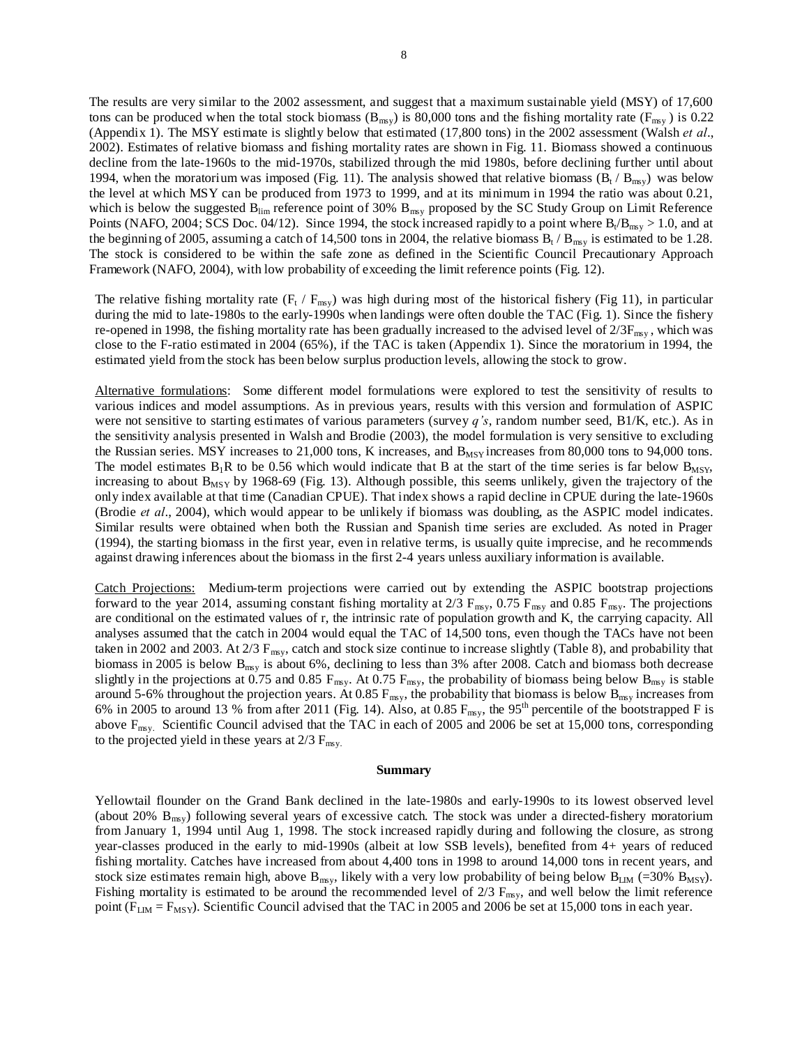The results are very similar to the 2002 assessment, and suggest that a maximum sustainable yield (MSY) of 17,600 tons can be produced when the total stock biomass ($B_{msy}$) is 80,000 tons and the fishing mortality rate ($F_{msy}$) is 0.22 (Appendix 1). The MSY estimate is slightly below that estimated (17,800 tons) in the 2002 assessment (Walsh *et al*., 2002). Estimates of relative biomass and fishing mortality rates are shown in Fig. 11. Biomass showed a continuous decline from the late-1960s to the mid-1970s, stabilized through the mid 1980s, before declining further until about 1994, when the moratorium was imposed (Fig. 11). The analysis showed that relative biomass ($B_t$ / $B_{msy}$) was below the level at which MSY can be produced from 1973 to 1999, and at its minimum in 1994 the ratio was about 0.21, which is below the suggested $B_{lim}$ reference point of 30% $B_{msy}$ proposed by the SC Study Group on Limit Reference Points (NAFO, 2004; SCS Doc. 04/12). Since 1994, the stock increased rapidly to a point where $B_t/B_{msy} > 1.0$, and at the beginning of 2005, assuming a catch of 14,500 tons in 2004, the relative biomass $B_t$ / $B_{msy}$ is estimated to be 1.28. The stock is considered to be within the safe zone as defined in the Scientific Council Precautionary Approach Framework (NAFO, 2004), with low probability of exceeding the limit reference points (Fig. 12).

The relative fishing mortality rate ($F_t$ / $F_{msy}$) was high during most of the historical fishery (Fig 11), in particular during the mid to late-1980s to the early-1990s when landings were often double the TAC (Fig. 1). Since the fishery re-opened in 1998, the fishing mortality rate has been gradually increased to the advised level of $2/3F_{msy}$, which was close to the F-ratio estimated in 2004 (65%), if the TAC is taken (Appendix 1). Since the moratorium in 1994, the estimated yield from the stock has been below surplus production levels, allowing the stock to grow.

Alternative formulations: Some different model formulations were explored to test the sensitivity of results to various indices and model assumptions. As in previous years, results with this version and formulation of ASPIC were not sensitive to starting estimates of various parameters (survey *q's*, random number seed, B1/K, etc.). As in the sensitivity analysis presented in Walsh and Brodie (2003), the model formulation is very sensitive to excluding the Russian series. MSY increases to 21,000 tons, K increases, and $B_{MSY}$ increases from 80,000 tons to 94,000 tons. The model estimates $B_1R$ to be 0.56 which would indicate that B at the start of the time series is far below $B_{MSY}$, increasing to about $B_{MSY}$ by 1968-69 (Fig. 13). Although possible, this seems unlikely, given the trajectory of the only index available at that time (Canadian CPUE). That index shows a rapid decline in CPUE during the late-1960s (Brodie *et al*., 2004), which would appear to be unlikely if biomass was doubling, as the ASPIC model indicates. Similar results were obtained when both the Russian and Spanish time series are excluded. As noted in Prager (1994), the starting biomass in the first year, even in relative terms, is usually quite imprecise, and he recommends against drawing inferences about the biomass in the first 2-4 years unless auxiliary information is available.

Catch Projections: Medium-term projections were carried out by extending the ASPIC bootstrap projections forward to the year 2014, assuming constant fishing mortality at 2/3 $F_{msy}$, 0.75 $F_{msy}$ and 0.85 $F_{msy}$. The projections are conditional on the estimated values of r, the intrinsic rate of population growth and K, the carrying capacity. All analyses assumed that the catch in 2004 would equal the TAC of 14,500 tons, even though the TACs have not been taken in 2002 and 2003. At 2/3 $F_{msy}$, catch and stock size continue to increase slightly (Table 8), and probability that biomass in 2005 is below $B_{msy}$ is about 6%, declining to less than 3% after 2008. Catch and biomass both decrease slightly in the projections at 0.75 and 0.85 $F_{msy}$. At 0.75 $F_{msy}$, the probability of biomass being below $B_{msy}$ is stable around 5-6% throughout the projection years. At 0.85 $F_{msy}$, the probability that biomass is below $B_{msy}$ increases from 6% in 2005 to around 13 % from after 2011 (Fig. 14). Also, at 0.85 $F_{msy}$, the 95$^{th}$ percentile of the bootstrapped F is above $F_{msy}$. Scientific Council advised that the TAC in each of 2005 and 2006 be set at 15,000 tons, corresponding to the projected yield in these years at 2/3 $F_{msy}$.

## Summary

Yellowtail flounder on the Grand Bank declined in the late-1980s and early-1990s to its lowest observed level (about 20% $B_{msy}$) following several years of excessive catch. The stock was under a directed-fishery moratorium from January 1, 1994 until Aug 1, 1998. The stock increased rapidly during and following the closure, as strong year-classes produced in the early to mid-1990s (albeit at low SSB levels), benefited from 4+ years of reduced fishing mortality. Catches have increased from about 4,400 tons in 1998 to around 14,000 tons in recent years, and stock size estimates remain high, above $B_{msy}$, likely with a very low probability of being below $B_{LIM}$ (=30% $B_{MSY}$). Fishing mortality is estimated to be around the recommended level of 2/3 $F_{msy}$, and well below the limit reference point ($F_{LIM} = F_{MSY}$). Scientific Council advised that the TAC in 2005 and 2006 be set at 15,000 tons in each year.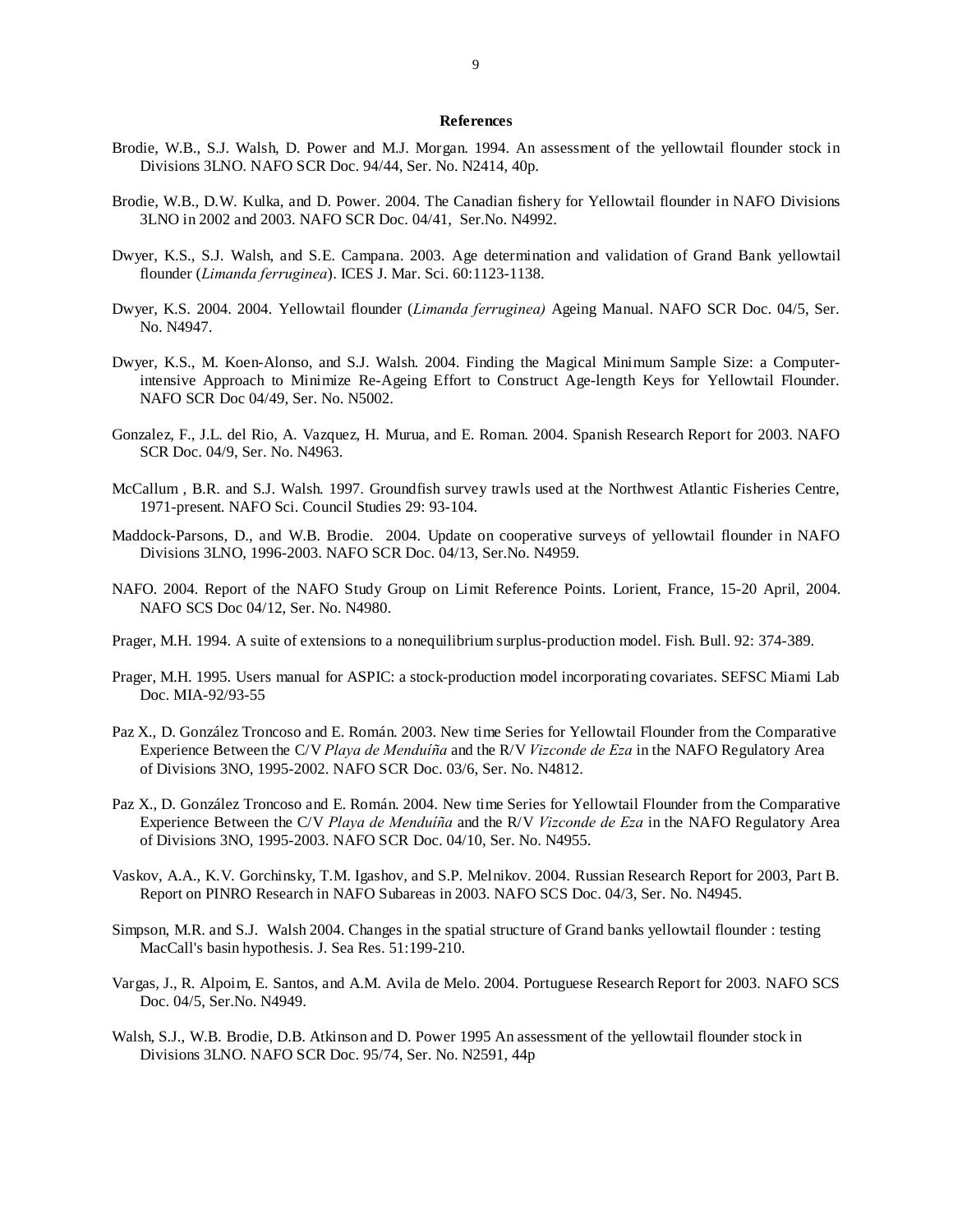## References

Brodie, W.B., S.J. Walsh, D. Power and M.J. Morgan. 1994. An assessment of the yellowtail flounder stock in Divisions 3LNO. NAFO SCR Doc. 94/44, Ser. No. N2414, 40p.

Brodie, W.B., D.W. Kulka, and D. Power. 2004. The Canadian fishery for Yellowtail flounder in NAFO Divisions 3LNO in 2002 and 2003. NAFO SCR Doc. 04/41, Ser.No. N4992.

Dwyer, K.S., S.J. Walsh, and S.E. Campana. 2003. Age determination and validation of Grand Bank yellowtail flounder (*Limanda ferruginea*). ICES J. Mar. Sci. 60:1123-1138.

Dwyer, K.S. 2004. 2004. Yellowtail flounder (*Limanda ferruginea)* Ageing Manual. NAFO SCR Doc. 04/5, Ser. No. N4947.

Dwyer, K.S., M. Koen-Alonso, and S.J. Walsh. 2004. Finding the Magical Minimum Sample Size: a Computer-intensive Approach to Minimize Re-Ageing Effort to Construct Age-length Keys for Yellowtail Flounder. NAFO SCR Doc 04/49, Ser. No. N5002.

Gonzalez, F., J.L. del Rio, A. Vazquez, H. Murua, and E. Roman. 2004. Spanish Research Report for 2003. NAFO SCR Doc. 04/9, Ser. No. N4963.

McCallum , B.R. and S.J. Walsh. 1997. Groundfish survey trawls used at the Northwest Atlantic Fisheries Centre, 1971-present. NAFO Sci. Council Studies 29: 93-104.

Maddock-Parsons, D., and W.B. Brodie. 2004. Update on cooperative surveys of yellowtail flounder in NAFO Divisions 3LNO, 1996-2003. NAFO SCR Doc. 04/13, Ser.No. N4959.

NAFO. 2004. Report of the NAFO Study Group on Limit Reference Points. Lorient, France, 15-20 April, 2004. NAFO SCS Doc 04/12, Ser. No. N4980.

Prager, M.H. 1994. A suite of extensions to a nonequilibrium surplus-production model. Fish. Bull. 92: 374-389.

Prager, M.H. 1995. Users manual for ASPIC: a stock-production model incorporating covariates. SEFSC Miami Lab Doc. MIA-92/93-55

Paz X., D. González Troncoso and E. Román. 2003. New time Series for Yellowtail Flounder from the Comparative Experience Between the C/V *Playa de Menduíña* and the R/V *Vizconde de Eza* in the NAFO Regulatory Area of Divisions 3NO, 1995-2002. NAFO SCR Doc. 03/6, Ser. No. N4812.

Paz X., D. González Troncoso and E. Román. 2004. New time Series for Yellowtail Flounder from the Comparative Experience Between the C/V *Playa de Menduíña* and the R/V *Vizconde de Eza* in the NAFO Regulatory Area of Divisions 3NO, 1995-2003. NAFO SCR Doc. 04/10, Ser. No. N4955.

Vaskov, A.A., K.V. Gorchinsky, T.M. Igashov, and S.P. Melnikov. 2004. Russian Research Report for 2003, Part B. Report on PINRO Research in NAFO Subareas in 2003. NAFO SCS Doc. 04/3, Ser. No. N4945.

Simpson, M.R. and S.J. Walsh 2004. Changes in the spatial structure of Grand banks yellowtail flounder : testing MacCall's basin hypothesis. J. Sea Res. 51:199-210.

Vargas, J., R. Alpoim, E. Santos, and A.M. Avila de Melo. 2004. Portuguese Research Report for 2003. NAFO SCS Doc. 04/5, Ser.No. N4949.

Walsh, S.J., W.B. Brodie, D.B. Atkinson and D. Power 1995 An assessment of the yellowtail flounder stock in Divisions 3LNO. NAFO SCR Doc. 95/74, Ser. No. N2591, 44p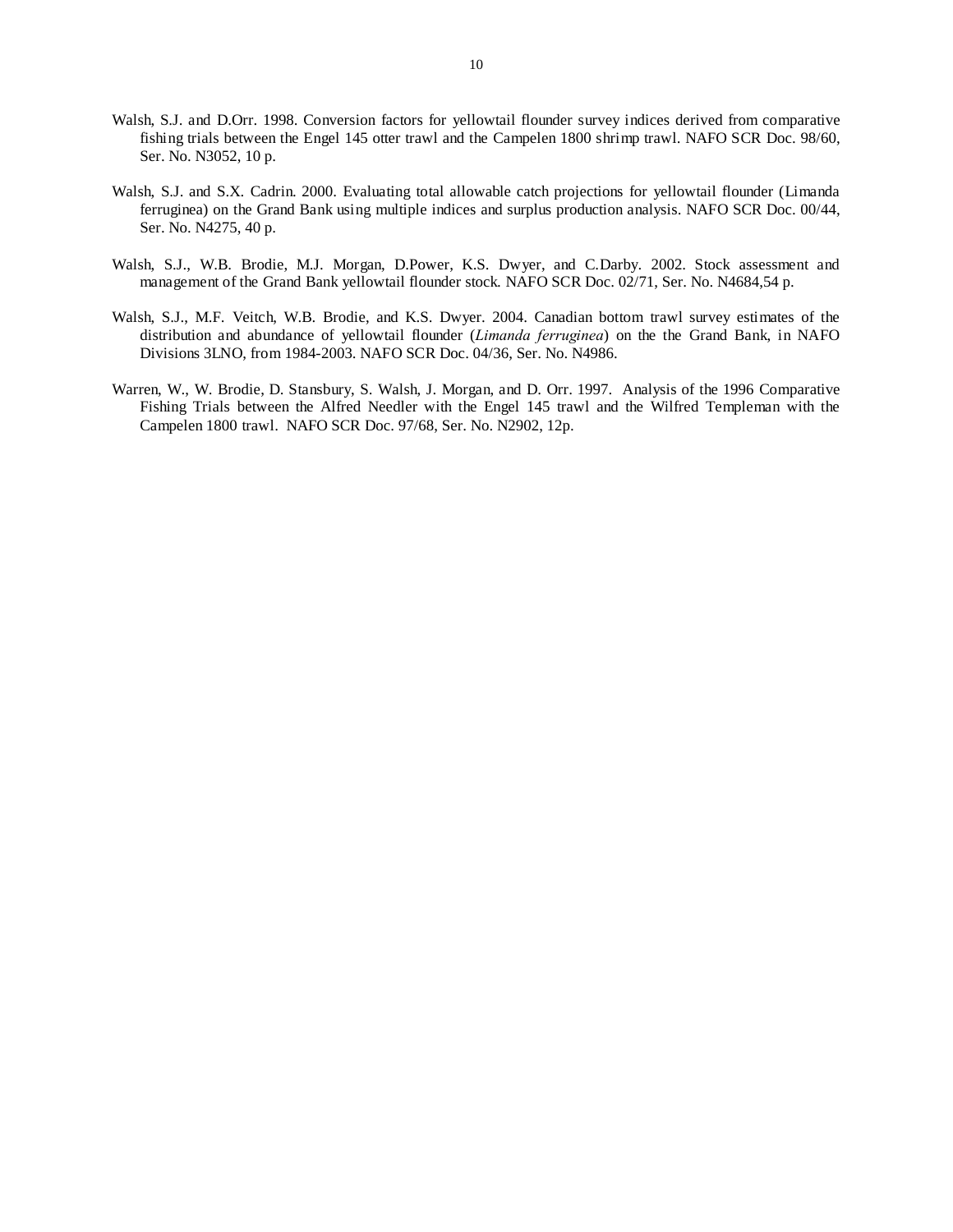Walsh, S.J. and D.Orr. 1998. Conversion factors for yellowtail flounder survey indices derived from comparative fishing trials between the Engel 145 otter trawl and the Campelen 1800 shrimp trawl. NAFO SCR Doc. 98/60, Ser. No. N3052, 10 p.

Walsh, S.J. and S.X. Cadrin. 2000. Evaluating total allowable catch projections for yellowtail flounder (Limanda ferruginea) on the Grand Bank using multiple indices and surplus production analysis. NAFO SCR Doc. 00/44, Ser. No. N4275, 40 p.

Walsh, S.J., W.B. Brodie, M.J. Morgan, D.Power, K.S. Dwyer, and C.Darby. 2002. Stock assessment and management of the Grand Bank yellowtail flounder stock. NAFO SCR Doc. 02/71, Ser. No. N4684,54 p.

Walsh, S.J., M.F. Veitch, W.B. Brodie, and K.S. Dwyer. 2004. Canadian bottom trawl survey estimates of the distribution and abundance of yellowtail flounder (*Limanda ferruginea*) on the the Grand Bank, in NAFO Divisions 3LNO, from 1984-2003. NAFO SCR Doc. 04/36, Ser. No. N4986.

Warren, W., W. Brodie, D. Stansbury, S. Walsh, J. Morgan, and D. Orr. 1997. Analysis of the 1996 Comparative Fishing Trials between the Alfred Needler with the Engel 145 trawl and the Wilfred Templeman with the Campelen 1800 trawl. NAFO SCR Doc. 97/68, Ser. No. N2902, 12p.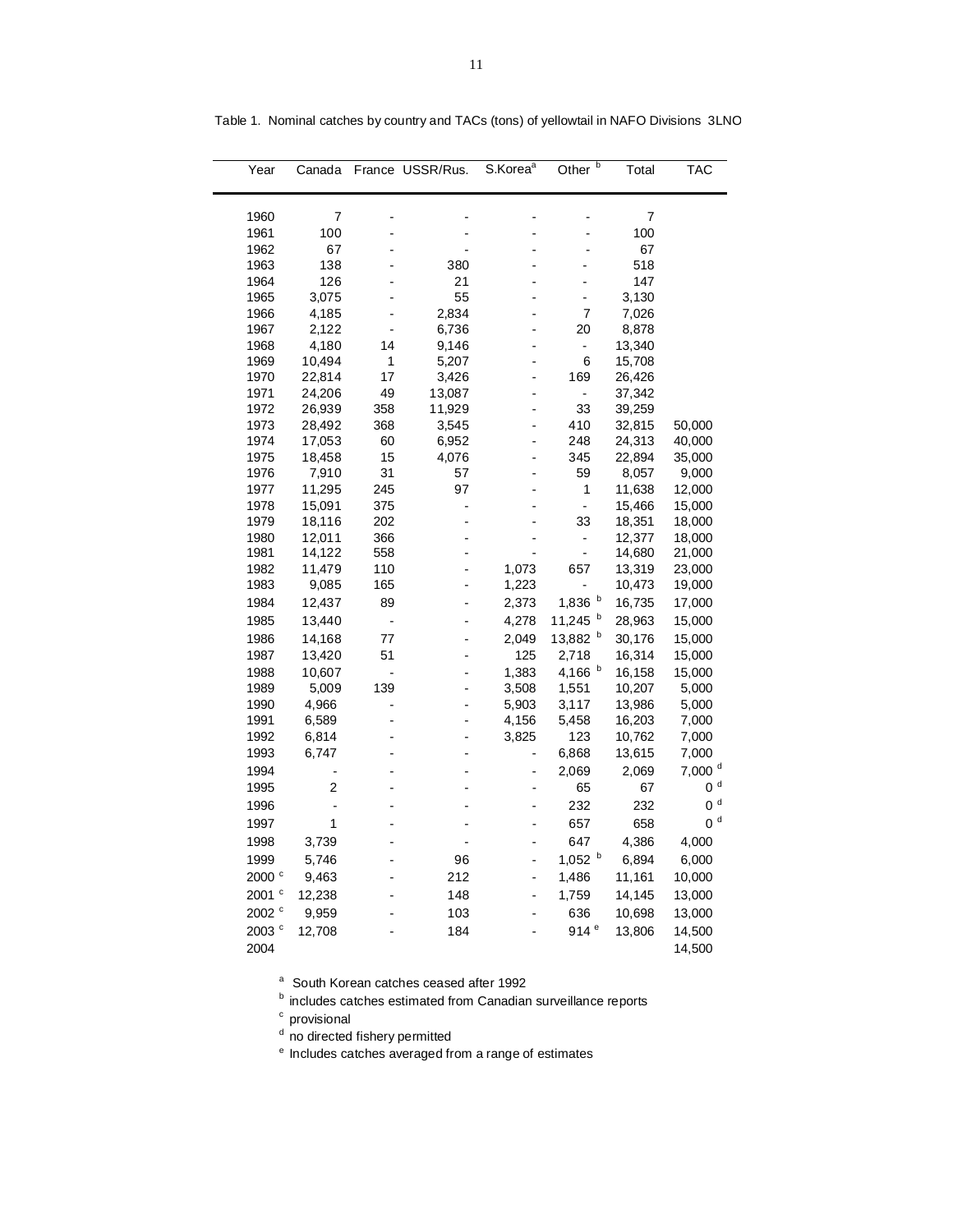Table 1. Nominal catches by country and TACs (tons) of yellowtail in NAFO Divisions 3LNO

| Year | Canada | France | USSR/Rus. | S.Korea[a] | Other [b] | Total | TAC |
|---|---|---|---|---|---|---|---|
| 1960 | 7 | - | - | - | - | 7 | |
| 1961 | 100 | - | - | - | - | 100 | |
| 1962 | 67 | - | - | - | - | 67 | |
| 1963 | 138 | - | 380 | - | - | 518 | |
| 1964 | 126 | - | 21 | - | - | 147 | |
| 1965 | 3,075 | - | 55 | - | - | 3,130 | |
| 1966 | 4,185 | - | 2,834 | - | 7 | 7,026 | |
| 1967 | 2,122 | - | 6,736 | - | 20 | 8,878 | |
| 1968 | 4,180 | 14 | 9,146 | - | - | 13,340 | |
| 1969 | 10,494 | 1 | 5,207 | - | 6 | 15,708 | |
| 1970 | 22,814 | 17 | 3,426 | - | 169 | 26,426 | |
| 1971 | 24,206 | 49 | 13,087 | - | - | 37,342 | |
| 1972 | 26,939 | 358 | 11,929 | - | 33 | 39,259 | |
| 1973 | 28,492 | 368 | 3,545 | - | 410 | 32,815 | 50,000 |
| 1974 | 17,053 | 60 | 6,952 | - | 248 | 24,313 | 40,000 |
| 1975 | 18,458 | 15 | 4,076 | - | 345 | 22,894 | 35,000 |
| 1976 | 7,910 | 31 | 57 | - | 59 | 8,057 | 9,000 |
| 1977 | 11,295 | 245 | 97 | - | 1 | 11,638 | 12,000 |
| 1978 | 15,091 | 375 | - | - | - | 15,466 | 15,000 |
| 1979 | 18,116 | 202 | - | - | 33 | 18,351 | 18,000 |
| 1980 | 12,011 | 366 | - | - | - | 12,377 | 18,000 |
| 1981 | 14,122 | 558 | - | - | - | 14,680 | 21,000 |
| 1982 | 11,479 | 110 | - | 1,073 | 657 | 13,319 | 23,000 |
| 1983 | 9,085 | 165 | - | 1,223 | - | 10,473 | 19,000 |
| 1984 | 12,437 | 89 | - | 2,373 | 1,836 [b] | 16,735 | 17,000 |
| 1985 | 13,440 | - | - | 4,278 | 11,245 [b] | 28,963 | 15,000 |
| 1986 | 14,168 | 77 | - | 2,049 | 13,882 [b] | 30,176 | 15,000 |
| 1987 | 13,420 | 51 | - | 125 | 2,718 | 16,314 | 15,000 |
| 1988 | 10,607 | - | - | 1,383 | 4,166 [b] | 16,158 | 15,000 |
| 1989 | 5,009 | 139 | - | 3,508 | 1,551 | 10,207 | 5,000 |
| 1990 | 4,966 | - | - | 5,903 | 3,117 | 13,986 | 5,000 |
| 1991 | 6,589 | - | - | 4,156 | 5,458 | 16,203 | 7,000 |
| 1992 | 6,814 | - | - | 3,825 | 123 | 10,762 | 7,000 |
| 1993 | 6,747 | - | - | - | 6,868 | 13,615 | 7,000 |
| 1994 | - | - | - | - | 2,069 | 2,069 | 7,000 [d] |
| 1995 | 2 | - | - | - | 65 | 67 | 0 [d] |
| 1996 | - | - | - | - | 232 | 232 | 0 [d] |
| 1997 | 1 | - | - | - | 657 | 658 | 0 [d] |
| 1998 | 3,739 | - | - | - | 647 | 4,386 | 4,000 |
| 1999 | 5,746 | - | 96 | - | 1,052 [b] | 6,894 | 6,000 |
| 2000 [c] | 9,463 | - | 212 | - | 1,486 | 11,161 | 10,000 |
| 2001 [c] | 12,238 | - | 148 | - | 1,759 | 14,145 | 13,000 |
| 2002 [c] | 9,959 | - | 103 | - | 636 | 10,698 | 13,000 |
| 2003 [c] | 12,708 | - | 184 | - | 914 [e] | 13,806 | 14,500 |
| 2004 | | | | | | | 14,500 |

[a] South Korean catches ceased after 1992

[b] includes catches estimated from Canadian surveillance reports

[c] provisional

[d] no directed fishery permitted

[e] Includes catches averaged from a range of estimates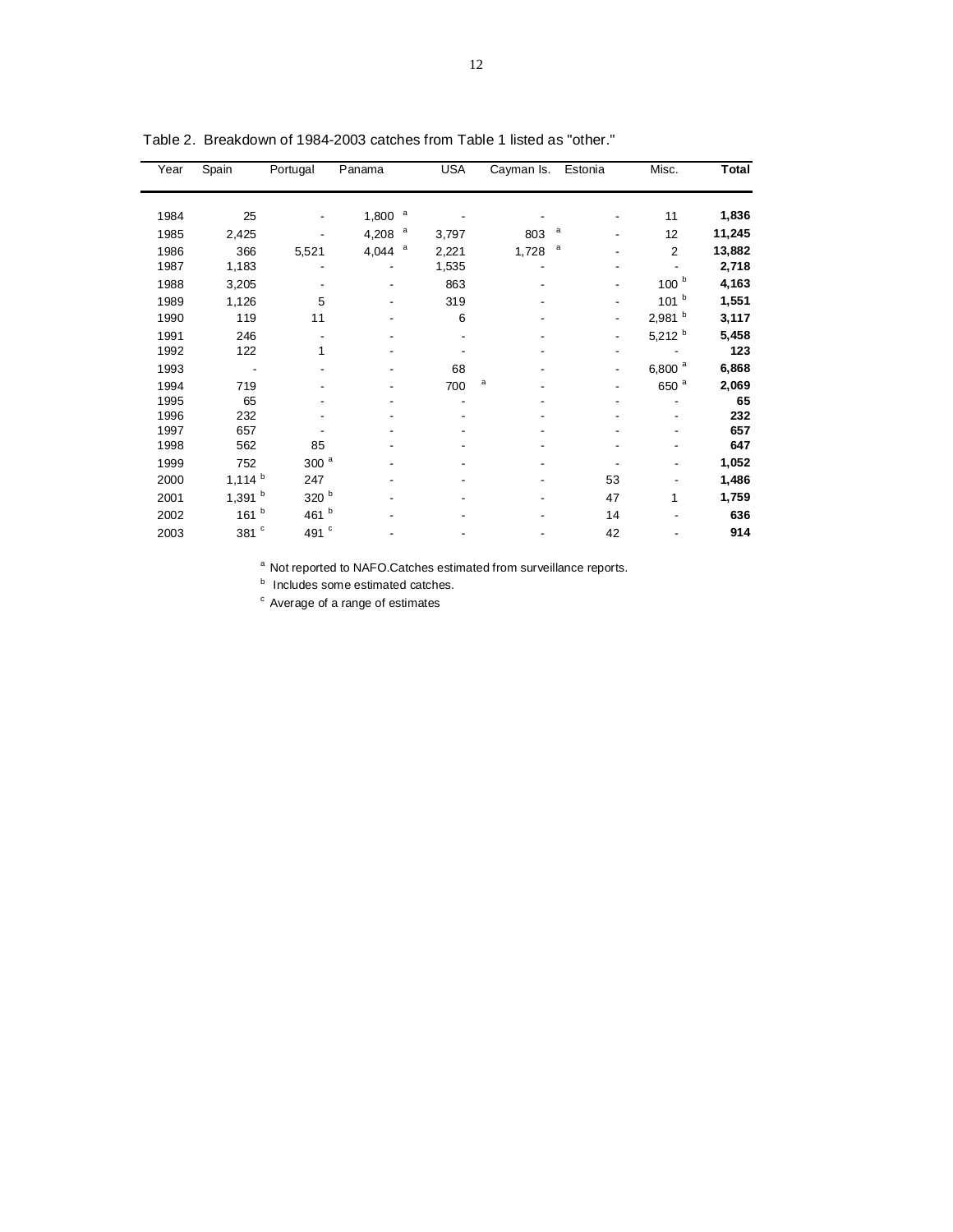Table 2. Breakdown of 1984-2003 catches from Table 1 listed as "other."

| Year | Spain | Portugal | Panama | USA | Cayman Is. | Estonia | Misc. | Total |
|---|---|---|---|---|---|---|---|---|
| 1984 | 25 | - | 1,800 [a] | - | - | - | 11 | **1,836** |
| 1985 | 2,425 | - | 4,208 [a] | 3,797 | 803 [a] | - | 12 | **11,245** |
| 1986 | 366 | 5,521 | 4,044 [a] | 2,221 | 1,728 [a] | - | 2 | **13,882** |
| 1987 | 1,183 | - | - | 1,535 | - | - | - | **2,718** |
| 1988 | 3,205 | - | - | 863 | - | - | 100 [b] | **4,163** |
| 1989 | 1,126 | 5 | - | 319 | - | - | 101 [b] | **1,551** |
| 1990 | 119 | 11 | - | 6 | - | - | 2,981 [b] | **3,117** |
| 1991 | 246 | - | - | - | - | - | 5,212 [b] | **5,458** |
| 1992 | 122 | 1 | - | - | - | - | - | **123** |
| 1993 | - | - | - | 68 | - | - | 6,800 [a] | **6,868** |
| 1994 | 719 | - | - | 700 [a] | - | - | 650 [a] | **2,069** |
| 1995 | 65 | - | - | - | - | - | - | **65** |
| 1996 | 232 | - | - | - | - | - | - | **232** |
| 1997 | 657 | - | - | - | - | - | - | **657** |
| 1998 | 562 | 85 | - | - | - | - | - | **647** |
| 1999 | 752 | 300 [a] | - | - | - | - | - | **1,052** |
| 2000 | 1,114 [b] | 247 | - | - | - | 53 | - | **1,486** |
| 2001 | 1,391 [b] | 320 [b] | - | - | - | 47 | 1 | **1,759** |
| 2002 | 161 [b] | 461 [b] | - | - | - | 14 | - | **636** |
| 2003 | 381 [c] | 491 [c] | - | - | - | 42 | - | **914** |

[a] Not reported to NAFO.Catches estimated from surveillance reports.

[b] Includes some estimated catches.

[c] Average of a range of estimates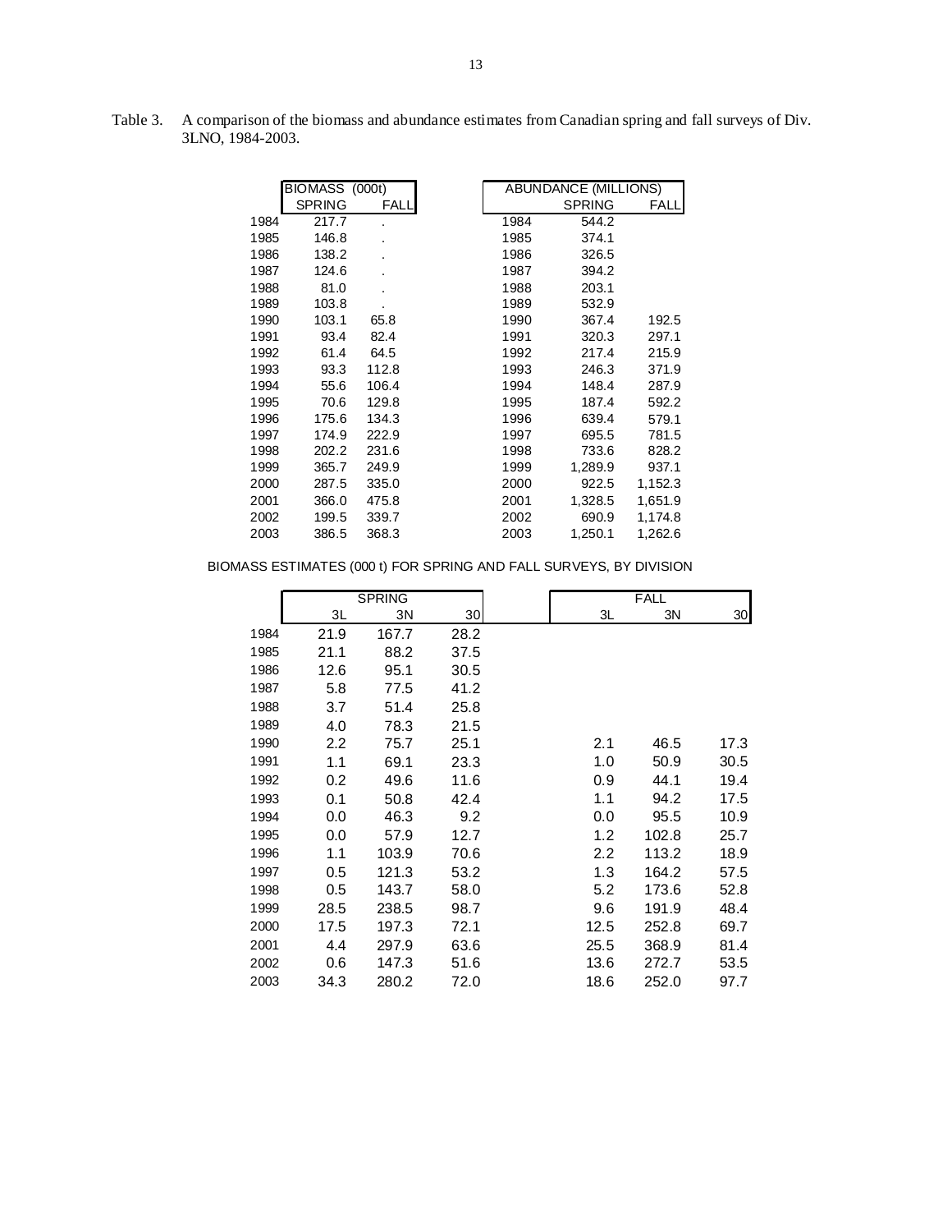Table 3. A comparison of the biomass and abundance estimates from Canadian spring and fall surveys of Div. 3LNO, 1984-2003.

| | BIOMASS (000t) | |
|---|---|---|
| | SPRING | FALL |
| 1984 | 217.7 | . |
| 1985 | 146.8 | . |
| 1986 | 138.2 | . |
| 1987 | 124.6 | . |
| 1988 | 81.0 | . |
| 1989 | 103.8 | . |
| 1990 | 103.1 | 65.8 |
| 1991 | 93.4 | 82.4 |
| 1992 | 61.4 | 64.5 |
| 1993 | 93.3 | 112.8 |
| 1994 | 55.6 | 106.4 |
| 1995 | 70.6 | 129.8 |
| 1996 | 175.6 | 134.3 |
| 1997 | 174.9 | 222.9 |
| 1998 | 202.2 | 231.6 |
| 1999 | 365.7 | 249.9 |
| 2000 | 287.5 | 335.0 |
| 2001 | 366.0 | 475.8 |
| 2002 | 199.5 | 339.7 |
| 2003 | 386.5 | 368.3 |

| | ABUNDANCE (MILLIONS) | |
|---|---|---|
| | SPRING | FALL |
| 1984 | 544.2 | |
| 1985 | 374.1 | |
| 1986 | 326.5 | |
| 1987 | 394.2 | |
| 1988 | 203.1 | |
| 1989 | 532.9 | |
| 1990 | 367.4 | 192.5 |
| 1991 | 320.3 | 297.1 |
| 1992 | 217.4 | 215.9 |
| 1993 | 246.3 | 371.9 |
| 1994 | 148.4 | 287.9 |
| 1995 | 187.4 | 592.2 |
| 1996 | 639.4 | 579.1 |
| 1997 | 695.5 | 781.5 |
| 1998 | 733.6 | 828.2 |
| 1999 | 1,289.9 | 937.1 |
| 2000 | 922.5 | 1,152.3 |
| 2001 | 1,328.5 | 1,651.9 |
| 2002 | 690.9 | 1,174.8 |
| 2003 | 1,250.1 | 1,262.6 |

BIOMASS ESTIMATES (000 t) FOR SPRING AND FALL SURVEYS, BY DIVISION

| | SPRING | | | FALL | | |
|---|---|---|---|---|---|---|
| | 3L | 3N | 3O | 3L | 3N | 3O |
| 1984 | 21.9 | 167.7 | 28.2 | | | |
| 1985 | 21.1 | 88.2 | 37.5 | | | |
| 1986 | 12.6 | 95.1 | 30.5 | | | |
| 1987 | 5.8 | 77.5 | 41.2 | | | |
| 1988 | 3.7 | 51.4 | 25.8 | | | |
| 1989 | 4.0 | 78.3 | 21.5 | | | |
| 1990 | 2.2 | 75.7 | 25.1 | 2.1 | 46.5 | 17.3 |
| 1991 | 1.1 | 69.1 | 23.3 | 1.0 | 50.9 | 30.5 |
| 1992 | 0.2 | 49.6 | 11.6 | 0.9 | 44.1 | 19.4 |
| 1993 | 0.1 | 50.8 | 42.4 | 1.1 | 94.2 | 17.5 |
| 1994 | 0.0 | 46.3 | 9.2 | 0.0 | 95.5 | 10.9 |
| 1995 | 0.0 | 57.9 | 12.7 | 1.2 | 102.8 | 25.7 |
| 1996 | 1.1 | 103.9 | 70.6 | 2.2 | 113.2 | 18.9 |
| 1997 | 0.5 | 121.3 | 53.2 | 1.3 | 164.2 | 57.5 |
| 1998 | 0.5 | 143.7 | 58.0 | 5.2 | 173.6 | 52.8 |
| 1999 | 28.5 | 238.5 | 98.7 | 9.6 | 191.9 | 48.4 |
| 2000 | 17.5 | 197.3 | 72.1 | 12.5 | 252.8 | 69.7 |
| 2001 | 4.4 | 297.9 | 63.6 | 25.5 | 368.9 | 81.4 |
| 2002 | 0.6 | 147.3 | 51.6 | 13.6 | 272.7 | 53.5 |
| 2003 | 34.3 | 280.2 | 72.0 | 18.6 | 252.0 | 97.7 |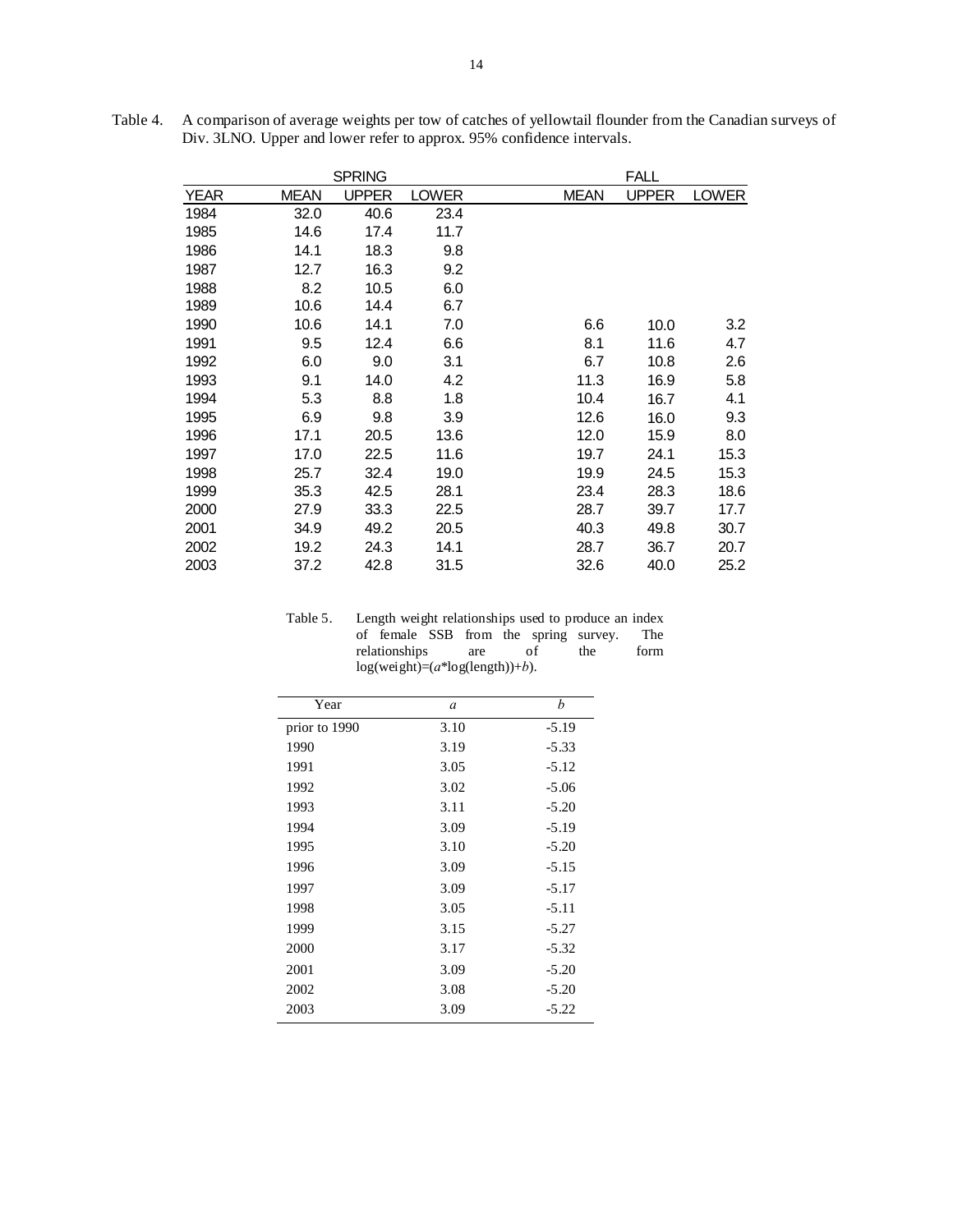Table 4. A comparison of average weights per tow of catches of yellowtail flounder from the Canadian surveys of Div. 3LNO. Upper and lower refer to approx. 95% confidence intervals.

| | SPRING | | | FALL | | |
|---|---|---|---|---|---|---|
| YEAR | MEAN | UPPER | LOWER | MEAN | UPPER | LOWER |
| 1984 | 32.0 | 40.6 | 23.4 | | | |
| 1985 | 14.6 | 17.4 | 11.7 | | | |
| 1986 | 14.1 | 18.3 | 9.8 | | | |
| 1987 | 12.7 | 16.3 | 9.2 | | | |
| 1988 | 8.2 | 10.5 | 6.0 | | | |
| 1989 | 10.6 | 14.4 | 6.7 | | | |
| 1990 | 10.6 | 14.1 | 7.0 | 6.6 | 10.0 | 3.2 |
| 1991 | 9.5 | 12.4 | 6.6 | 8.1 | 11.6 | 4.7 |
| 1992 | 6.0 | 9.0 | 3.1 | 6.7 | 10.8 | 2.6 |
| 1993 | 9.1 | 14.0 | 4.2 | 11.3 | 16.9 | 5.8 |
| 1994 | 5.3 | 8.8 | 1.8 | 10.4 | 16.7 | 4.1 |
| 1995 | 6.9 | 9.8 | 3.9 | 12.6 | 16.0 | 9.3 |
| 1996 | 17.1 | 20.5 | 13.6 | 12.0 | 15.9 | 8.0 |
| 1997 | 17.0 | 22.5 | 11.6 | 19.7 | 24.1 | 15.3 |
| 1998 | 25.7 | 32.4 | 19.0 | 19.9 | 24.5 | 15.3 |
| 1999 | 35.3 | 42.5 | 28.1 | 23.4 | 28.3 | 18.6 |
| 2000 | 27.9 | 33.3 | 22.5 | 28.7 | 39.7 | 17.7 |
| 2001 | 34.9 | 49.2 | 20.5 | 40.3 | 49.8 | 30.7 |
| 2002 | 19.2 | 24.3 | 14.1 | 28.7 | 36.7 | 20.7 |
| 2003 | 37.2 | 42.8 | 31.5 | 32.6 | 40.0 | 25.2 |

Table 5. Length weight relationships used to produce an index of female SSB from the spring survey. The relationships are of the form log(weight)=($a$*log(length))+$b$).

| Year | $a$ | $b$ |
|---|---|---|
| prior to 1990 | 3.10 | -5.19 |
| 1990 | 3.19 | -5.33 |
| 1991 | 3.05 | -5.12 |
| 1992 | 3.02 | -5.06 |
| 1993 | 3.11 | -5.20 |
| 1994 | 3.09 | -5.19 |
| 1995 | 3.10 | -5.20 |
| 1996 | 3.09 | -5.15 |
| 1997 | 3.09 | -5.17 |
| 1998 | 3.05 | -5.11 |
| 1999 | 3.15 | -5.27 |
| 2000 | 3.17 | -5.32 |
| 2001 | 3.09 | -5.20 |
| 2002 | 3.08 | -5.20 |
| 2003 | 3.09 | -5.22 |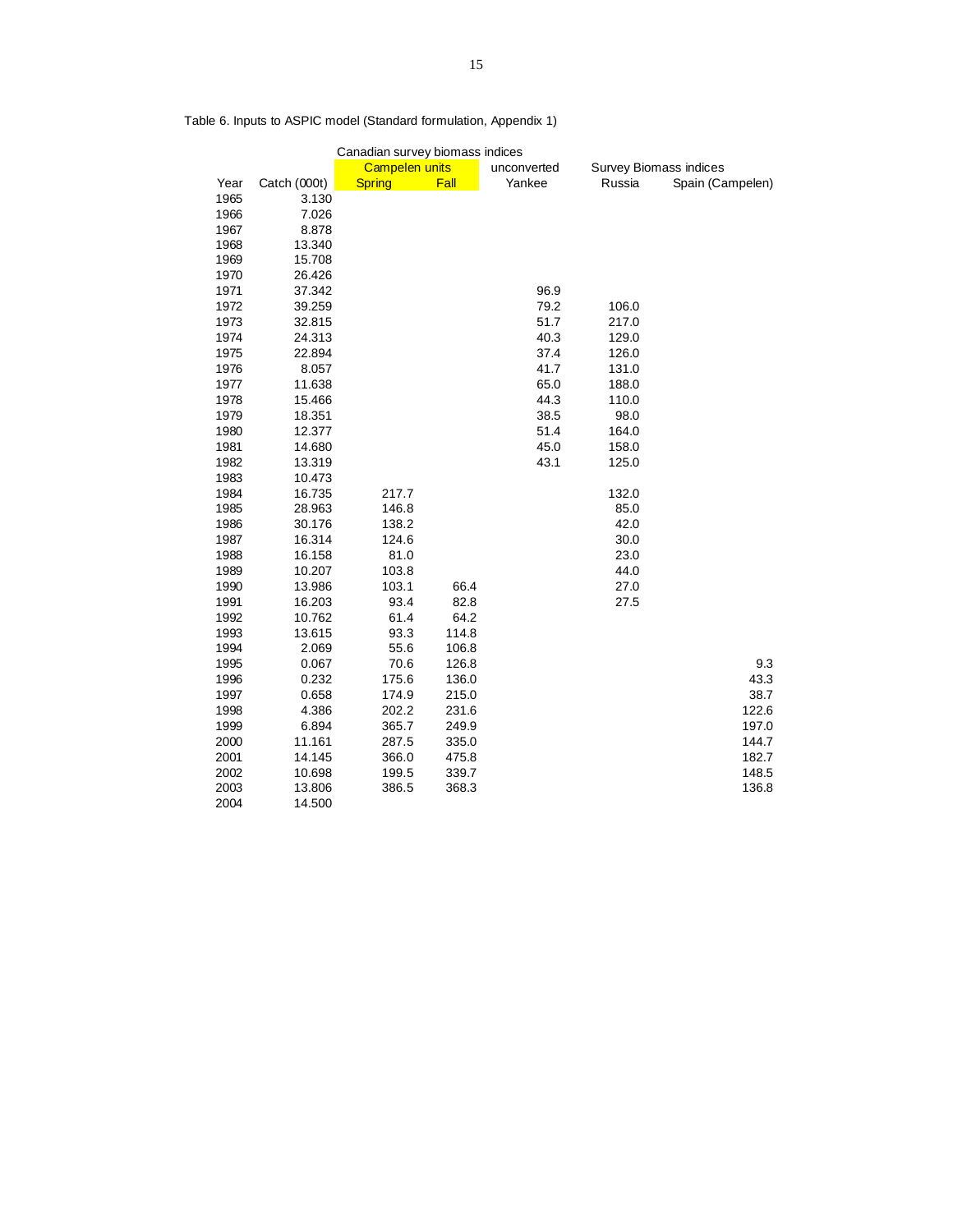Table 6. Inputs to ASPIC model (Standard formulation, Appendix 1)

| | | Canadian survey biomass indices | | | | |
|---|---|---|---|---|---|---|
| | | Campelen units | | unconverted | Survey Biomass indices | |
| Year | Catch (000t) | Spring | Fall | Yankee | Russia | Spain (Campelen) |
| 1965 | 3.130 | | | | | |
| 1966 | 7.026 | | | | | |
| 1967 | 8.878 | | | | | |
| 1968 | 13.340 | | | | | |
| 1969 | 15.708 | | | | | |
| 1970 | 26.426 | | | | | |
| 1971 | 37.342 | | | 96.9 | | |
| 1972 | 39.259 | | | 79.2 | 106.0 | |
| 1973 | 32.815 | | | 51.7 | 217.0 | |
| 1974 | 24.313 | | | 40.3 | 129.0 | |
| 1975 | 22.894 | | | 37.4 | 126.0 | |
| 1976 | 8.057 | | | 41.7 | 131.0 | |
| 1977 | 11.638 | | | 65.0 | 188.0 | |
| 1978 | 15.466 | | | 44.3 | 110.0 | |
| 1979 | 18.351 | | | 38.5 | 98.0 | |
| 1980 | 12.377 | | | 51.4 | 164.0 | |
| 1981 | 14.680 | | | 45.0 | 158.0 | |
| 1982 | 13.319 | | | 43.1 | 125.0 | |
| 1983 | 10.473 | | | | | |
| 1984 | 16.735 | 217.7 | | | 132.0 | |
| 1985 | 28.963 | 146.8 | | | 85.0 | |
| 1986 | 30.176 | 138.2 | | | 42.0 | |
| 1987 | 16.314 | 124.6 | | | 30.0 | |
| 1988 | 16.158 | 81.0 | | | 23.0 | |
| 1989 | 10.207 | 103.8 | | | 44.0 | |
| 1990 | 13.986 | 103.1 | 66.4 | | 27.0 | |
| 1991 | 16.203 | 93.4 | 82.8 | | 27.5 | |
| 1992 | 10.762 | 61.4 | 64.2 | | | |
| 1993 | 13.615 | 93.3 | 114.8 | | | |
| 1994 | 2.069 | 55.6 | 106.8 | | | |
| 1995 | 0.067 | 70.6 | 126.8 | | | 9.3 |
| 1996 | 0.232 | 175.6 | 136.0 | | | 43.3 |
| 1997 | 0.658 | 174.9 | 215.0 | | | 38.7 |
| 1998 | 4.386 | 202.2 | 231.6 | | | 122.6 |
| 1999 | 6.894 | 365.7 | 249.9 | | | 197.0 |
| 2000 | 11.161 | 287.5 | 335.0 | | | 144.7 |
| 2001 | 14.145 | 366.0 | 475.8 | | | 182.7 |
| 2002 | 10.698 | 199.5 | 339.7 | | | 148.5 |
| 2003 | 13.806 | 386.5 | 368.3 | | | 136.8 |
| 2004 | 14.500 | | | | | |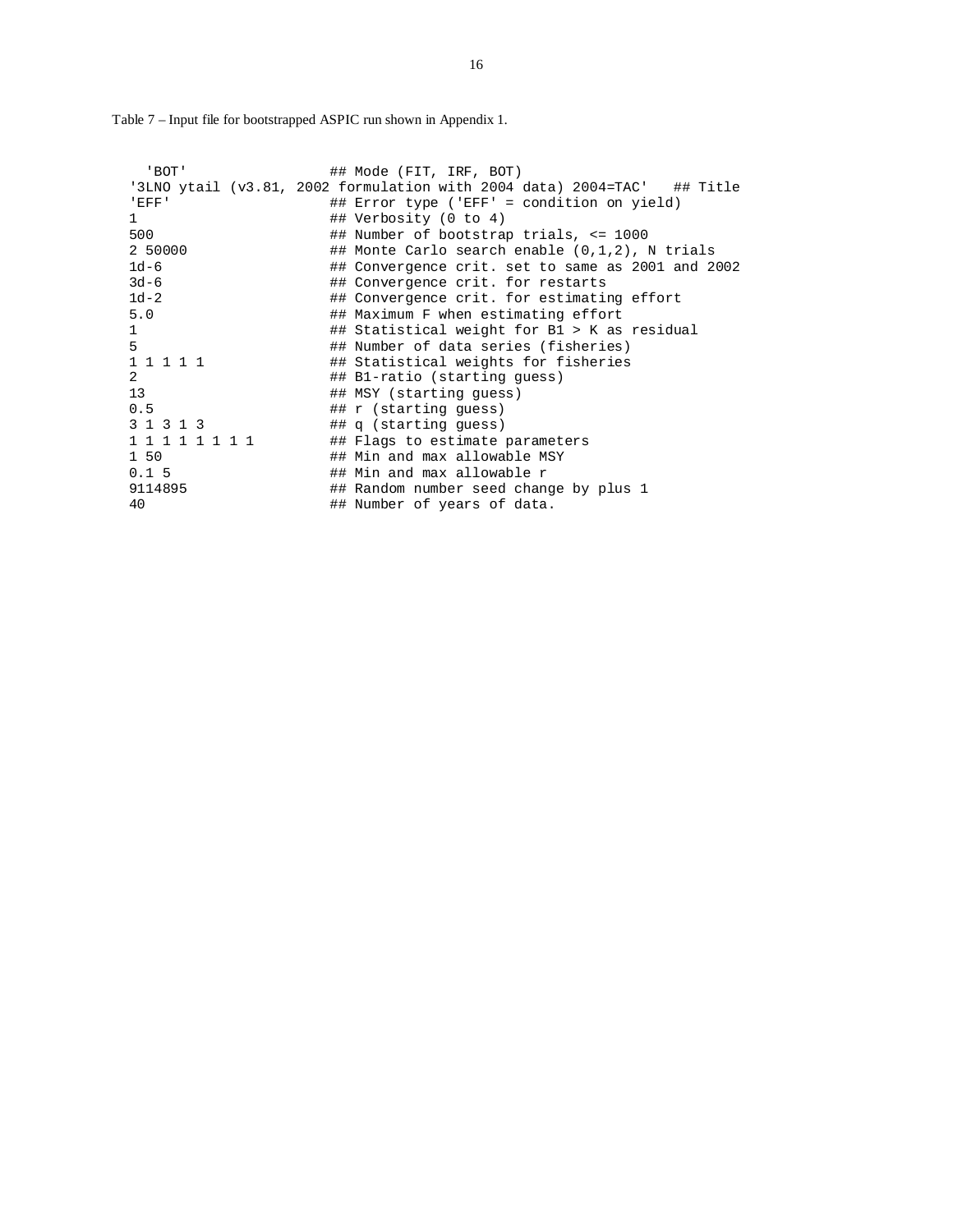Table 7 – Input file for bootstrapped ASPIC run shown in Appendix 1.

```
  'BOT'                 ## Mode (FIT, IRF, BOT)
 '3LNO ytail (v3.81, 2002 formulation with 2004 data) 2004=TAC'   ## Title
 'EFF'                  ## Error type ('EFF' = condition on yield)
 1                      ## Verbosity (0 to 4)
 500                    ## Number of bootstrap trials, <= 1000
 2 50000                ## Monte Carlo search enable (0,1,2), N trials
 1d-6                   ## Convergence crit. set to same as 2001 and 2002
 3d-6                   ## Convergence crit. for restarts
 1d-2                   ## Convergence crit. for estimating effort
 5.0                    ## Maximum F when estimating effort
 1                      ## Statistical weight for B1 > K as residual
 5                      ## Number of data series (fisheries)
 1 1 1 1 1              ## Statistical weights for fisheries
 2                      ## B1-ratio (starting guess)
 13                     ## MSY (starting guess)
 0.5                    ## r (starting guess)
 3 1 3 1 3              ## q (starting guess)
 1 1 1 1 1 1 1 1        ## Flags to estimate parameters
 1 50                   ## Min and max allowable MSY
 0.1 5                  ## Min and max allowable r
 9114895                ## Random number seed change by plus 1
 40                     ## Number of years of data.
```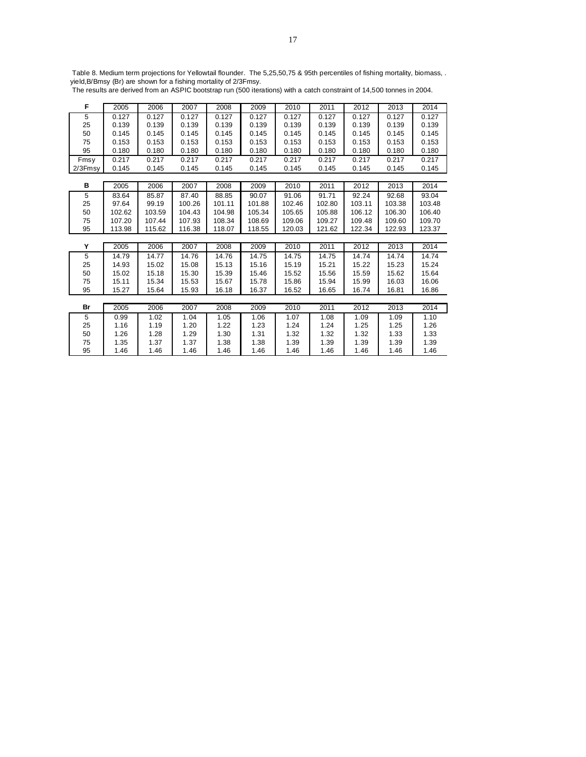Table 8. Medium term projections for Yellowtail flounder. The 5,25,50,75 & 95th percentiles of fishing mortality, biomass, . yield,B/Bmsy (Br) are shown for a fishing mortality of 2/3Fmsy.
The results are derived from an ASPIC bootstrap run (500 iterations) with a catch constraint of 14,500 tonnes in 2004.

| **F** | 2005 | 2006 | 2007 | 2008 | 2009 | 2010 | 2011 | 2012 | 2013 | 2014 |
|---|---|---|---|---|---|---|---|---|---|---|
| 5 | 0.127 | 0.127 | 0.127 | 0.127 | 0.127 | 0.127 | 0.127 | 0.127 | 0.127 | 0.127 |
| 25 | 0.139 | 0.139 | 0.139 | 0.139 | 0.139 | 0.139 | 0.139 | 0.139 | 0.139 | 0.139 |
| 50 | 0.145 | 0.145 | 0.145 | 0.145 | 0.145 | 0.145 | 0.145 | 0.145 | 0.145 | 0.145 |
| 75 | 0.153 | 0.153 | 0.153 | 0.153 | 0.153 | 0.153 | 0.153 | 0.153 | 0.153 | 0.153 |
| 95 | 0.180 | 0.180 | 0.180 | 0.180 | 0.180 | 0.180 | 0.180 | 0.180 | 0.180 | 0.180 |
| Fmsy | 0.217 | 0.217 | 0.217 | 0.217 | 0.217 | 0.217 | 0.217 | 0.217 | 0.217 | 0.217 |
| 2/3Fmsy | 0.145 | 0.145 | 0.145 | 0.145 | 0.145 | 0.145 | 0.145 | 0.145 | 0.145 | 0.145 |

| **B** | 2005 | 2006 | 2007 | 2008 | 2009 | 2010 | 2011 | 2012 | 2013 | 2014 |
|---|---|---|---|---|---|---|---|---|---|---|
| 5 | 83.64 | 85.87 | 87.40 | 88.85 | 90.07 | 91.06 | 91.71 | 92.24 | 92.68 | 93.04 |
| 25 | 97.64 | 99.19 | 100.26 | 101.11 | 101.88 | 102.46 | 102.80 | 103.11 | 103.38 | 103.48 |
| 50 | 102.62 | 103.59 | 104.43 | 104.98 | 105.34 | 105.65 | 105.88 | 106.12 | 106.30 | 106.40 |
| 75 | 107.20 | 107.44 | 107.93 | 108.34 | 108.69 | 109.06 | 109.27 | 109.48 | 109.60 | 109.70 |
| 95 | 113.98 | 115.62 | 116.38 | 118.07 | 118.55 | 120.03 | 121.62 | 122.34 | 122.93 | 123.37 |

| **Y** | 2005 | 2006 | 2007 | 2008 | 2009 | 2010 | 2011 | 2012 | 2013 | 2014 |
|---|---|---|---|---|---|---|---|---|---|---|
| 5 | 14.79 | 14.77 | 14.76 | 14.76 | 14.75 | 14.75 | 14.75 | 14.74 | 14.74 | 14.74 |
| 25 | 14.93 | 15.02 | 15.08 | 15.13 | 15.16 | 15.19 | 15.21 | 15.22 | 15.23 | 15.24 |
| 50 | 15.02 | 15.18 | 15.30 | 15.39 | 15.46 | 15.52 | 15.56 | 15.59 | 15.62 | 15.64 |
| 75 | 15.11 | 15.34 | 15.53 | 15.67 | 15.78 | 15.86 | 15.94 | 15.99 | 16.03 | 16.06 |
| 95 | 15.27 | 15.64 | 15.93 | 16.18 | 16.37 | 16.52 | 16.65 | 16.74 | 16.81 | 16.86 |

| **Br** | 2005 | 2006 | 2007 | 2008 | 2009 | 2010 | 2011 | 2012 | 2013 | 2014 |
|---|---|---|---|---|---|---|---|---|---|---|
| 5 | 0.99 | 1.02 | 1.04 | 1.05 | 1.06 | 1.07 | 1.08 | 1.09 | 1.09 | 1.10 |
| 25 | 1.16 | 1.19 | 1.20 | 1.22 | 1.23 | 1.24 | 1.24 | 1.25 | 1.25 | 1.26 |
| 50 | 1.26 | 1.28 | 1.29 | 1.30 | 1.31 | 1.32 | 1.32 | 1.32 | 1.33 | 1.33 |
| 75 | 1.35 | 1.37 | 1.37 | 1.38 | 1.38 | 1.39 | 1.39 | 1.39 | 1.39 | 1.39 |
| 95 | 1.46 | 1.46 | 1.46 | 1.46 | 1.46 | 1.46 | 1.46 | 1.46 | 1.46 | 1.46 |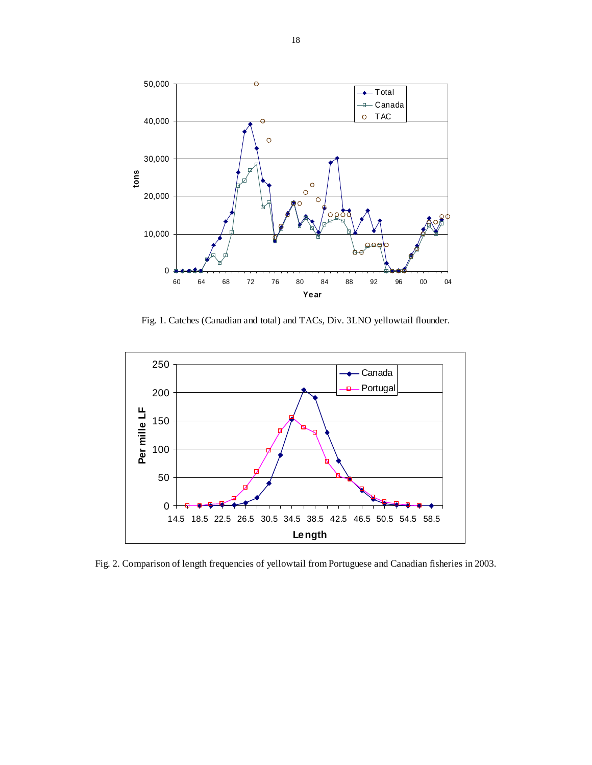Fig. 1. Catches (Canadian and total) and TACs, Div. 3LNO yellowtail flounder.

Fig. 2. Comparison of length frequencies of yellowtail from Portuguese and Canadian fisheries in 2003.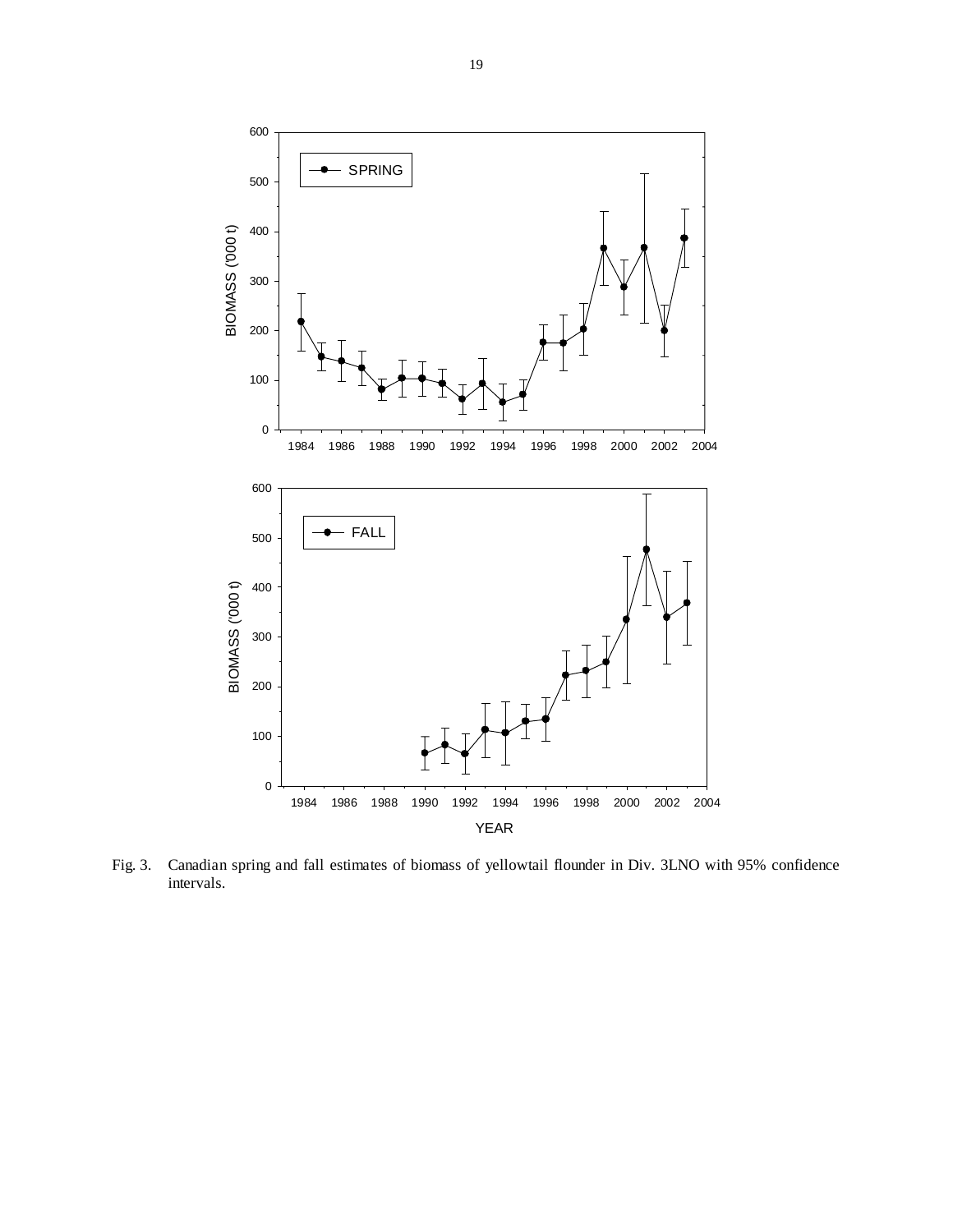Fig. 3. Canadian spring and fall estimates of biomass of yellowtail flounder in Div. 3LNO with 95% confidence intervals.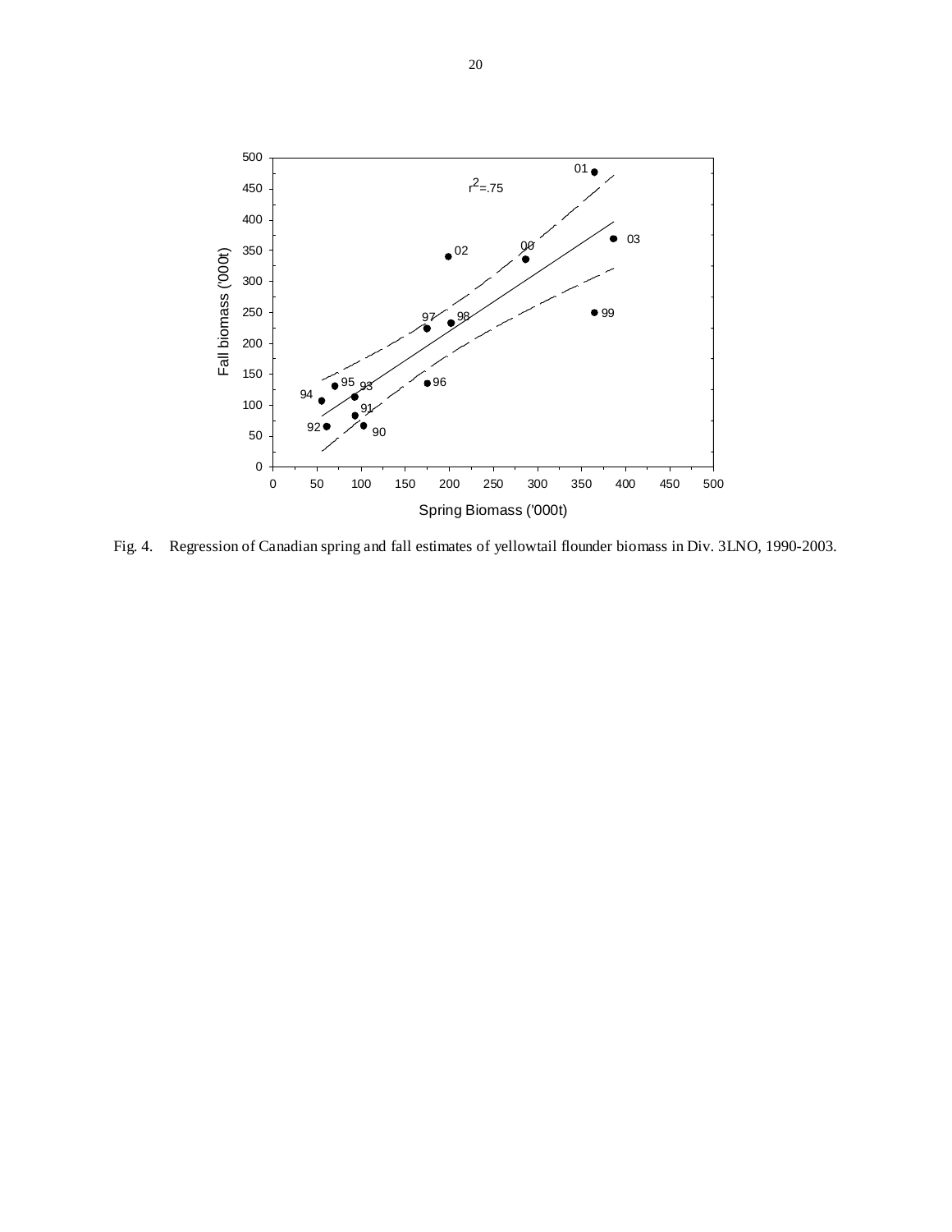Fig. 4. Regression of Canadian spring and fall estimates of yellowtail flounder biomass in Div. 3LNO, 1990-2003.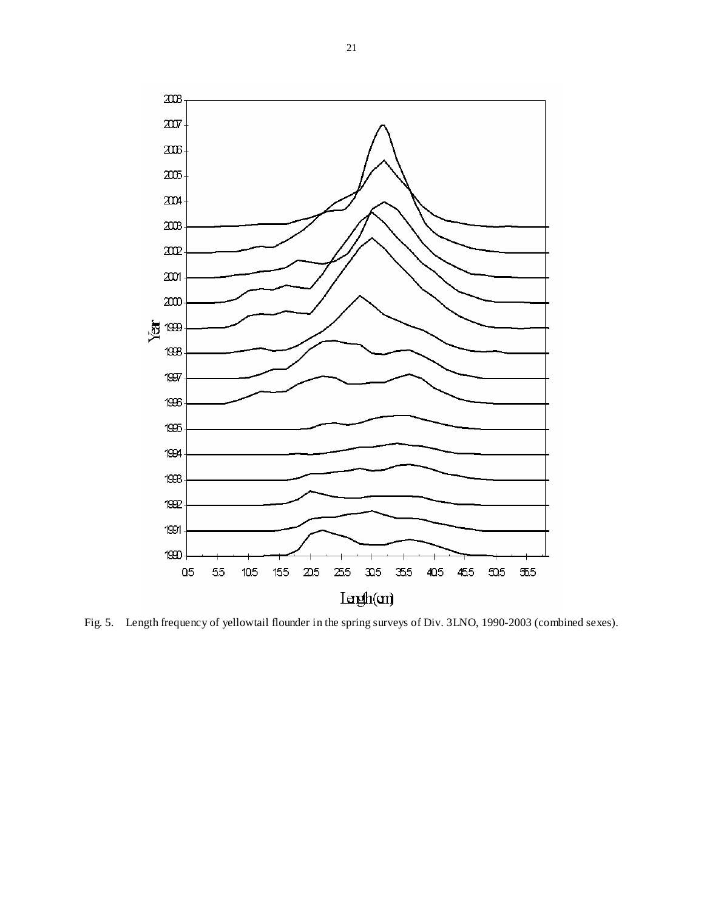Fig. 5. Length frequency of yellowtail flounder in the spring surveys of Div. 3LNO, 1990-2003 (combined sexes).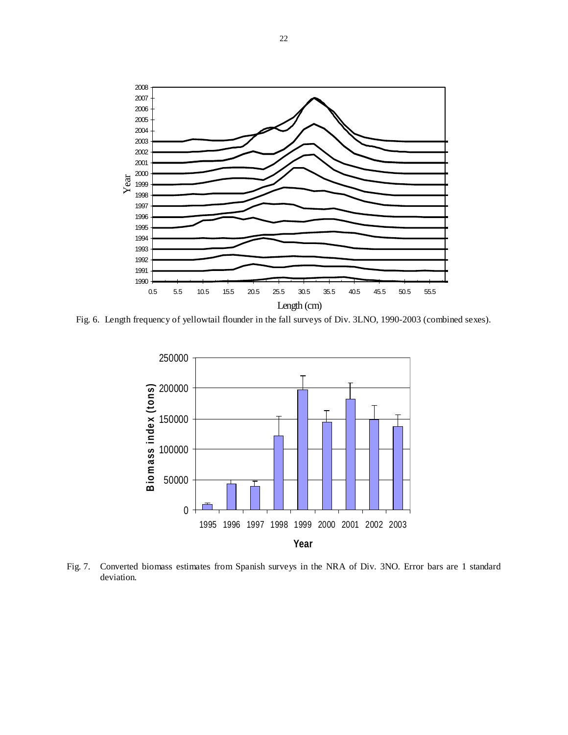Fig. 6. Length frequency of yellowtail flounder in the fall surveys of Div. 3LNO, 1990-2003 (combined sexes).

Fig. 7. Converted biomass estimates from Spanish surveys in the NRA of Div. 3NO. Error bars are 1 standard deviation.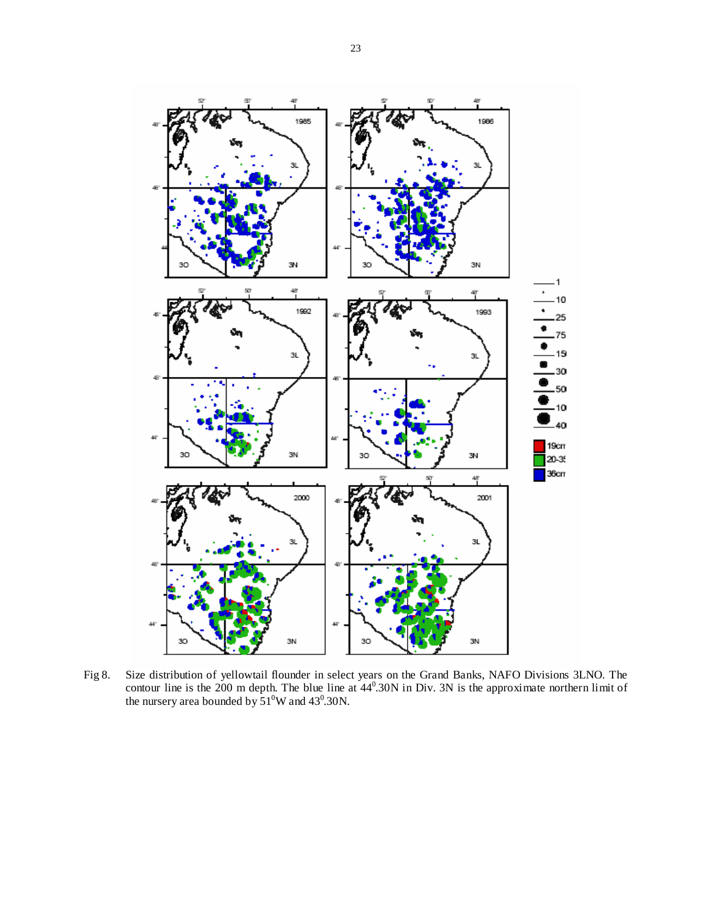Fig 8. Size distribution of yellowtail flounder in select years on the Grand Banks, NAFO Divisions 3LNO. The contour line is the 200 m depth. The blue line at $44^{0}$.30N in Div. 3N is the approximate northern limit of the nursery area bounded by $51^{0}$W and $43^{0}$.30N.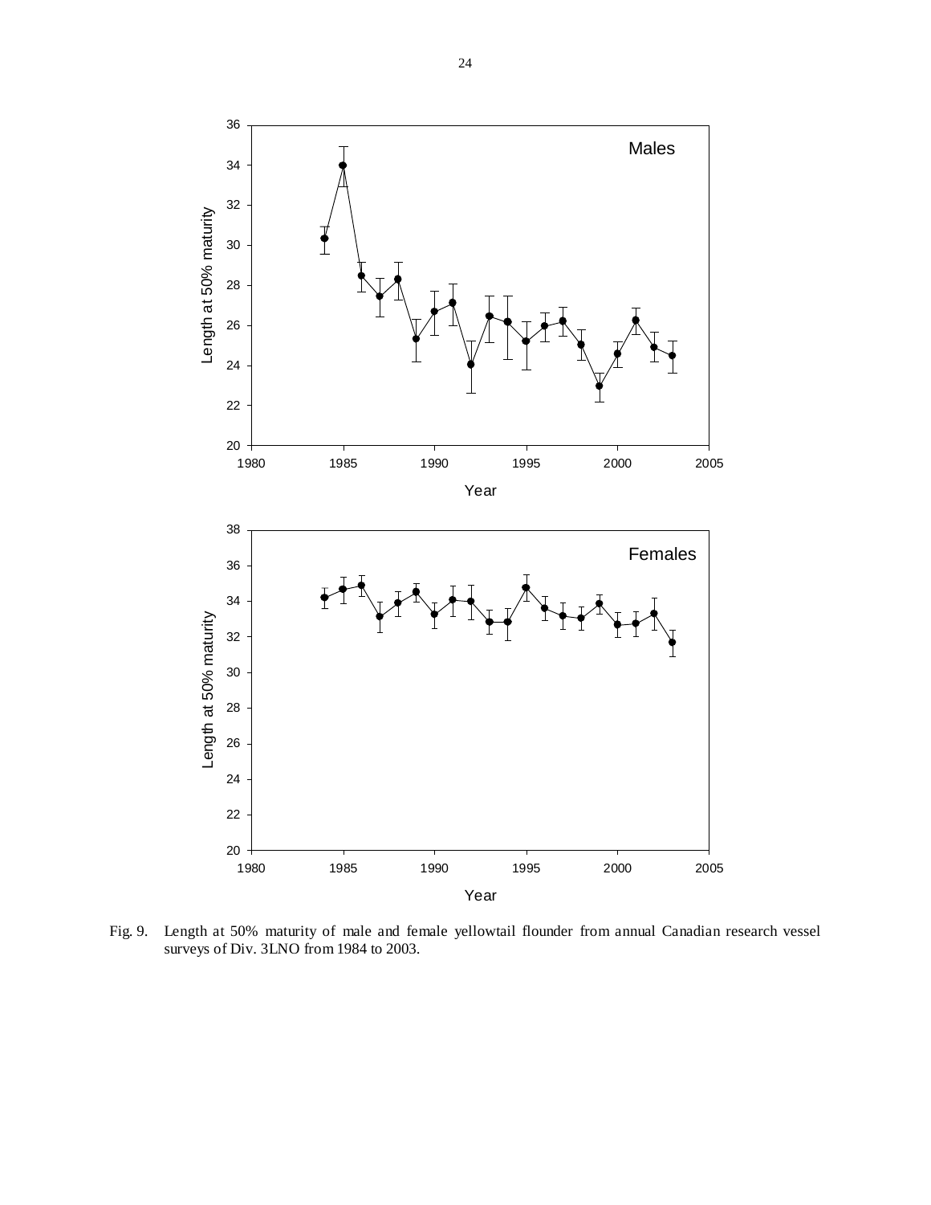Fig. 9. Length at 50% maturity of male and female yellowtail flounder from annual Canadian research vessel surveys of Div. 3LNO from 1984 to 2003.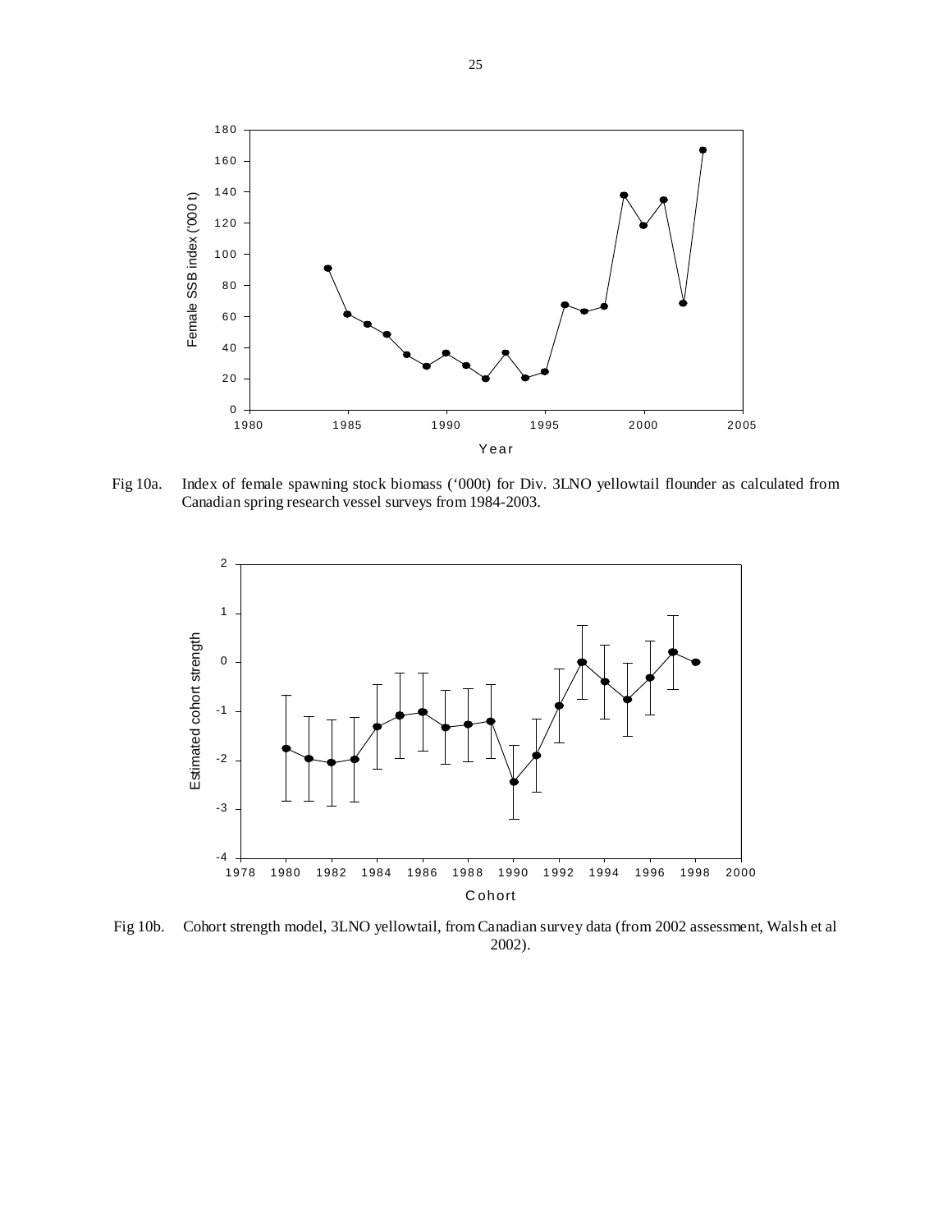Fig 10a. Index of female spawning stock biomass ('000t) for Div. 3LNO yellowtail flounder as calculated from Canadian spring research vessel surveys from 1984-2003.

Fig 10b. Cohort strength model, 3LNO yellowtail, from Canadian survey data (from 2002 assessment, Walsh et al 2002).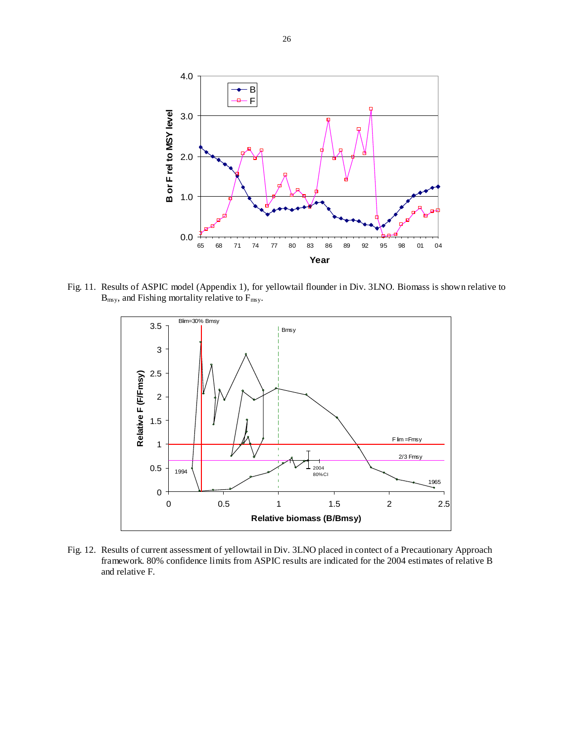Fig. 11. Results of ASPIC model (Appendix 1), for yellowtail flounder in Div. 3LNO. Biomass is shown relative to $B_{msy}$, and Fishing mortality relative to $F_{msy}$.

Fig. 12. Results of current assessment of yellowtail in Div. 3LNO placed in contect of a Precautionary Approach framework. 80% confidence limits from ASPIC results are indicated for the 2004 estimates of relative B and relative F.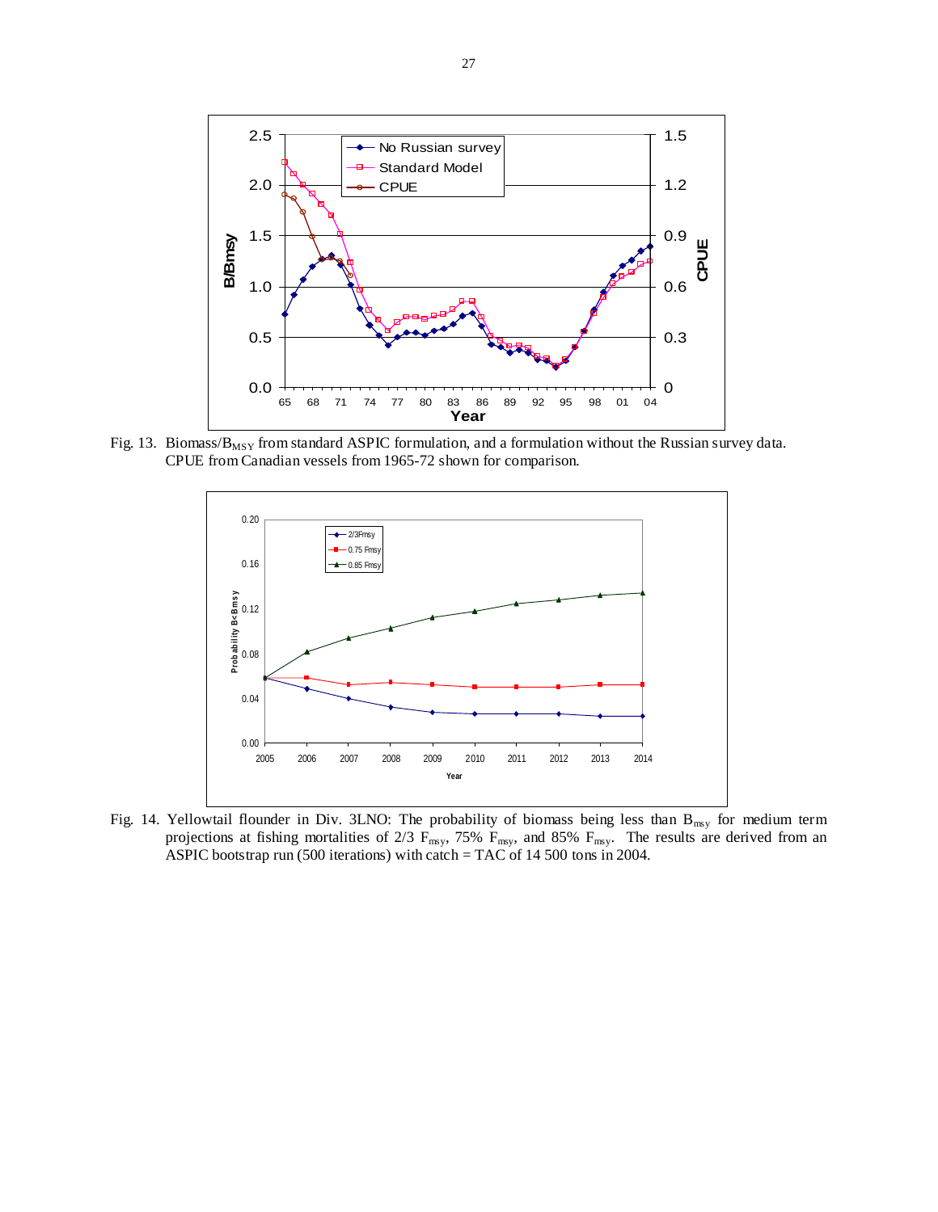Fig. 13. Biomass/$B_{MSY}$ from standard ASPIC formulation, and a formulation without the Russian survey data. CPUE from Canadian vessels from 1965-72 shown for comparison.

Fig. 14. Yellowtail flounder in Div. 3LNO: The probability of biomass being less than $B_{msy}$ for medium term projections at fishing mortalities of 2/3 $F_{msy}$, 75% $F_{msy}$, and 85% $F_{msy}$. The results are derived from an ASPIC bootstrap run (500 iterations) with catch = TAC of 14 500 tons in 2004.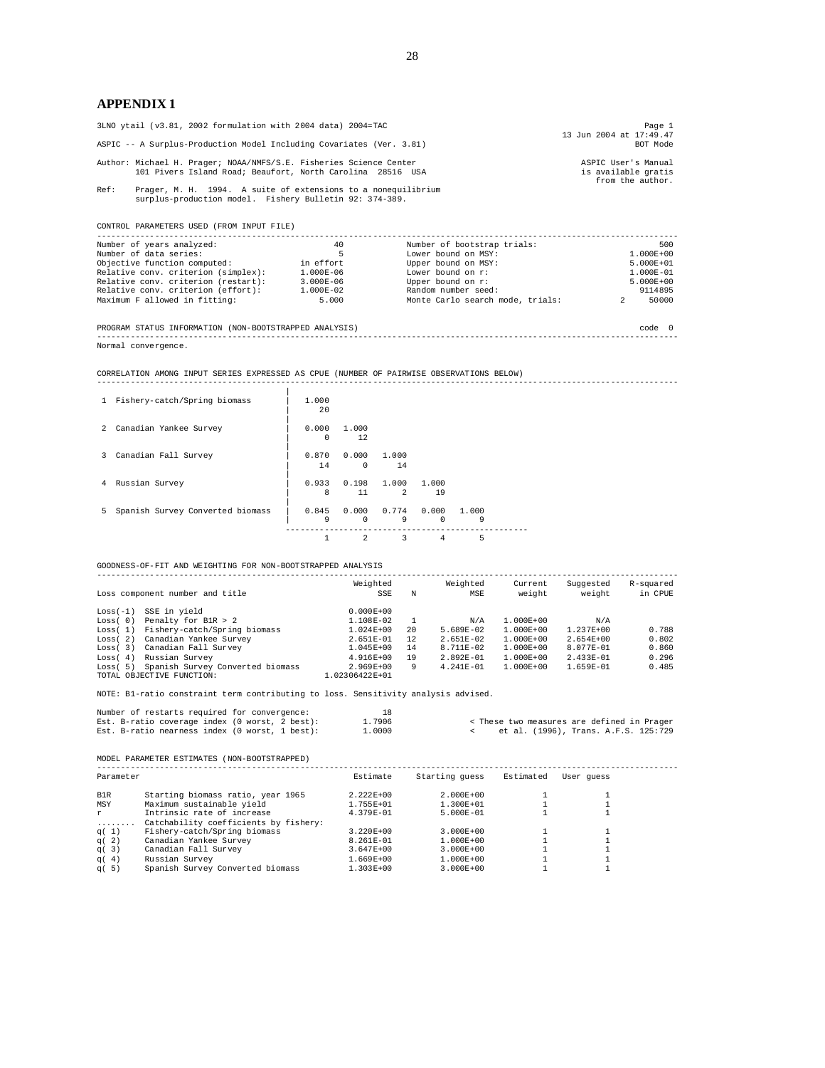## APPENDIX 1

```
3LNO ytail (v3.81, 2002 formulation with 2004 data) 2004=TAC                                              Page 1
                                                                                              13 Jun 2004 at 17:49.47
ASPIC -- A Surplus-Production Model Including Covariates (Ver. 3.81)                                      BOT Mode

Author: Michael H. Prager; NOAA/NMFS/S.E. Fisheries Science Center                              ASPIC User's Manual
        101 Pivers Island Road; Beaufort, North Carolina  28516  USA                            is available gratis
                                                                                                  from the author.
Ref:    Prager, M. H.  1994.  A suite of extensions to a nonequilibrium
        surplus-production model.  Fishery Bulletin 92: 374-389.


CONTROL PARAMETERS USED (FROM INPUT FILE)
------------------------------------------------------------------------------------------------------------------
Number of years analyzed:                    40          Number of bootstrap trials:                         500
Number of data series:                        5          Lower bound on MSY:                           1.000E+00
Objective function computed:          in effort          Upper bound on MSY:                           5.000E+01
Relative conv. criterion (simplex):   1.000E-06          Lower bound on r:                             1.000E-01
Relative conv. criterion (restart):   3.000E-06          Upper bound on r:                             5.000E+00
Relative conv. criterion (effort):    1.000E-02          Random number seed:                             9114895
Maximum F allowed in fitting:             5.000          Monte Carlo search mode, trials:            2     50000


PROGRAM STATUS INFORMATION (NON-BOOTSTRAPPED ANALYSIS)                                                      code  0
------------------------------------------------------------------------------------------------------------------
Normal convergence.


CORRELATION AMONG INPUT SERIES EXPRESSED AS CPUE (NUMBER OF PAIRWISE OBSERVATIONS BELOW)
------------------------------------------------------------------------------------------------------------------
                                        |
 1  Fishery-catch/Spring biomass        |  1.000
                                        |     20
                                        |
 2  Canadian Yankee Survey              |  0.000  1.000
                                        |      0     12
                                        |
 3  Canadian Fall Survey                |  0.870  0.000  1.000
                                        |     14      0     14
                                        |
 4  Russian Survey                      |  0.933  0.198  1.000  1.000
                                        |      8     11      2     19
                                        |
 5  Spanish Survey Converted biomass    |  0.845  0.000  0.774  0.000  1.000
                                        |      9      0      9      0      9
                                         ------------------------------------------------------
                                              1      2      3      4      5


GOODNESS-OF-FIT AND WEIGHTING FOR NON-BOOTSTRAPPED ANALYSIS
------------------------------------------------------------------------------------------------------------------
                                                 Weighted             Weighted      Current    Suggested   R-squared
Loss component number and title                       SSE     N            MSE       weight       weight     in CPUE

Loss(-1)  SSE in yield                          0.000E+00
Loss( 0)  Penalty for B1R > 2                   1.108E-02     1            N/A    1.000E+00          N/A
Loss( 1)  Fishery-catch/Spring biomass          1.024E+00    20      5.689E-02    1.000E+00    1.237E+00       0.788
Loss( 2)  Canadian Yankee Survey                2.651E-01    12      2.651E-02    1.000E+00    2.654E+00       0.802
Loss( 3)  Canadian Fall Survey                  1.045E+00    14      8.711E-02    1.000E+00    8.077E-01       0.860
Loss( 4)  Russian Survey                        4.916E+00    19      2.892E-01    1.000E+00    2.433E-01       0.296
Loss( 5)  Spanish Survey Converted biomass      2.969E+00     9      4.241E-01    1.000E+00    1.659E-01       0.485
TOTAL OBJECTIVE FUNCTION:                  1.02306422E+01

NOTE: B1-ratio constraint term contributing to loss. Sensitivity analysis advised.

Number of restarts required for convergence:           18
Est. B-ratio coverage index (0 worst, 2 best):     1.7906              < These two measures are defined in Prager
Est. B-ratio nearness index (0 worst, 1 best):     1.0000              <    et al. (1996), Trans. A.F.S. 125:729


MODEL PARAMETER ESTIMATES (NON-BOOTSTRAPPED)
------------------------------------------------------------------------------------------------------------------
Parameter                                          Estimate    Starting guess    Estimated   User guess

B1R       Starting biomass ratio, year 1965       2.222E+00         2.000E+00            1            1
MSY       Maximum sustainable yield               1.755E+01         1.300E+01            1            1
r         Intrinsic rate of increase              4.379E-01         5.000E-01            1            1
........  Catchability coefficients by fishery:
q( 1)     Fishery-catch/Spring biomass            3.220E+00         3.000E+00            1            1
q( 2)     Canadian Yankee Survey                  8.261E-01         1.000E+00            1            1
q( 3)     Canadian Fall Survey                    3.647E+00         3.000E+00            1            1
q( 4)     Russian Survey                          1.669E+00         1.000E+00            1            1
q( 5)     Spanish Survey Converted biomass        1.303E+00         3.000E+00            1            1
```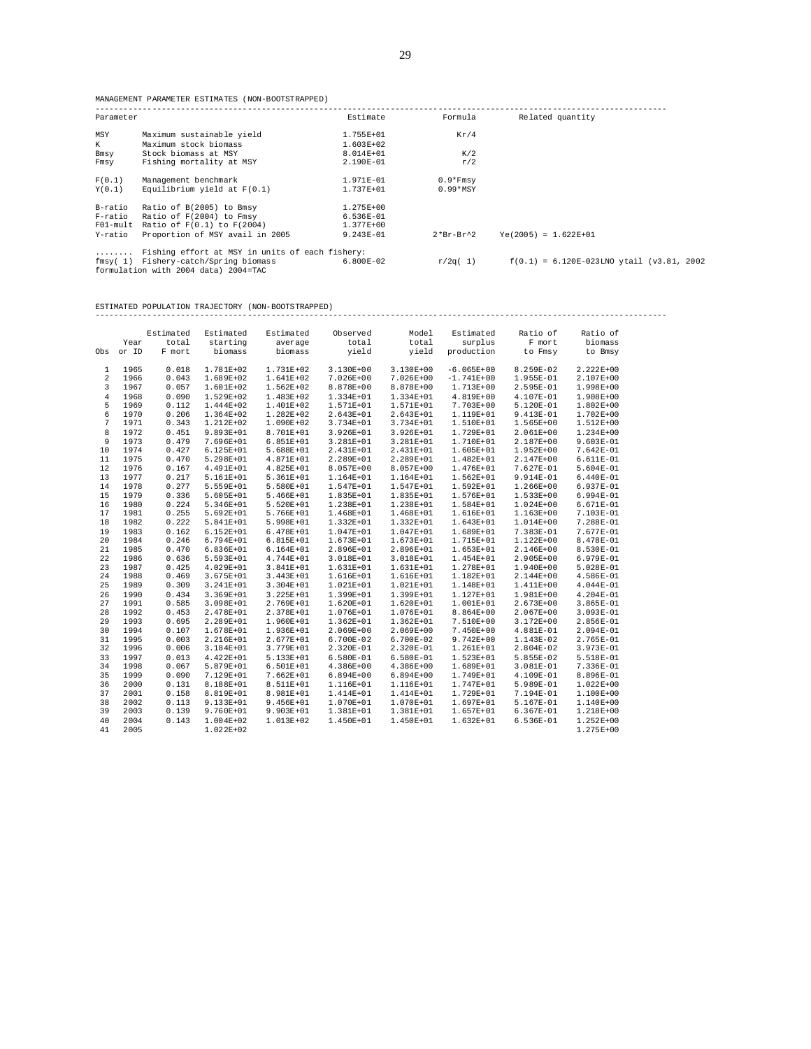MANAGEMENT PARAMETER ESTIMATES (NON-BOOTSTRAPPED)

| Parameter | | Estimate | Formula | Related quantity |
|---|---|---|---|---|
| MSY | Maximum sustainable yield | 1.755E+01 | Kr/4 | |
| K | Maximum stock biomass | 1.603E+02 | | |
| Bmsy | Stock biomass at MSY | 8.014E+01 | K/2 | |
| Fmsy | Fishing mortality at MSY | 2.190E-01 | r/2 | |
| F(0.1) | Management benchmark | 1.971E-01 | 0.9*Fmsy | |
| Y(0.1) | Equilibrium yield at F(0.1) | 1.737E+01 | 0.99*MSY | |
| B-ratio | Ratio of B(2005) to Bmsy | 1.275E+00 | | |
| F-ratio | Ratio of F(2004) to Fmsy | 6.536E-01 | | |
| F01-mult | Ratio of F(0.1) to F(2004) | 1.377E+00 | | |
| Y-ratio | Proportion of MSY avail in 2005 | 9.243E-01 | 2*Br-Br^2 | Ye(2005) = 1.622E+01 |
| ........ | Fishing effort at MSY in units of each fishery: | | | |
| fmsy( 1) | Fishery-catch/Spring biomass | 6.800E-02 | r/2q( 1) | f(0.1) = 6.120E-023LNO ytail (v3.81, 2002 |

formulation with 2004 data) 2004=TAC

ESTIMATED POPULATION TRAJECTORY (NON-BOOTSTRAPPED)

| Obs | Year or ID | Estimated total F mort | Estimated starting biomass | Estimated average biomass | Observed total yield | Model total yield | Estimated surplus production | Ratio of F mort to Fmsy | Ratio of biomass to Bmsy |
|---|---|---|---|---|---|---|---|---|---|
| 1 | 1965 | 0.018 | 1.781E+02 | 1.731E+02 | 3.130E+00 | 3.130E+00 | -6.065E+00 | 8.259E-02 | 2.222E+00 |
| 2 | 1966 | 0.043 | 1.689E+02 | 1.641E+02 | 7.026E+00 | 7.026E+00 | -1.741E+00 | 1.955E-01 | 2.107E+00 |
| 3 | 1967 | 0.057 | 1.601E+02 | 1.562E+02 | 8.878E+00 | 8.878E+00 | 1.713E+00 | 2.595E-01 | 1.998E+00 |
| 4 | 1968 | 0.090 | 1.529E+02 | 1.483E+02 | 1.334E+01 | 1.334E+01 | 4.819E+00 | 4.107E-01 | 1.908E+00 |
| 5 | 1969 | 0.112 | 1.444E+02 | 1.401E+02 | 1.571E+01 | 1.571E+01 | 7.703E+00 | 5.120E-01 | 1.802E+00 |
| 6 | 1970 | 0.206 | 1.364E+02 | 1.282E+02 | 2.643E+01 | 2.643E+01 | 1.119E+01 | 9.413E-01 | 1.702E+00 |
| 7 | 1971 | 0.343 | 1.212E+02 | 1.090E+02 | 3.734E+01 | 3.734E+01 | 1.510E+01 | 1.565E+00 | 1.512E+00 |
| 8 | 1972 | 0.451 | 9.893E+01 | 8.701E+01 | 3.926E+01 | 3.926E+01 | 1.729E+01 | 2.061E+00 | 1.234E+00 |
| 9 | 1973 | 0.479 | 7.696E+01 | 6.851E+01 | 3.281E+01 | 3.281E+01 | 1.710E+01 | 2.187E+00 | 9.603E-01 |
| 10 | 1974 | 0.427 | 6.125E+01 | 5.688E+01 | 2.431E+01 | 2.431E+01 | 1.605E+01 | 1.952E+00 | 7.642E-01 |
| 11 | 1975 | 0.470 | 5.298E+01 | 4.871E+01 | 2.289E+01 | 2.289E+01 | 1.482E+01 | 2.147E+00 | 6.611E-01 |
| 12 | 1976 | 0.167 | 4.491E+01 | 4.825E+01 | 8.057E+00 | 8.057E+00 | 1.476E+01 | 7.627E-01 | 5.604E-01 |
| 13 | 1977 | 0.217 | 5.161E+01 | 5.361E+01 | 1.164E+01 | 1.164E+01 | 1.562E+01 | 9.914E-01 | 6.440E-01 |
| 14 | 1978 | 0.277 | 5.559E+01 | 5.580E+01 | 1.547E+01 | 1.547E+01 | 1.592E+01 | 1.266E+00 | 6.937E-01 |
| 15 | 1979 | 0.336 | 5.605E+01 | 5.466E+01 | 1.835E+01 | 1.835E+01 | 1.576E+01 | 1.533E+00 | 6.994E-01 |
| 16 | 1980 | 0.224 | 5.346E+01 | 5.520E+01 | 1.238E+01 | 1.238E+01 | 1.584E+01 | 1.024E+00 | 6.671E-01 |
| 17 | 1981 | 0.255 | 5.692E+01 | 5.766E+01 | 1.468E+01 | 1.468E+01 | 1.616E+01 | 1.163E+00 | 7.103E-01 |
| 18 | 1982 | 0.222 | 5.841E+01 | 5.998E+01 | 1.332E+01 | 1.332E+01 | 1.643E+01 | 1.014E+00 | 7.288E-01 |
| 19 | 1983 | 0.162 | 6.152E+01 | 6.478E+01 | 1.047E+01 | 1.047E+01 | 1.689E+01 | 7.383E-01 | 7.677E-01 |
| 20 | 1984 | 0.246 | 6.794E+01 | 6.815E+01 | 1.673E+01 | 1.673E+01 | 1.715E+01 | 1.122E+00 | 8.478E-01 |
| 21 | 1985 | 0.470 | 6.836E+01 | 6.164E+01 | 2.896E+01 | 2.896E+01 | 1.653E+01 | 2.146E+00 | 8.530E-01 |
| 22 | 1986 | 0.636 | 5.593E+01 | 4.744E+01 | 3.018E+01 | 3.018E+01 | 1.454E+01 | 2.905E+00 | 6.979E-01 |
| 23 | 1987 | 0.425 | 4.029E+01 | 3.841E+01 | 1.631E+01 | 1.631E+01 | 1.278E+01 | 1.940E+00 | 5.028E-01 |
| 24 | 1988 | 0.469 | 3.675E+01 | 3.443E+01 | 1.616E+01 | 1.616E+01 | 1.182E+01 | 2.144E+00 | 4.586E-01 |
| 25 | 1989 | 0.309 | 3.241E+01 | 3.304E+01 | 1.021E+01 | 1.021E+01 | 1.148E+01 | 1.411E+00 | 4.044E-01 |
| 26 | 1990 | 0.434 | 3.369E+01 | 3.225E+01 | 1.399E+01 | 1.399E+01 | 1.127E+01 | 1.981E+00 | 4.204E-01 |
| 27 | 1991 | 0.585 | 3.098E+01 | 2.769E+01 | 1.620E+01 | 1.620E+01 | 1.001E+01 | 2.673E+00 | 3.865E-01 |
| 28 | 1992 | 0.453 | 2.478E+01 | 2.378E+01 | 1.076E+01 | 1.076E+01 | 8.864E+00 | 2.067E+00 | 3.093E-01 |
| 29 | 1993 | 0.695 | 2.289E+01 | 1.960E+01 | 1.362E+01 | 1.362E+01 | 7.510E+00 | 3.172E+00 | 2.856E-01 |
| 30 | 1994 | 0.107 | 1.678E+01 | 1.936E+01 | 2.069E+00 | 2.069E+00 | 7.450E+00 | 4.881E-01 | 2.094E-01 |
| 31 | 1995 | 0.003 | 2.216E+01 | 2.677E+01 | 6.700E-02 | 6.700E-02 | 9.742E+00 | 1.143E-02 | 2.765E-01 |
| 32 | 1996 | 0.006 | 3.184E+01 | 3.779E+01 | 2.320E-01 | 2.320E-01 | 1.261E+01 | 2.804E-02 | 3.973E-01 |
| 33 | 1997 | 0.013 | 4.422E+01 | 5.133E+01 | 6.580E-01 | 6.580E-01 | 1.523E+01 | 5.855E-02 | 5.518E-01 |
| 34 | 1998 | 0.067 | 5.879E+01 | 6.501E+01 | 4.386E+00 | 4.386E+00 | 1.689E+01 | 3.081E-01 | 7.336E-01 |
| 35 | 1999 | 0.090 | 7.129E+01 | 7.662E+01 | 6.894E+00 | 6.894E+00 | 1.749E+01 | 4.109E-01 | 8.896E-01 |
| 36 | 2000 | 0.131 | 8.188E+01 | 8.511E+01 | 1.116E+01 | 1.116E+01 | 1.747E+01 | 5.989E-01 | 1.022E+00 |
| 37 | 2001 | 0.158 | 8.819E+01 | 8.981E+01 | 1.414E+01 | 1.414E+01 | 1.729E+01 | 7.194E-01 | 1.100E+00 |
| 38 | 2002 | 0.113 | 9.133E+01 | 9.456E+01 | 1.070E+01 | 1.070E+01 | 1.697E+01 | 5.167E-01 | 1.140E+00 |
| 39 | 2003 | 0.139 | 9.760E+01 | 9.903E+01 | 1.381E+01 | 1.381E+01 | 1.657E+01 | 6.367E-01 | 1.218E+00 |
| 40 | 2004 | 0.143 | 1.004E+02 | 1.013E+02 | 1.450E+01 | 1.450E+01 | 1.632E+01 | 6.536E-01 | 1.252E+00 |
| 41 | 2005 | | 1.022E+02 | | | | | | 1.275E+00 |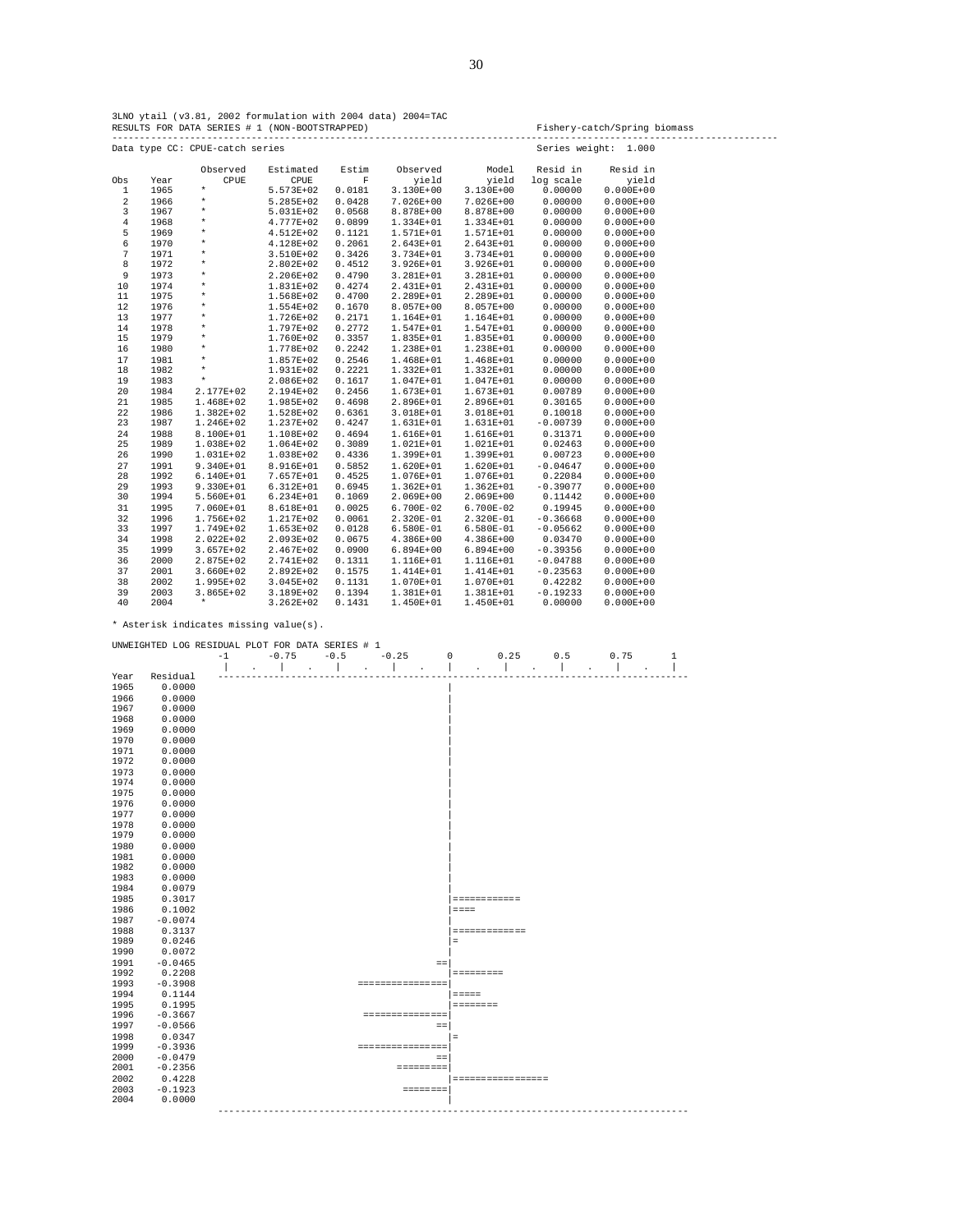3LNO ytail (v3.81, 2002 formulation with 2004 data) 2004=TAC
RESULTS FOR DATA SERIES # 1 (NON-BOOTSTRAPPED) Fishery-catch/Spring biomass

Data type CC: CPUE-catch series Series weight: 1.000

| Obs | Year | Observed CPUE | Estimated CPUE | Estim F | Observed yield | Model yield | Resid in log scale | Resid in yield |
|---|---|---|---|---|---|---|---|---|
| 1 | 1965 | * | 5.573E+02 | 0.0181 | 3.130E+00 | 3.130E+00 | 0.00000 | 0.000E+00 |
| 2 | 1966 | * | 5.285E+02 | 0.0428 | 7.026E+00 | 7.026E+00 | 0.00000 | 0.000E+00 |
| 3 | 1967 | * | 5.031E+02 | 0.0568 | 8.878E+00 | 8.878E+00 | 0.00000 | 0.000E+00 |
| 4 | 1968 | * | 4.777E+02 | 0.0899 | 1.334E+01 | 1.334E+01 | 0.00000 | 0.000E+00 |
| 5 | 1969 | * | 4.512E+02 | 0.1121 | 1.571E+01 | 1.571E+01 | 0.00000 | 0.000E+00 |
| 6 | 1970 | * | 4.128E+02 | 0.2061 | 2.643E+01 | 2.643E+01 | 0.00000 | 0.000E+00 |
| 7 | 1971 | * | 3.510E+02 | 0.3426 | 3.734E+01 | 3.734E+01 | 0.00000 | 0.000E+00 |
| 8 | 1972 | * | 2.802E+02 | 0.4512 | 3.926E+01 | 3.926E+01 | 0.00000 | 0.000E+00 |
| 9 | 1973 | * | 2.206E+02 | 0.4790 | 3.281E+01 | 3.281E+01 | 0.00000 | 0.000E+00 |
| 10 | 1974 | * | 1.831E+02 | 0.4274 | 2.431E+01 | 2.431E+01 | 0.00000 | 0.000E+00 |
| 11 | 1975 | * | 1.568E+02 | 0.4700 | 2.289E+01 | 2.289E+01 | 0.00000 | 0.000E+00 |
| 12 | 1976 | * | 1.554E+02 | 0.1670 | 8.057E+00 | 8.057E+00 | 0.00000 | 0.000E+00 |
| 13 | 1977 | * | 1.726E+02 | 0.2171 | 1.164E+01 | 1.164E+01 | 0.00000 | 0.000E+00 |
| 14 | 1978 | * | 1.797E+02 | 0.2772 | 1.547E+01 | 1.547E+01 | 0.00000 | 0.000E+00 |
| 15 | 1979 | * | 1.760E+02 | 0.3357 | 1.835E+01 | 1.835E+01 | 0.00000 | 0.000E+00 |
| 16 | 1980 | * | 1.778E+02 | 0.2242 | 1.238E+01 | 1.238E+01 | 0.00000 | 0.000E+00 |
| 17 | 1981 | * | 1.857E+02 | 0.2546 | 1.468E+01 | 1.468E+01 | 0.00000 | 0.000E+00 |
| 18 | 1982 | * | 1.931E+02 | 0.2221 | 1.332E+01 | 1.332E+01 | 0.00000 | 0.000E+00 |
| 19 | 1983 | * | 2.086E+02 | 0.1617 | 1.047E+01 | 1.047E+01 | 0.00000 | 0.000E+00 |
| 20 | 1984 | 2.177E+02 | 2.194E+02 | 0.2456 | 1.673E+01 | 1.673E+01 | 0.00789 | 0.000E+00 |
| 21 | 1985 | 1.468E+02 | 1.985E+02 | 0.4698 | 2.896E+01 | 2.896E+01 | 0.30165 | 0.000E+00 |
| 22 | 1986 | 1.382E+02 | 1.528E+02 | 0.6361 | 3.018E+01 | 3.018E+01 | 0.10018 | 0.000E+00 |
| 23 | 1987 | 1.246E+02 | 1.237E+02 | 0.4247 | 1.631E+01 | 1.631E+01 | -0.00739 | 0.000E+00 |
| 24 | 1988 | 8.100E+01 | 1.108E+02 | 0.4694 | 1.616E+01 | 1.616E+01 | 0.31371 | 0.000E+00 |
| 25 | 1989 | 1.038E+02 | 1.064E+02 | 0.3089 | 1.021E+01 | 1.021E+01 | 0.02463 | 0.000E+00 |
| 26 | 1990 | 1.031E+02 | 1.038E+02 | 0.4336 | 1.399E+01 | 1.399E+01 | 0.00723 | 0.000E+00 |
| 27 | 1991 | 9.340E+01 | 8.916E+01 | 0.5852 | 1.620E+01 | 1.620E+01 | -0.04647 | 0.000E+00 |
| 28 | 1992 | 6.140E+01 | 7.657E+01 | 0.4525 | 1.076E+01 | 1.076E+01 | 0.22084 | 0.000E+00 |
| 29 | 1993 | 9.330E+01 | 6.312E+01 | 0.6945 | 1.362E+01 | 1.362E+01 | -0.39077 | 0.000E+00 |
| 30 | 1994 | 5.560E+01 | 6.234E+01 | 0.1069 | 2.069E+00 | 2.069E+00 | 0.11442 | 0.000E+00 |
| 31 | 1995 | 7.060E+01 | 8.618E+01 | 0.0025 | 6.700E-02 | 6.700E-02 | 0.19945 | 0.000E+00 |
| 32 | 1996 | 1.756E+02 | 1.217E+02 | 0.0061 | 2.320E-01 | 2.320E-01 | -0.36668 | 0.000E+00 |
| 33 | 1997 | 1.749E+02 | 1.653E+02 | 0.0128 | 6.580E-01 | 6.580E-01 | -0.05662 | 0.000E+00 |
| 34 | 1998 | 2.022E+02 | 2.093E+02 | 0.0675 | 4.386E+00 | 4.386E+00 | 0.03470 | 0.000E+00 |
| 35 | 1999 | 3.657E+02 | 2.467E+02 | 0.0900 | 6.894E+00 | 6.894E+00 | -0.39356 | 0.000E+00 |
| 36 | 2000 | 2.875E+02 | 2.741E+02 | 0.1311 | 1.116E+01 | 1.116E+01 | -0.04788 | 0.000E+00 |
| 37 | 2001 | 3.660E+02 | 2.892E+02 | 0.1575 | 1.414E+01 | 1.414E+01 | -0.23563 | 0.000E+00 |
| 38 | 2002 | 1.995E+02 | 3.045E+02 | 0.1131 | 1.070E+01 | 1.070E+01 | 0.42282 | 0.000E+00 |
| 39 | 2003 | 3.865E+02 | 3.189E+02 | 0.1394 | 1.381E+01 | 1.381E+01 | -0.19233 | 0.000E+00 |
| 40 | 2004 | * | 3.262E+02 | 0.1431 | 1.450E+01 | 1.450E+01 | 0.00000 | 0.000E+00 |

\* Asterisk indicates missing value(s).

```
UNWEIGHTED LOG RESIDUAL PLOT FOR DATA SERIES # 1
                   -1      -0.75    -0.5     -0.25      0       0.25     0.5      0.75      1
                   |   .    |   .    |   .    |   .    |   .    |   .    |   .    |   .    |
Year   Residual   ---------------------------------------------------------------------------
1965    0.0000                                          |
1966    0.0000                                          |
1967    0.0000                                          |
1968    0.0000                                          |
1969    0.0000                                          |
1970    0.0000                                          |
1971    0.0000                                          |
1972    0.0000                                          |
1973    0.0000                                          |
1974    0.0000                                          |
1975    0.0000                                          |
1976    0.0000                                          |
1977    0.0000                                          |
1978    0.0000                                          |
1979    0.0000                                          |
1980    0.0000                                          |
1981    0.0000                                          |
1982    0.0000                                          |
1983    0.0000                                          |
1984    0.0079                                          |
1985    0.3017                                          |============
1986    0.1002                                          |====
1987   -0.0074                                          |
1988    0.3137                                          |=============
1989    0.0246                                          |=
1990    0.0072                                          |
1991   -0.0465                                        ==|
1992    0.2208                                          |=========
1993   -0.3908                          ================|
1994    0.1144                                          |=====
1995    0.1995                                          |========
1996   -0.3667                           ===============|
1997   -0.0566                                        ==|
1998    0.0347                                          |=
1999   -0.3936                          ================|
2000   -0.0479                                        ==|
2001   -0.2356                                 =========|
2002    0.4228                                          |=================
2003   -0.1923                                  ========|
2004    0.0000                                          |
                  ---------------------------------------------------------------------------
```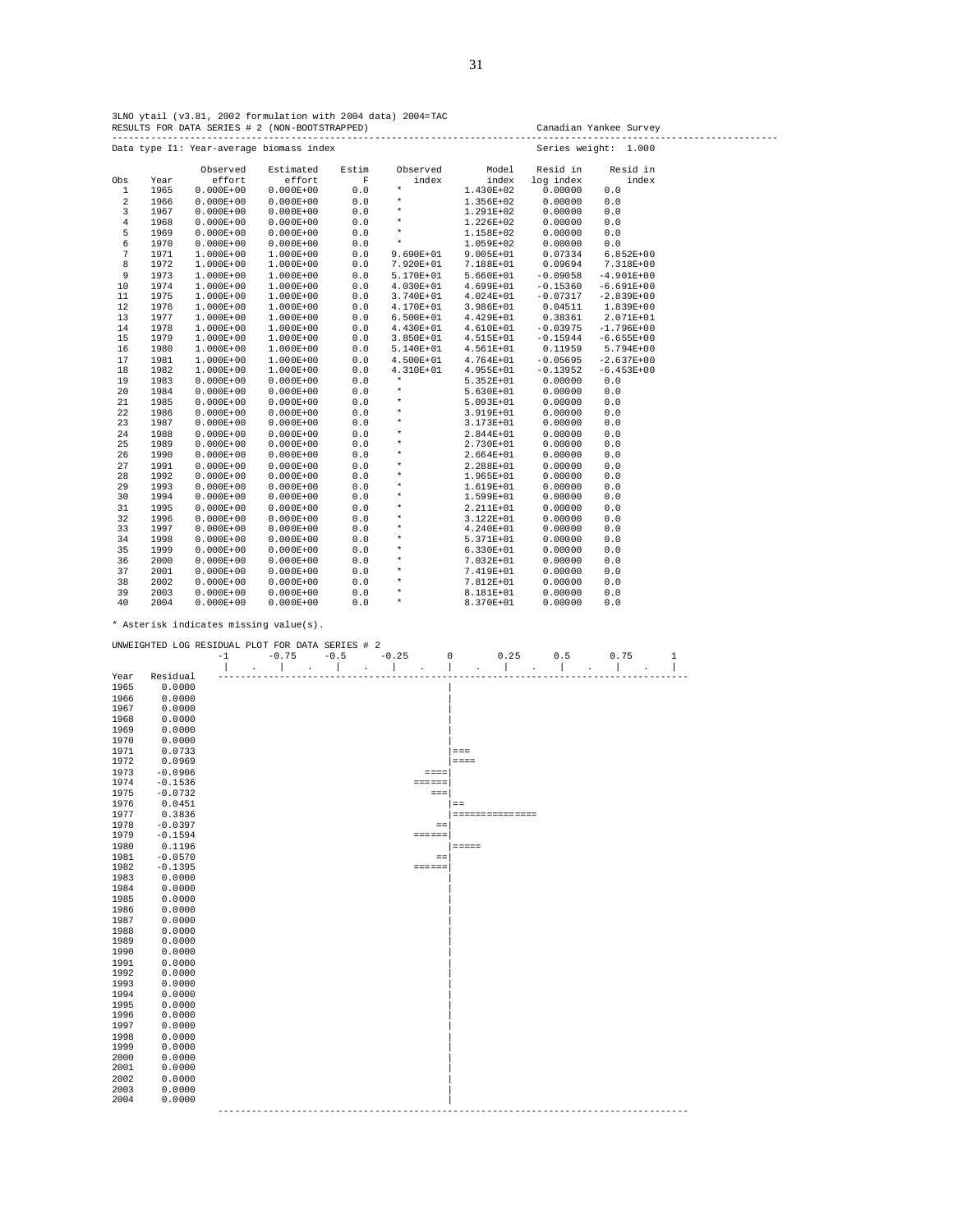3LNO ytail (v3.81, 2002 formulation with 2004 data) 2004=TAC
RESULTS FOR DATA SERIES # 2 (NON-BOOTSTRAPPED) Canadian Yankee Survey

Data type I1: Year-average biomass index Series weight: 1.000

| Obs | Year | Observed effort | Estimated effort | Estim F | Observed index | Model index | Resid in log index | Resid in index |
|---|---|---|---|---|---|---|---|---|
| 1 | 1965 | 0.000E+00 | 0.000E+00 | 0.0 | * | 1.430E+02 | 0.00000 | 0.0 |
| 2 | 1966 | 0.000E+00 | 0.000E+00 | 0.0 | * | 1.356E+02 | 0.00000 | 0.0 |
| 3 | 1967 | 0.000E+00 | 0.000E+00 | 0.0 | * | 1.291E+02 | 0.00000 | 0.0 |
| 4 | 1968 | 0.000E+00 | 0.000E+00 | 0.0 | * | 1.226E+02 | 0.00000 | 0.0 |
| 5 | 1969 | 0.000E+00 | 0.000E+00 | 0.0 | * | 1.158E+02 | 0.00000 | 0.0 |
| 6 | 1970 | 0.000E+00 | 0.000E+00 | 0.0 | * | 1.059E+02 | 0.00000 | 0.0 |
| 7 | 1971 | 1.000E+00 | 1.000E+00 | 0.0 | 9.690E+01 | 9.005E+01 | 0.07334 | 6.852E+00 |
| 8 | 1972 | 1.000E+00 | 1.000E+00 | 0.0 | 7.920E+01 | 7.188E+01 | 0.09694 | 7.318E+00 |
| 9 | 1973 | 1.000E+00 | 1.000E+00 | 0.0 | 5.170E+01 | 5.660E+01 | -0.09058 | -4.901E+00 |
| 10 | 1974 | 1.000E+00 | 1.000E+00 | 0.0 | 4.030E+01 | 4.699E+01 | -0.15360 | -6.691E+00 |
| 11 | 1975 | 1.000E+00 | 1.000E+00 | 0.0 | 3.740E+01 | 4.024E+01 | -0.07317 | -2.839E+00 |
| 12 | 1976 | 1.000E+00 | 1.000E+00 | 0.0 | 4.170E+01 | 3.986E+01 | 0.04511 | 1.839E+00 |
| 13 | 1977 | 1.000E+00 | 1.000E+00 | 0.0 | 6.500E+01 | 4.429E+01 | 0.38361 | 2.071E+01 |
| 14 | 1978 | 1.000E+00 | 1.000E+00 | 0.0 | 4.430E+01 | 4.610E+01 | -0.03975 | -1.796E+00 |
| 15 | 1979 | 1.000E+00 | 1.000E+00 | 0.0 | 3.850E+01 | 4.515E+01 | -0.15944 | -6.655E+00 |
| 16 | 1980 | 1.000E+00 | 1.000E+00 | 0.0 | 5.140E+01 | 4.561E+01 | 0.11959 | 5.794E+00 |
| 17 | 1981 | 1.000E+00 | 1.000E+00 | 0.0 | 4.500E+01 | 4.764E+01 | -0.05695 | -2.637E+00 |
| 18 | 1982 | 1.000E+00 | 1.000E+00 | 0.0 | 4.310E+01 | 4.955E+01 | -0.13952 | -6.453E+00 |
| 19 | 1983 | 0.000E+00 | 0.000E+00 | 0.0 | * | 5.352E+01 | 0.00000 | 0.0 |
| 20 | 1984 | 0.000E+00 | 0.000E+00 | 0.0 | * | 5.630E+01 | 0.00000 | 0.0 |
| 21 | 1985 | 0.000E+00 | 0.000E+00 | 0.0 | * | 5.093E+01 | 0.00000 | 0.0 |
| 22 | 1986 | 0.000E+00 | 0.000E+00 | 0.0 | * | 3.919E+01 | 0.00000 | 0.0 |
| 23 | 1987 | 0.000E+00 | 0.000E+00 | 0.0 | * | 3.173E+01 | 0.00000 | 0.0 |
| 24 | 1988 | 0.000E+00 | 0.000E+00 | 0.0 | * | 2.844E+01 | 0.00000 | 0.0 |
| 25 | 1989 | 0.000E+00 | 0.000E+00 | 0.0 | * | 2.730E+01 | 0.00000 | 0.0 |
| 26 | 1990 | 0.000E+00 | 0.000E+00 | 0.0 | * | 2.664E+01 | 0.00000 | 0.0 |
| 27 | 1991 | 0.000E+00 | 0.000E+00 | 0.0 | * | 2.288E+01 | 0.00000 | 0.0 |
| 28 | 1992 | 0.000E+00 | 0.000E+00 | 0.0 | * | 1.965E+01 | 0.00000 | 0.0 |
| 29 | 1993 | 0.000E+00 | 0.000E+00 | 0.0 | * | 1.619E+01 | 0.00000 | 0.0 |
| 30 | 1994 | 0.000E+00 | 0.000E+00 | 0.0 | * | 1.599E+01 | 0.00000 | 0.0 |
| 31 | 1995 | 0.000E+00 | 0.000E+00 | 0.0 | * | 2.211E+01 | 0.00000 | 0.0 |
| 32 | 1996 | 0.000E+00 | 0.000E+00 | 0.0 | * | 3.122E+01 | 0.00000 | 0.0 |
| 33 | 1997 | 0.000E+00 | 0.000E+00 | 0.0 | * | 4.240E+01 | 0.00000 | 0.0 |
| 34 | 1998 | 0.000E+00 | 0.000E+00 | 0.0 | * | 5.371E+01 | 0.00000 | 0.0 |
| 35 | 1999 | 0.000E+00 | 0.000E+00 | 0.0 | * | 6.330E+01 | 0.00000 | 0.0 |
| 36 | 2000 | 0.000E+00 | 0.000E+00 | 0.0 | * | 7.032E+01 | 0.00000 | 0.0 |
| 37 | 2001 | 0.000E+00 | 0.000E+00 | 0.0 | * | 7.419E+01 | 0.00000 | 0.0 |
| 38 | 2002 | 0.000E+00 | 0.000E+00 | 0.0 | * | 7.812E+01 | 0.00000 | 0.0 |
| 39 | 2003 | 0.000E+00 | 0.000E+00 | 0.0 | * | 8.181E+01 | 0.00000 | 0.0 |
| 40 | 2004 | 0.000E+00 | 0.000E+00 | 0.0 | * | 8.370E+01 | 0.00000 | 0.0 |

* Asterisk indicates missing value(s).

```
UNWEIGHTED LOG RESIDUAL PLOT FOR DATA SERIES # 2
                  -1      -0.75     -0.5     -0.25       0       0.25      0.5      0.75      1
                   |   .    |    .    |    .    |    .   |   .    |    .    |    .    |    .   |
Year   Residual   --------------------------------------------------------------------------------
1965    0.0000                                           |
1966    0.0000                                           |
1967    0.0000                                           |
1968    0.0000                                           |
1969    0.0000                                           |
1970    0.0000                                           |
1971    0.0733                                           |===
1972    0.0969                                           |====
1973   -0.0906                                       ====|
1974   -0.1536                                     ======|
1975   -0.0732                                        ===|
1976    0.0451                                           |==
1977    0.3836                                           |===============
1978   -0.0397                                         ==|
1979   -0.1594                                     ======|
1980    0.1196                                           |=====
1981   -0.0570                                         ==|
1982   -0.1395                                     ======|
1983    0.0000                                           |
1984    0.0000                                           |
1985    0.0000                                           |
1986    0.0000                                           |
1987    0.0000                                           |
1988    0.0000                                           |
1989    0.0000                                           |
1990    0.0000                                           |
1991    0.0000                                           |
1992    0.0000                                           |
1993    0.0000                                           |
1994    0.0000                                           |
1995    0.0000                                           |
1996    0.0000                                           |
1997    0.0000                                           |
1998    0.0000                                           |
1999    0.0000                                           |
2000    0.0000                                           |
2001    0.0000                                           |
2002    0.0000                                           |
2003    0.0000                                           |
2004    0.0000                                           |
                  --------------------------------------------------------------------------------
```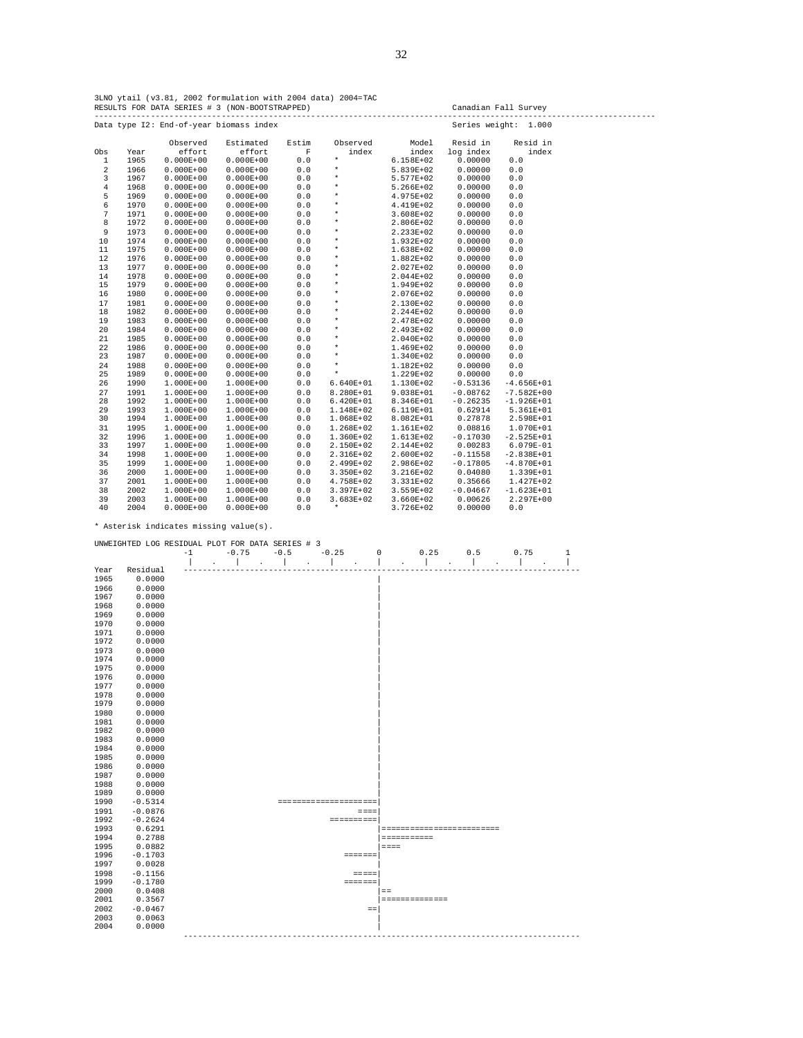3LNO ytail (v3.81, 2002 formulation with 2004 data) 2004=TAC
RESULTS FOR DATA SERIES # 3 (NON-BOOTSTRAPPED) Canadian Fall Survey

Data type I2: End-of-year biomass index Series weight: 1.000

| Obs | Year | Observed effort | Estimated effort | Estim F | Observed index | Model index | Resid in log index | Resid in index |
|---|---|---|---|---|---|---|---|---|
| 1 | 1965 | 0.000E+00 | 0.000E+00 | 0.0 | * | 6.158E+02 | 0.00000 | 0.0 |
| 2 | 1966 | 0.000E+00 | 0.000E+00 | 0.0 | * | 5.839E+02 | 0.00000 | 0.0 |
| 3 | 1967 | 0.000E+00 | 0.000E+00 | 0.0 | * | 5.577E+02 | 0.00000 | 0.0 |
| 4 | 1968 | 0.000E+00 | 0.000E+00 | 0.0 | * | 5.266E+02 | 0.00000 | 0.0 |
| 5 | 1969 | 0.000E+00 | 0.000E+00 | 0.0 | * | 4.975E+02 | 0.00000 | 0.0 |
| 6 | 1970 | 0.000E+00 | 0.000E+00 | 0.0 | * | 4.419E+02 | 0.00000 | 0.0 |
| 7 | 1971 | 0.000E+00 | 0.000E+00 | 0.0 | * | 3.608E+02 | 0.00000 | 0.0 |
| 8 | 1972 | 0.000E+00 | 0.000E+00 | 0.0 | * | 2.806E+02 | 0.00000 | 0.0 |
| 9 | 1973 | 0.000E+00 | 0.000E+00 | 0.0 | * | 2.233E+02 | 0.00000 | 0.0 |
| 10 | 1974 | 0.000E+00 | 0.000E+00 | 0.0 | * | 1.932E+02 | 0.00000 | 0.0 |
| 11 | 1975 | 0.000E+00 | 0.000E+00 | 0.0 | * | 1.638E+02 | 0.00000 | 0.0 |
| 12 | 1976 | 0.000E+00 | 0.000E+00 | 0.0 | * | 1.882E+02 | 0.00000 | 0.0 |
| 13 | 1977 | 0.000E+00 | 0.000E+00 | 0.0 | * | 2.027E+02 | 0.00000 | 0.0 |
| 14 | 1978 | 0.000E+00 | 0.000E+00 | 0.0 | * | 2.044E+02 | 0.00000 | 0.0 |
| 15 | 1979 | 0.000E+00 | 0.000E+00 | 0.0 | * | 1.949E+02 | 0.00000 | 0.0 |
| 16 | 1980 | 0.000E+00 | 0.000E+00 | 0.0 | * | 2.076E+02 | 0.00000 | 0.0 |
| 17 | 1981 | 0.000E+00 | 0.000E+00 | 0.0 | * | 2.130E+02 | 0.00000 | 0.0 |
| 18 | 1982 | 0.000E+00 | 0.000E+00 | 0.0 | * | 2.244E+02 | 0.00000 | 0.0 |
| 19 | 1983 | 0.000E+00 | 0.000E+00 | 0.0 | * | 2.478E+02 | 0.00000 | 0.0 |
| 20 | 1984 | 0.000E+00 | 0.000E+00 | 0.0 | * | 2.493E+02 | 0.00000 | 0.0 |
| 21 | 1985 | 0.000E+00 | 0.000E+00 | 0.0 | * | 2.040E+02 | 0.00000 | 0.0 |
| 22 | 1986 | 0.000E+00 | 0.000E+00 | 0.0 | * | 1.469E+02 | 0.00000 | 0.0 |
| 23 | 1987 | 0.000E+00 | 0.000E+00 | 0.0 | * | 1.340E+02 | 0.00000 | 0.0 |
| 24 | 1988 | 0.000E+00 | 0.000E+00 | 0.0 | * | 1.182E+02 | 0.00000 | 0.0 |
| 25 | 1989 | 0.000E+00 | 0.000E+00 | 0.0 | * | 1.229E+02 | 0.00000 | 0.0 |
| 26 | 1990 | 1.000E+00 | 1.000E+00 | 0.0 | 6.640E+01 | 1.130E+02 | -0.53136 | -4.656E+01 |
| 27 | 1991 | 1.000E+00 | 1.000E+00 | 0.0 | 8.280E+01 | 9.038E+01 | -0.08762 | -7.582E+00 |
| 28 | 1992 | 1.000E+00 | 1.000E+00 | 0.0 | 6.420E+01 | 8.346E+01 | -0.26235 | -1.926E+01 |
| 29 | 1993 | 1.000E+00 | 1.000E+00 | 0.0 | 1.148E+02 | 6.119E+01 | 0.62914 | 5.361E+01 |
| 30 | 1994 | 1.000E+00 | 1.000E+00 | 0.0 | 1.068E+02 | 8.082E+01 | 0.27878 | 2.598E+01 |
| 31 | 1995 | 1.000E+00 | 1.000E+00 | 0.0 | 1.268E+02 | 1.161E+02 | 0.08816 | 1.070E+01 |
| 32 | 1996 | 1.000E+00 | 1.000E+00 | 0.0 | 1.360E+02 | 1.613E+02 | -0.17030 | -2.525E+01 |
| 33 | 1997 | 1.000E+00 | 1.000E+00 | 0.0 | 2.150E+02 | 2.144E+02 | 0.00283 | 6.079E-01 |
| 34 | 1998 | 1.000E+00 | 1.000E+00 | 0.0 | 2.316E+02 | 2.600E+02 | -0.11558 | -2.838E+01 |
| 35 | 1999 | 1.000E+00 | 1.000E+00 | 0.0 | 2.499E+02 | 2.986E+02 | -0.17805 | -4.870E+01 |
| 36 | 2000 | 1.000E+00 | 1.000E+00 | 0.0 | 3.350E+02 | 3.216E+02 | 0.04080 | 1.339E+01 |
| 37 | 2001 | 1.000E+00 | 1.000E+00 | 0.0 | 4.758E+02 | 3.331E+02 | 0.35666 | 1.427E+02 |
| 38 | 2002 | 1.000E+00 | 1.000E+00 | 0.0 | 3.397E+02 | 3.559E+02 | -0.04667 | -1.623E+01 |
| 39 | 2003 | 1.000E+00 | 1.000E+00 | 0.0 | 3.683E+02 | 3.660E+02 | 0.00626 | 2.297E+00 |
| 40 | 2004 | 0.000E+00 | 0.000E+00 | 0.0 | * | 3.726E+02 | 0.00000 | 0.0 |

* Asterisk indicates missing value(s).

```
UNWEIGHTED LOG RESIDUAL PLOT FOR DATA SERIES # 3
                  -1      -0.75     -0.5     -0.25       0       0.25      0.5      0.75      1
                   |    .    |    .    |    .    |    .    |    .    |    .    |    .    |    .    |
Year   Residual   -------------------------------------------------------------------------------------
1965    0.0000                                             |
1966    0.0000                                             |
1967    0.0000                                             |
1968    0.0000                                             |
1969    0.0000                                             |
1970    0.0000                                             |
1971    0.0000                                             |
1972    0.0000                                             |
1973    0.0000                                             |
1974    0.0000                                             |
1975    0.0000                                             |
1976    0.0000                                             |
1977    0.0000                                             |
1978    0.0000                                             |
1979    0.0000                                             |
1980    0.0000                                             |
1981    0.0000                                             |
1982    0.0000                                             |
1983    0.0000                                             |
1984    0.0000                                             |
1985    0.0000                                             |
1986    0.0000                                             |
1987    0.0000                                             |
1988    0.0000                                             |
1989    0.0000                                             |
1990   -0.5314                        =====================|
1991   -0.0876                                         ====|
1992   -0.2624                                   ==========|
1993    0.6291                                             |=========================
1994    0.2788                                             |===========
1995    0.0882                                             |====
1996   -0.1703                                      =======|
1997    0.0028                                             |
1998   -0.1156                                        =====|
1999   -0.1780                                      =======|
2000    0.0408                                             |==
2001    0.3567                                             |==============
2002   -0.0467                                           ==|
2003    0.0063                                             |
2004    0.0000                                             |
                  -------------------------------------------------------------------------------------
```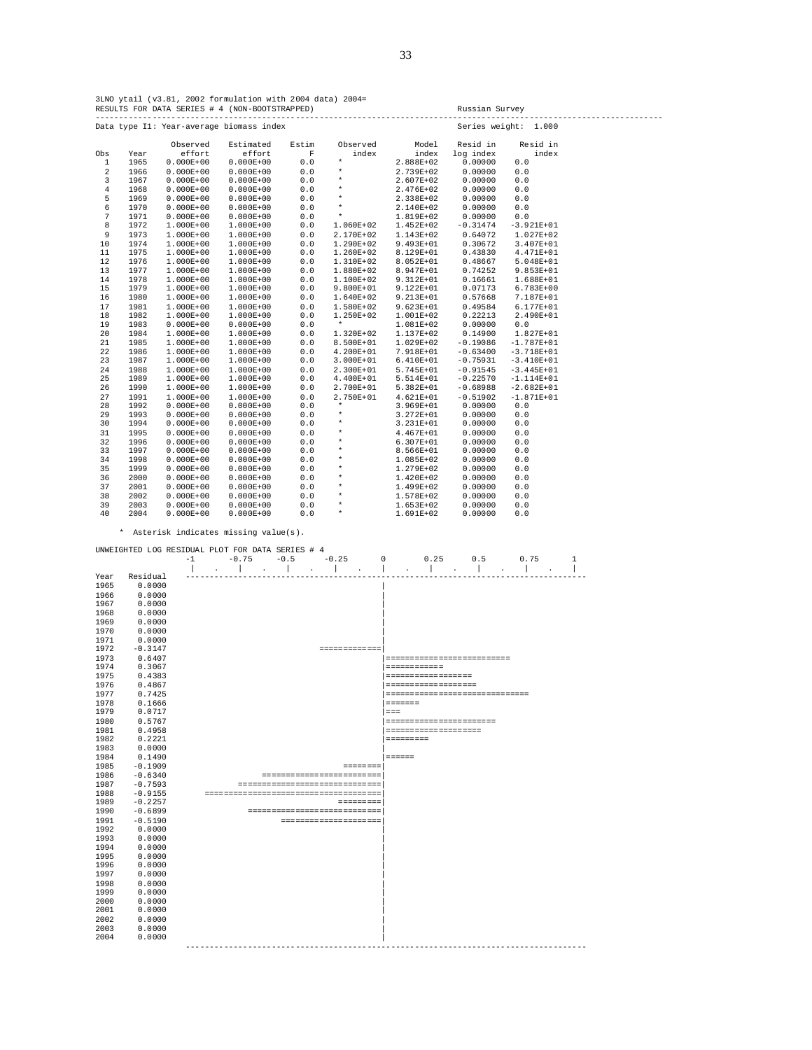3LNO ytail (v3.81, 2002 formulation with 2004 data) 2004=
RESULTS FOR DATA SERIES # 4 (NON-BOOTSTRAPPED)                    Russian Survey

Data type I1: Year-average biomass index                          Series weight: 1.000

| Obs | Year | Observed effort | Estimated effort | Estim F | Observed index | Model index | Resid in log index | Resid in index |
|---|---|---|---|---|---|---|---|---|
| 1 | 1965 | 0.000E+00 | 0.000E+00 | 0.0 | * | 2.888E+02 | 0.00000 | 0.0 |
| 2 | 1966 | 0.000E+00 | 0.000E+00 | 0.0 | * | 2.739E+02 | 0.00000 | 0.0 |
| 3 | 1967 | 0.000E+00 | 0.000E+00 | 0.0 | * | 2.607E+02 | 0.00000 | 0.0 |
| 4 | 1968 | 0.000E+00 | 0.000E+00 | 0.0 | * | 2.476E+02 | 0.00000 | 0.0 |
| 5 | 1969 | 0.000E+00 | 0.000E+00 | 0.0 | * | 2.338E+02 | 0.00000 | 0.0 |
| 6 | 1970 | 0.000E+00 | 0.000E+00 | 0.0 | * | 2.140E+02 | 0.00000 | 0.0 |
| 7 | 1971 | 0.000E+00 | 0.000E+00 | 0.0 | * | 1.819E+02 | 0.00000 | 0.0 |
| 8 | 1972 | 1.000E+00 | 1.000E+00 | 0.0 | 1.060E+02 | 1.452E+02 | -0.31474 | -3.921E+01 |
| 9 | 1973 | 1.000E+00 | 1.000E+00 | 0.0 | 2.170E+02 | 1.143E+02 | 0.64072 | 1.027E+02 |
| 10 | 1974 | 1.000E+00 | 1.000E+00 | 0.0 | 1.290E+02 | 9.493E+01 | 0.30672 | 3.407E+01 |
| 11 | 1975 | 1.000E+00 | 1.000E+00 | 0.0 | 1.260E+02 | 8.129E+01 | 0.43830 | 4.471E+01 |
| 12 | 1976 | 1.000E+00 | 1.000E+00 | 0.0 | 1.310E+02 | 8.052E+01 | 0.48667 | 5.048E+01 |
| 13 | 1977 | 1.000E+00 | 1.000E+00 | 0.0 | 1.880E+02 | 8.947E+01 | 0.74252 | 9.853E+01 |
| 14 | 1978 | 1.000E+00 | 1.000E+00 | 0.0 | 1.100E+02 | 9.312E+01 | 0.16661 | 1.688E+01 |
| 15 | 1979 | 1.000E+00 | 1.000E+00 | 0.0 | 9.800E+01 | 9.122E+01 | 0.07173 | 6.783E+00 |
| 16 | 1980 | 1.000E+00 | 1.000E+00 | 0.0 | 1.640E+02 | 9.213E+01 | 0.57668 | 7.187E+01 |
| 17 | 1981 | 1.000E+00 | 1.000E+00 | 0.0 | 1.580E+02 | 9.623E+01 | 0.49584 | 6.177E+01 |
| 18 | 1982 | 1.000E+00 | 1.000E+00 | 0.0 | 1.250E+02 | 1.001E+02 | 0.22213 | 2.490E+01 |
| 19 | 1983 | 0.000E+00 | 0.000E+00 | 0.0 | * | 1.081E+02 | 0.00000 | 0.0 |
| 20 | 1984 | 1.000E+00 | 1.000E+00 | 0.0 | 1.320E+02 | 1.137E+02 | 0.14900 | 1.827E+01 |
| 21 | 1985 | 1.000E+00 | 1.000E+00 | 0.0 | 8.500E+01 | 1.029E+02 | -0.19086 | -1.787E+01 |
| 22 | 1986 | 1.000E+00 | 1.000E+00 | 0.0 | 4.200E+01 | 7.918E+01 | -0.63400 | -3.718E+01 |
| 23 | 1987 | 1.000E+00 | 1.000E+00 | 0.0 | 3.000E+01 | 6.410E+01 | -0.75931 | -3.410E+01 |
| 24 | 1988 | 1.000E+00 | 1.000E+00 | 0.0 | 2.300E+01 | 5.745E+01 | -0.91545 | -3.445E+01 |
| 25 | 1989 | 1.000E+00 | 1.000E+00 | 0.0 | 4.400E+01 | 5.514E+01 | -0.22570 | -1.114E+01 |
| 26 | 1990 | 1.000E+00 | 1.000E+00 | 0.0 | 2.700E+01 | 5.382E+01 | -0.68988 | -2.682E+01 |
| 27 | 1991 | 1.000E+00 | 1.000E+00 | 0.0 | 2.750E+01 | 4.621E+01 | -0.51902 | -1.871E+01 |
| 28 | 1992 | 0.000E+00 | 0.000E+00 | 0.0 | * | 3.969E+01 | 0.00000 | 0.0 |
| 29 | 1993 | 0.000E+00 | 0.000E+00 | 0.0 | * | 3.272E+01 | 0.00000 | 0.0 |
| 30 | 1994 | 0.000E+00 | 0.000E+00 | 0.0 | * | 3.231E+01 | 0.00000 | 0.0 |
| 31 | 1995 | 0.000E+00 | 0.000E+00 | 0.0 | * | 4.467E+01 | 0.00000 | 0.0 |
| 32 | 1996 | 0.000E+00 | 0.000E+00 | 0.0 | * | 6.307E+01 | 0.00000 | 0.0 |
| 33 | 1997 | 0.000E+00 | 0.000E+00 | 0.0 | * | 8.566E+01 | 0.00000 | 0.0 |
| 34 | 1998 | 0.000E+00 | 0.000E+00 | 0.0 | * | 1.085E+02 | 0.00000 | 0.0 |
| 35 | 1999 | 0.000E+00 | 0.000E+00 | 0.0 | * | 1.279E+02 | 0.00000 | 0.0 |
| 36 | 2000 | 0.000E+00 | 0.000E+00 | 0.0 | * | 1.420E+02 | 0.00000 | 0.0 |
| 37 | 2001 | 0.000E+00 | 0.000E+00 | 0.0 | * | 1.499E+02 | 0.00000 | 0.0 |
| 38 | 2002 | 0.000E+00 | 0.000E+00 | 0.0 | * | 1.578E+02 | 0.00000 | 0.0 |
| 39 | 2003 | 0.000E+00 | 0.000E+00 | 0.0 | * | 1.653E+02 | 0.00000 | 0.0 |
| 40 | 2004 | 0.000E+00 | 0.000E+00 | 0.0 | * | 1.691E+02 | 0.00000 | 0.0 |

\* Asterisk indicates missing value(s).

```
UNWEIGHTED LOG RESIDUAL PLOT FOR DATA SERIES # 4
                  -1      -0.75     -0.5     -0.25       0       0.25      0.5      0.75      1
                   |    .    |    .    |    .    |    .    |    .    |    .    |    .    |    .    |
Year   Residual   -------------------------------------------------------------------------------------
1965    0.0000                                            |
1966    0.0000                                            |
1967    0.0000                                            |
1968    0.0000                                            |
1969    0.0000                                            |
1970    0.0000                                            |
1971    0.0000                                            |
1972   -0.3147                                =============|
1973    0.6407                                            |==========================
1974    0.3067                                            |============
1975    0.4383                                            |==================
1976    0.4867                                            |===================
1977    0.7425                                            |=============================
1978    0.1666                                            |=======
1979    0.0717                                            |===
1980    0.5767                                            |=======================
1981    0.4958                                            |====================
1982    0.2221                                            |=========
1983    0.0000                                            |
1984    0.1490                                            |======
1985   -0.1909                                    ========|
1986   -0.6340                      =========================|
1987   -0.7593                 ==============================|
1988   -0.9155           =====================================|
1989   -0.2257                                   =========|
1990   -0.6899                   ============================|
1991   -0.5190                         =====================|
1992    0.0000                                            |
1993    0.0000                                            |
1994    0.0000                                            |
1995    0.0000                                            |
1996    0.0000                                            |
1997    0.0000                                            |
1998    0.0000                                            |
1999    0.0000                                            |
2000    0.0000                                            |
2001    0.0000                                            |
2002    0.0000                                            |
2003    0.0000                                            |
2004    0.0000                                            |
                  -------------------------------------------------------------------------------------
```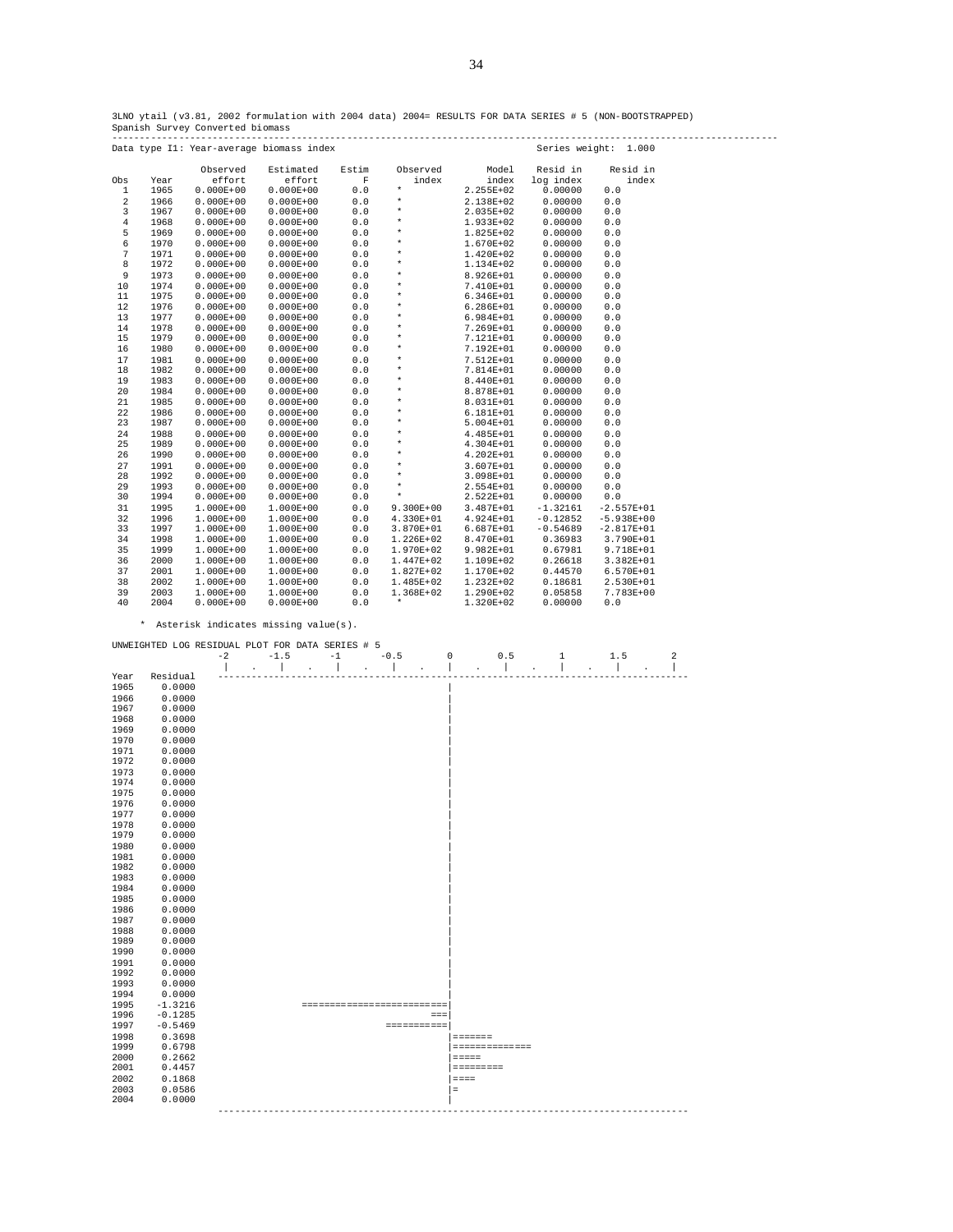3LNO ytail (v3.81, 2002 formulation with 2004 data) 2004= RESULTS FOR DATA SERIES # 5 (NON-BOOTSTRAPPED)
Spanish Survey Converted biomass

Data type I1: Year-average biomass index  Series weight: 1.000

| Obs | Year | Observed effort | Estimated effort | Estim F | Observed index | Model index | Resid in log index | Resid in index |
|---|---|---|---|---|---|---|---|---|
| 1 | 1965 | 0.000E+00 | 0.000E+00 | 0.0 | * | 2.255E+02 | 0.00000 | 0.0 |
| 2 | 1966 | 0.000E+00 | 0.000E+00 | 0.0 | * | 2.138E+02 | 0.00000 | 0.0 |
| 3 | 1967 | 0.000E+00 | 0.000E+00 | 0.0 | * | 2.035E+02 | 0.00000 | 0.0 |
| 4 | 1968 | 0.000E+00 | 0.000E+00 | 0.0 | * | 1.933E+02 | 0.00000 | 0.0 |
| 5 | 1969 | 0.000E+00 | 0.000E+00 | 0.0 | * | 1.825E+02 | 0.00000 | 0.0 |
| 6 | 1970 | 0.000E+00 | 0.000E+00 | 0.0 | * | 1.670E+02 | 0.00000 | 0.0 |
| 7 | 1971 | 0.000E+00 | 0.000E+00 | 0.0 | * | 1.420E+02 | 0.00000 | 0.0 |
| 8 | 1972 | 0.000E+00 | 0.000E+00 | 0.0 | * | 1.134E+02 | 0.00000 | 0.0 |
| 9 | 1973 | 0.000E+00 | 0.000E+00 | 0.0 | * | 8.926E+01 | 0.00000 | 0.0 |
| 10 | 1974 | 0.000E+00 | 0.000E+00 | 0.0 | * | 7.410E+01 | 0.00000 | 0.0 |
| 11 | 1975 | 0.000E+00 | 0.000E+00 | 0.0 | * | 6.346E+01 | 0.00000 | 0.0 |
| 12 | 1976 | 0.000E+00 | 0.000E+00 | 0.0 | * | 6.286E+01 | 0.00000 | 0.0 |
| 13 | 1977 | 0.000E+00 | 0.000E+00 | 0.0 | * | 6.984E+01 | 0.00000 | 0.0 |
| 14 | 1978 | 0.000E+00 | 0.000E+00 | 0.0 | * | 7.269E+01 | 0.00000 | 0.0 |
| 15 | 1979 | 0.000E+00 | 0.000E+00 | 0.0 | * | 7.121E+01 | 0.00000 | 0.0 |
| 16 | 1980 | 0.000E+00 | 0.000E+00 | 0.0 | * | 7.192E+01 | 0.00000 | 0.0 |
| 17 | 1981 | 0.000E+00 | 0.000E+00 | 0.0 | * | 7.512E+01 | 0.00000 | 0.0 |
| 18 | 1982 | 0.000E+00 | 0.000E+00 | 0.0 | * | 7.814E+01 | 0.00000 | 0.0 |
| 19 | 1983 | 0.000E+00 | 0.000E+00 | 0.0 | * | 8.440E+01 | 0.00000 | 0.0 |
| 20 | 1984 | 0.000E+00 | 0.000E+00 | 0.0 | * | 8.878E+01 | 0.00000 | 0.0 |
| 21 | 1985 | 0.000E+00 | 0.000E+00 | 0.0 | * | 8.031E+01 | 0.00000 | 0.0 |
| 22 | 1986 | 0.000E+00 | 0.000E+00 | 0.0 | * | 6.181E+01 | 0.00000 | 0.0 |
| 23 | 1987 | 0.000E+00 | 0.000E+00 | 0.0 | * | 5.004E+01 | 0.00000 | 0.0 |
| 24 | 1988 | 0.000E+00 | 0.000E+00 | 0.0 | * | 4.485E+01 | 0.00000 | 0.0 |
| 25 | 1989 | 0.000E+00 | 0.000E+00 | 0.0 | * | 4.304E+01 | 0.00000 | 0.0 |
| 26 | 1990 | 0.000E+00 | 0.000E+00 | 0.0 | * | 4.202E+01 | 0.00000 | 0.0 |
| 27 | 1991 | 0.000E+00 | 0.000E+00 | 0.0 | * | 3.607E+01 | 0.00000 | 0.0 |
| 28 | 1992 | 0.000E+00 | 0.000E+00 | 0.0 | * | 3.098E+01 | 0.00000 | 0.0 |
| 29 | 1993 | 0.000E+00 | 0.000E+00 | 0.0 | * | 2.554E+01 | 0.00000 | 0.0 |
| 30 | 1994 | 0.000E+00 | 0.000E+00 | 0.0 | * | 2.522E+01 | 0.00000 | 0.0 |
| 31 | 1995 | 1.000E+00 | 1.000E+00 | 0.0 | 9.300E+00 | 3.487E+01 | -1.32161 | -2.557E+01 |
| 32 | 1996 | 1.000E+00 | 1.000E+00 | 0.0 | 4.330E+01 | 4.924E+01 | -0.12852 | -5.938E+00 |
| 33 | 1997 | 1.000E+00 | 1.000E+00 | 0.0 | 3.870E+01 | 6.687E+01 | -0.54689 | -2.817E+01 |
| 34 | 1998 | 1.000E+00 | 1.000E+00 | 0.0 | 1.226E+02 | 8.470E+01 | 0.36983 | 3.790E+01 |
| 35 | 1999 | 1.000E+00 | 1.000E+00 | 0.0 | 1.970E+02 | 9.982E+01 | 0.67981 | 9.718E+01 |
| 36 | 2000 | 1.000E+00 | 1.000E+00 | 0.0 | 1.447E+02 | 1.109E+02 | 0.26618 | 3.382E+01 |
| 37 | 2001 | 1.000E+00 | 1.000E+00 | 0.0 | 1.827E+02 | 1.170E+02 | 0.44570 | 6.570E+01 |
| 38 | 2002 | 1.000E+00 | 1.000E+00 | 0.0 | 1.485E+02 | 1.232E+02 | 0.18681 | 2.530E+01 |
| 39 | 2003 | 1.000E+00 | 1.000E+00 | 0.0 | 1.368E+02 | 1.290E+02 | 0.05858 | 7.783E+00 |
| 40 | 2004 | 0.000E+00 | 0.000E+00 | 0.0 | * | 1.320E+02 | 0.00000 | 0.0 |

\* Asterisk indicates missing value(s).

```
UNWEIGHTED LOG RESIDUAL PLOT FOR DATA SERIES # 5
                -2      -1.5      -1      -0.5       0       0.5       1       1.5       2
                 |   .    |   .    |   .    |   .    |   .    |   .    |   .    |   .    |
Year   Residual  ------------------------------------------------------------------------
1965    0.0000                                       |
1966    0.0000                                       |
1967    0.0000                                       |
1968    0.0000                                       |
1969    0.0000                                       |
1970    0.0000                                       |
1971    0.0000                                       |
1972    0.0000                                       |
1973    0.0000                                       |
1974    0.0000                                       |
1975    0.0000                                       |
1976    0.0000                                       |
1977    0.0000                                       |
1978    0.0000                                       |
1979    0.0000                                       |
1980    0.0000                                       |
1981    0.0000                                       |
1982    0.0000                                       |
1983    0.0000                                       |
1984    0.0000                                       |
1985    0.0000                                       |
1986    0.0000                                       |
1987    0.0000                                       |
1988    0.0000                                       |
1989    0.0000                                       |
1990    0.0000                                       |
1991    0.0000                                       |
1992    0.0000                                       |
1993    0.0000                                       |
1994    0.0000                                       |
1995   -1.3216               ==========================|
1996   -0.1285                                      ===|
1997   -0.5469                             ===========|
1998    0.3698                                       |=======
1999    0.6798                                       |==============
2000    0.2662                                       |=====
2001    0.4457                                       |=========
2002    0.1868                                       |====
2003    0.0586                                       |=
2004    0.0000                                       |
                 ------------------------------------------------------------------------
```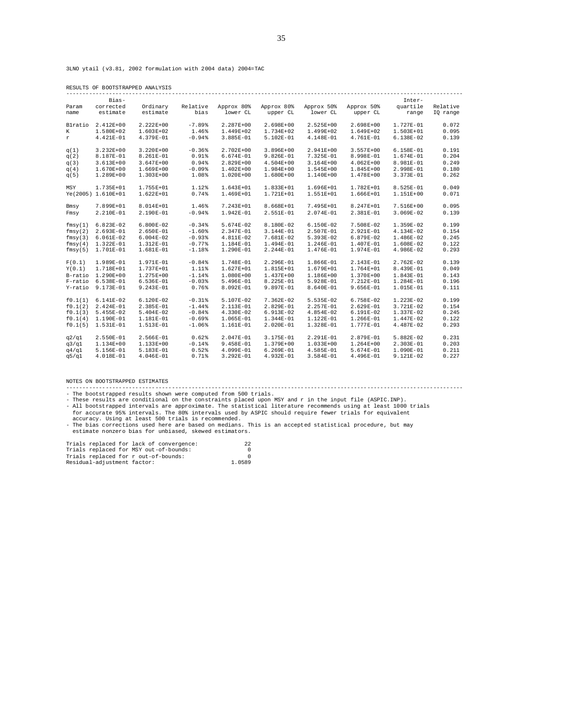3LNO ytail (v3.81, 2002 formulation with 2004 data) 2004=TAC

RESULTS OF BOOTSTRAPPED ANALYSIS

| Param name | Bias-corrected estimate | Ordinary estimate | Relative bias | Approx 80% lower CL | Approx 80% upper CL | Approx 50% lower CL | Approx 50% upper CL | Inter-quartile range | Relative IQ range |
|---|---|---|---|---|---|---|---|---|---|
| B1ratio | 2.412E+00 | 2.222E+00 | -7.89% | 2.287E+00 | 2.698E+00 | 2.525E+00 | 2.698E+00 | 1.727E-01 | 0.072 |
| K | 1.580E+02 | 1.603E+02 | 1.46% | 1.449E+02 | 1.734E+02 | 1.499E+02 | 1.649E+02 | 1.503E+01 | 0.095 |
| r | 4.421E-01 | 4.379E-01 | -0.94% | 3.885E-01 | 5.102E-01 | 4.148E-01 | 4.761E-01 | 6.138E-02 | 0.139 |
| q(1) | 3.232E+00 | 3.220E+00 | -0.36% | 2.702E+00 | 3.896E+00 | 2.941E+00 | 3.557E+00 | 6.158E-01 | 0.191 |
| q(2) | 8.187E-01 | 8.261E-01 | 0.91% | 6.674E-01 | 9.826E-01 | 7.325E-01 | 8.998E-01 | 1.674E-01 | 0.204 |
| q(3) | 3.613E+00 | 3.647E+00 | 0.94% | 2.829E+00 | 4.504E+00 | 3.164E+00 | 4.062E+00 | 8.981E-01 | 0.249 |
| q(4) | 1.670E+00 | 1.669E+00 | -0.09% | 1.402E+00 | 1.984E+00 | 1.545E+00 | 1.845E+00 | 2.998E-01 | 0.180 |
| q(5) | 1.289E+00 | 1.303E+00 | 1.08% | 1.020E+00 | 1.680E+00 | 1.140E+00 | 1.478E+00 | 3.373E-01 | 0.262 |
| MSY | 1.735E+01 | 1.755E+01 | 1.12% | 1.643E+01 | 1.833E+01 | 1.696E+01 | 1.782E+01 | 8.525E-01 | 0.049 |
| Ye(2005) | 1.610E+01 | 1.622E+01 | 0.74% | 1.469E+01 | 1.721E+01 | 1.551E+01 | 1.666E+01 | 1.151E+00 | 0.071 |
| Bmsy | 7.899E+01 | 8.014E+01 | 1.46% | 7.243E+01 | 8.668E+01 | 7.495E+01 | 8.247E+01 | 7.516E+00 | 0.095 |
| Fmsy | 2.210E-01 | 2.190E-01 | -0.94% | 1.942E-01 | 2.551E-01 | 2.074E-01 | 2.381E-01 | 3.069E-02 | 0.139 |
| fmsy(1) | 6.823E-02 | 6.800E-02 | -0.34% | 5.674E-02 | 8.180E-02 | 6.150E-02 | 7.508E-02 | 1.359E-02 | 0.199 |
| fmsy(2) | 2.693E-01 | 2.650E-01 | -1.60% | 2.347E-01 | 3.144E-01 | 2.507E-01 | 2.921E-01 | 4.134E-02 | 0.154 |
| fmsy(3) | 6.061E-02 | 6.004E-02 | -0.93% | 4.811E-02 | 7.681E-02 | 5.393E-02 | 6.879E-02 | 1.486E-02 | 0.245 |
| fmsy(4) | 1.322E-01 | 1.312E-01 | -0.77% | 1.184E-01 | 1.494E-01 | 1.246E-01 | 1.407E-01 | 1.608E-02 | 0.122 |
| fmsy(5) | 1.701E-01 | 1.681E-01 | -1.18% | 1.290E-01 | 2.244E-01 | 1.476E-01 | 1.974E-01 | 4.986E-02 | 0.293 |
| F(0.1) | 1.989E-01 | 1.971E-01 | -0.84% | 1.748E-01 | 2.296E-01 | 1.866E-01 | 2.143E-01 | 2.762E-02 | 0.139 |
| Y(0.1) | 1.718E+01 | 1.737E+01 | 1.11% | 1.627E+01 | 1.815E+01 | 1.679E+01 | 1.764E+01 | 8.439E-01 | 0.049 |
| B-ratio | 1.290E+00 | 1.275E+00 | -1.14% | 1.080E+00 | 1.437E+00 | 1.186E+00 | 1.370E+00 | 1.843E-01 | 0.143 |
| F-ratio | 6.538E-01 | 6.536E-01 | -0.03% | 5.496E-01 | 8.225E-01 | 5.928E-01 | 7.212E-01 | 1.284E-01 | 0.196 |
| Y-ratio | 9.173E-01 | 9.243E-01 | 0.76% | 8.092E-01 | 9.897E-01 | 8.640E-01 | 9.656E-01 | 1.015E-01 | 0.111 |
| f0.1(1) | 6.141E-02 | 6.120E-02 | -0.31% | 5.107E-02 | 7.362E-02 | 5.535E-02 | 6.758E-02 | 1.223E-02 | 0.199 |
| f0.1(2) | 2.424E-01 | 2.385E-01 | -1.44% | 2.113E-01 | 2.829E-01 | 2.257E-01 | 2.629E-01 | 3.721E-02 | 0.154 |
| f0.1(3) | 5.455E-02 | 5.404E-02 | -0.84% | 4.330E-02 | 6.913E-02 | 4.854E-02 | 6.191E-02 | 1.337E-02 | 0.245 |
| f0.1(4) | 1.190E-01 | 1.181E-01 | -0.69% | 1.065E-01 | 1.344E-01 | 1.122E-01 | 1.266E-01 | 1.447E-02 | 0.122 |
| f0.1(5) | 1.531E-01 | 1.513E-01 | -1.06% | 1.161E-01 | 2.020E-01 | 1.328E-01 | 1.777E-01 | 4.487E-02 | 0.293 |
| q2/q1 | 2.550E-01 | 2.566E-01 | 0.62% | 2.047E-01 | 3.175E-01 | 2.291E-01 | 2.879E-01 | 5.882E-02 | 0.231 |
| q3/q1 | 1.134E+00 | 1.133E+00 | -0.14% | 9.458E-01 | 1.379E+00 | 1.033E+00 | 1.264E+00 | 2.303E-01 | 0.203 |
| q4/q1 | 5.156E-01 | 5.183E-01 | 0.52% | 4.099E-01 | 6.269E-01 | 4.585E-01 | 5.674E-01 | 1.090E-01 | 0.211 |
| q5/q1 | 4.018E-01 | 4.046E-01 | 0.71% | 3.292E-01 | 4.932E-01 | 3.584E-01 | 4.496E-01 | 9.121E-02 | 0.227 |

NOTES ON BOOTSTRAPPED ESTIMATES

- The bootstrapped results shown were computed from 500 trials.
- These results are conditional on the constraints placed upon MSY and r in the input file (ASPIC.INP).
- All bootstrapped intervals are approximate. The statistical literature recommends using at least 1000 trials for accurate 95% intervals. The 80% intervals used by ASPIC should require fewer trials for equivalent accuracy. Using at least 500 trials is recommended.
- The bias corrections used here are based on medians. This is an accepted statistical procedure, but may estimate nonzero bias for unbiased, skewed estimators.

```
Trials replaced for lack of convergence:        22
Trials replaced for MSY out-of-bounds:           0
Trials replaced for r out-of-bounds:             0
Residual-adjustment factor:                 1.0589
```